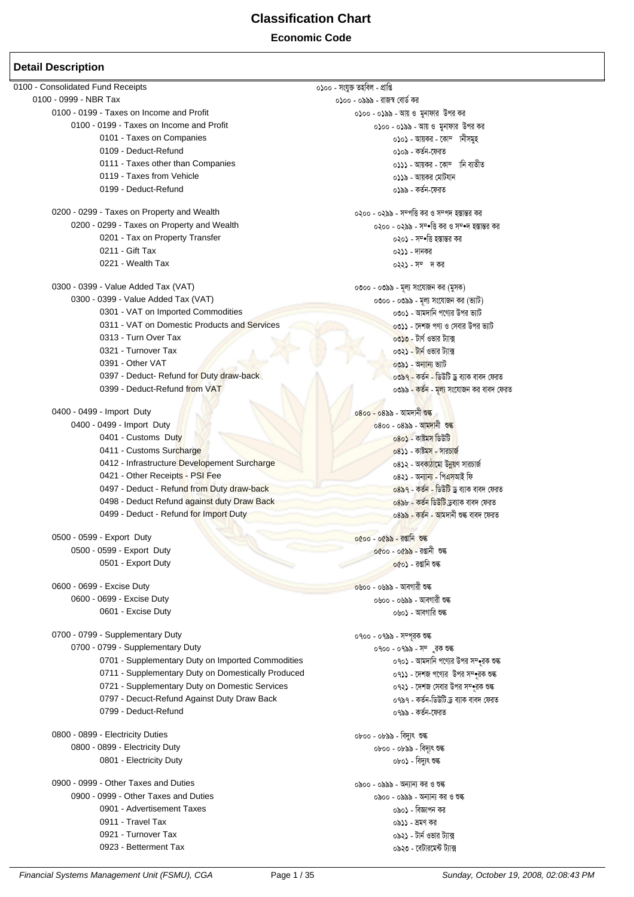# Classification Chart

## Economic Code

### Detail Description

- 0100 - Consolidated Fund Receipts — ০১০০ - সংযুক্ত তহবিল - প্রাপ্তি
  - 0100 - 0999 - NBR Tax — ০১০০ - ০৯৯৯ - রাজস্ব বোর্ড কর
    - 0100 - 0199 - Taxes on Income and Profit — ০১০০ - ০১৯৯ - আয় ও মুনাফার উপর কর
      - 0100 - 0199 - Taxes on Income and Profit — ০১০০ - ০১৯৯ - আয় ও মুনাফার উপর কর
        - 0101 - Taxes on Companies — ০১০১ - আয়কর - কোম্পানীসমূহ
        - 0109 - Deduct-Refund — ০১০৯ - কর্তন-ফেরত
        - 0111 - Taxes other than Companies — ০১১১ - আয়কর - কোম্পানি ব্যতীত
        - 0119 - Taxes from Vehicle — ০১১৯ - আয়কর মোটযান
        - 0199 - Deduct-Refund — ০১৯৯ - কর্তন-ফেরত
    - 0200 - 0299 - Taxes on Property and Wealth — ০২০০ - ০২৯৯ - সম্পত্তি কর ও সম্পদ হস্তান্তর কর
      - 0200 - 0299 - Taxes on Property and Wealth — ০২০০ - ০২৯৯ - সম্পত্তি কর ও সম্পদ হস্তান্তর কর
        - 0201 - Tax on Property Transfer — ০২০১ - সম্পত্তি হস্তান্তর কর
        - 0211 - Gift Tax — ০২১১ - দানকর
        - 0221 - Wealth Tax — ০২২১ - সম্পদ কর
    - 0300 - 0399 - Value Added Tax (VAT) — ০৩০০ - ০৩৯৯ - মূল্য সংযোজন কর (মুসক)
      - 0300 - 0399 - Value Added Tax (VAT) — ০৩০০ - ০৩৯৯ - মূল্য সংযোজন কর (ভ্যাট)
        - 0301 - VAT on Imported Commodities — ০৩০১ - আমদানি পণ্যের উপর ভ্যাট
        - 0311 - VAT on Domestic Products and Services — ০৩১১ - দেশজ পণ্য ও সেবার উপর ভ্যাট
        - 0313 - Turn Over Tax — ০৩১৩ - টার্ণ ওভার ট্যাক্স
        - 0321 - Turnover Tax — ০৩২১ - টার্ন ওভার ট্যাক্স
        - 0391 - Other VAT — ০৩৯১ - অন্যান্য ভ্যাট
        - 0397 - Deduct- Refund for Duty draw-back — ০৩৯৭ - কর্তন - ডিউটি ড্র ব্যাক বাবদ ফেরত
        - 0399 - Deduct-Refund from VAT — ০৩৯৯ - কর্তন - মূল্য সংযোজন কর বাবদ ফেরত
    - 0400 - 0499 - Import Duty — ০৪০০ - ০৪৯৯ - আমদানী শুল্ক
      - 0400 - 0499 - Import Duty — ০৪০০ - ০৪৯৯ - আমদানী শুল্ক
        - 0401 - Customs Duty — ০৪০১ - কাষ্টমস ডিউটি
        - 0411 - Customs Surcharge — ০৪১১ - কাষ্টমস - সারচার্জ
        - 0412 - Infrastructure Developement Surcharge — ০৪১২ - অবকাঠামো উন্নয়ণ সারচার্জ
        - 0421 - Other Receipts - PSI Fee — ০৪২১ - অন্যান্য - পিএসআই ফি
        - 0497 - Deduct - Refund from Duty draw-back — ০৪৯৭ - কর্তন - ডিউটি ড্র ব্যাক বাবদ ফেরত
        - 0498 - Deduct Refund against duty Draw Back — ০৪৯৮ - কর্তন ডিউটি ড্রব্যাক বাবদ ফেরত
        - 0499 - Deduct - Refund for Import Duty — ০৪৯৯ - কর্তন - আমদানী শুল্ক বাবদ ফেরত
    - 0500 - 0599 - Export Duty — ০৫০০ - ০৫৯৯ - রপ্তানি শুল্ক
      - 0500 - 0599 - Export Duty — ০৫০০ - ০৫৯৯ - রপ্তানী শুল্ক
        - 0501 - Export Duty — ০৫০১ - রপ্তানি শুল্ক
    - 0600 - 0699 - Excise Duty — ০৬০০ - ০৬৯৯ - আবগারী শুল্ক
      - 0600 - 0699 - Excise Duty — ০৬০০ - ০৬৯৯ - আবগারী শুল্ক
        - 0601 - Excise Duty — ০৬০১ - আবগারি শুল্ক
    - 0700 - 0799 - Supplementary Duty — ০৭০০ - ০৭৯৯ - সম্পূরক শুল্ক
      - 0700 - 0799 - Supplementary Duty — ০৭০০ - ০৭৯৯ - সম্পূরক শুল্ক
        - 0701 - Supplementary Duty on Imported Commodities — ০৭০১ - আমদানি পণ্যের উপর সম্পূরক শুল্ক
        - 0711 - Supplementary Duty on Domestically Produced — ০৭১১ - দেশজ পণ্যের উপর সম্পূরক শুল্ক
        - 0721 - Supplementary Duty on Domestic Services — ০৭২১ - দেশজ সেবার উপর সম্পূরক শুল্ক
        - 0797 - Decuct-Refund Against Duty Draw Back — ০৭৯৭ - কর্তন-ডিউটি ড্র ব্যাক বাবদ ফেরত
        - 0799 - Deduct-Refund — ০৭৯৯ - কর্তন-ফেরত
    - 0800 - 0899 - Electricity Duties — ০৮০০ - ০৮৯৯ - বিদ্যুৎ শুল্ক
      - 0800 - 0899 - Electricity Duty — ০৮০০ - ০৮৯৯ - বিদ্যুৎ শুল্ক
        - 0801 - Electricity Duty — ০৮০১ - বিদ্যুৎ শুল্ক
    - 0900 - 0999 - Other Taxes and Duties — ০৯০০ - ০৯৯৯ - অন্যান্য কর ও শুল্ক
      - 0900 - 0999 - Other Taxes and Duties — ০৯০০ - ০৯৯৯ - অন্যান্য কর ও শুল্ক
        - 0901 - Advertisement Taxes — ০৯০১ - বিজ্ঞাপন কর
        - 0911 - Travel Tax — ০৯১১ - ভ্রমণ কর
        - 0921 - Turnover Tax — ০৯২১ - টার্ন ওভার ট্যাক্স
        - 0923 - Betterment Tax — ০৯২৩ - বেটারমেন্ট ট্যাক্স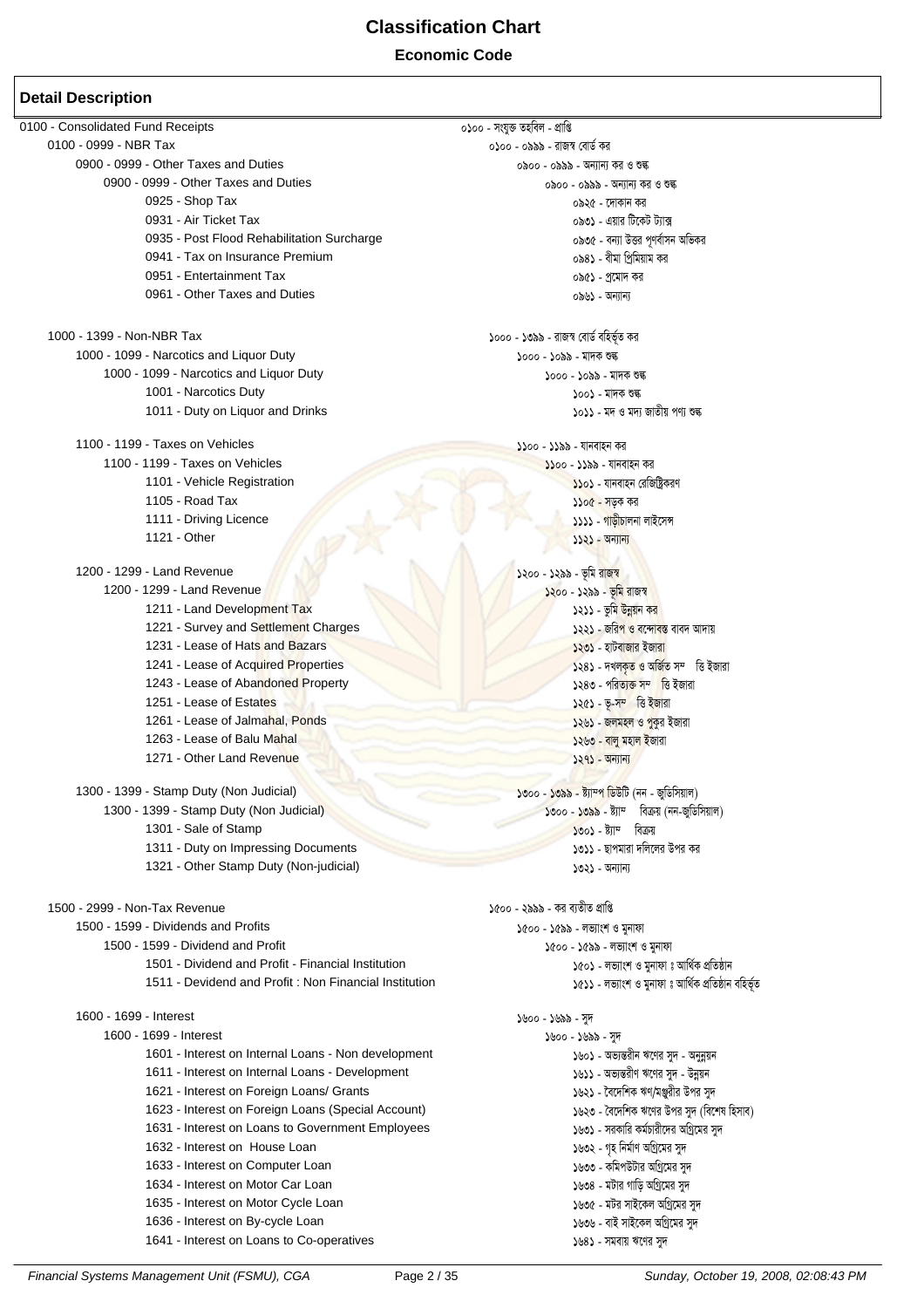# Classification Chart

**Economic Code**

## Detail Description

| English | Bengali |
|---|---|
| 0100 - Consolidated Fund Receipts | ০১০০ - সংযুক্ত তহবিল - প্রাপ্তি |
| 0100 - 0999 - NBR Tax | ০১০০ - ০৯৯৯ - রাজস্ব বোর্ড কর |
| 0900 - 0999 - Other Taxes and Duties | ০৯০০ - ০৯৯৯ - অন্যান্য কর ও শুল্ক |
| 0900 - 0999 - Other Taxes and Duties | ০৯০০ - ০৯৯৯ - অন্যান্য কর ও শুল্ক |
| 0925 - Shop Tax | ০৯২৫ - দোকান কর |
| 0931 - Air Ticket Tax | ০৯৩১ - এয়ার টিকেট ট্যাক্স |
| 0935 - Post Flood Rehabilitation Surcharge | ০৯৩৫ - বন্যা উত্তর পূণর্বাসন অভিকর |
| 0941 - Tax on Insurance Premium | ০৯৪১ - বীমা প্রিমিয়াম কর |
| 0951 - Entertainment Tax | ০৯৫১ - প্রমোদ কর |
| 0961 - Other Taxes and Duties | ০৯৬১ - অন্যান্য |
| 1000 - 1399 - Non-NBR Tax | ১০০০ - ১৩৯৯ - রাজস্ব বোর্ড বহির্ভূত কর |
| 1000 - 1099 - Narcotics and Liquor Duty | ১০০০ - ১০৯৯ - মাদক শুল্ক |
| 1000 - 1099 - Narcotics and Liquor Duty | ১০০০ - ১০৯৯ - মাদক শুল্ক |
| 1001 - Narcotics Duty | ১০০১ - মাদক শুল্ক |
| 1011 - Duty on Liquor and Drinks | ১০১১ - মদ ও মদ্য জাতীয় পণ্য শুল্ক |
| 1100 - 1199 - Taxes on Vehicles | ১১০০ - ১১৯৯ - যানবাহন কর |
| 1100 - 1199 - Taxes on Vehicles | ১১০০ - ১১৯৯ - যানবাহন কর |
| 1101 - Vehicle Registration | ১১০১ - যানবাহন রেজিষ্ট্রিকরণ |
| 1105 - Road Tax | ১১০৫ - সড়ক কর |
| 1111 - Driving Licence | ১১১১ - গাড়ীচালনা লাইসেন্স |
| 1121 - Other | ১১২১ - অন্যান্য |
| 1200 - 1299 - Land Revenue | ১২০০ - ১২৯৯ - ভূমি রাজস্ব |
| 1200 - 1299 - Land Revenue | ১২০০ - ১২৯৯ - ভূমি রাজস্ব |
| 1211 - Land Development Tax | ১২১১ - ভূমি উন্নয়ন কর |
| 1221 - Survey and Settlement Charges | ১২২১ - জরিপ ও বন্দোবস্ত বাবদ আদায় |
| 1231 - Lease of Hats and Bazars | ১২৩১ - হাটবাজার ইজারা |
| 1241 - Lease of Acquired Properties | ১২৪১ - দখলকৃত ও অর্জিত সম্পত্তি ইজারা |
| 1243 - Lease of Abandoned Property | ১২৪৩ - পরিত্যক্ত সম্পত্তি ইজারা |
| 1251 - Lease of Estates | ১২৫১ - ভূ-সম্পত্তি ইজারা |
| 1261 - Lease of Jalmahal, Ponds | ১২৬১ - জলমহল ও পুকুর ইজারা |
| 1263 - Lease of Balu Mahal | ১২৬৩ - বালু মহাল ইজারা |
| 1271 - Other Land Revenue | ১২৭১ - অন্যান্য |
| 1300 - 1399 - Stamp Duty (Non Judicial) | ১৩০০ - ১৩৯৯ - ষ্ট্যাম্প ডিউটি (নন - জুডিসিয়াল) |
| 1300 - 1399 - Stamp Duty (Non Judicial) | ১৩০০ - ১৩৯৯ - ষ্ট্যাম্প বিক্রয় (নন-জুডিসিয়াল) |
| 1301 - Sale of Stamp | ১৩০১ - ষ্ট্যাম্প বিক্রয় |
| 1311 - Duty on Impressing Documents | ১৩১১ - ছাপমারা দলিলের উপর কর |
| 1321 - Other Stamp Duty (Non-judicial) | ১৩২১ - অন্যান্য |
| 1500 - 2999 - Non-Tax Revenue | ১৫০০ - ২৯৯৯ - কর ব্যতীত প্রাপ্তি |
| 1500 - 1599 - Dividends and Profits | ১৫০০ - ১৫৯৯ - লভ্যাংশ ও মুনাফা |
| 1500 - 1599 - Dividend and Profit | ১৫০০ - ১৫৯৯ - লভ্যাংশ ও মুনাফা |
| 1501 - Dividend and Profit - Financial Institution | ১৫০১ - লভ্যাংশ ও মুনাফা ঃ আর্থিক প্রতিষ্ঠান |
| 1511 - Devidend and Profit : Non Financial Institution | ১৫১১ - লভ্যাংশ ও মুনাফা ঃ আর্থিক প্রতিষ্ঠান বহির্ভূত |
| 1600 - 1699 - Interest | ১৬০০ - ১৬৯৯ - সুদ |
| 1600 - 1699 - Interest | ১৬০০ - ১৬৯৯ - সুদ |
| 1601 - Interest on Internal Loans - Non development | ১৬০১ - অভ্যন্তরীন ঋণের সুদ - অনুন্নয়ন |
| 1611 - Interest on Internal Loans - Development | ১৬১১ - অভ্যন্তরীণ ঋণের সুদ - উন্নয়ন |
| 1621 - Interest on Foreign Loans/ Grants | ১৬২১ - বৈদেশিক ঋণ/মঞ্জুরীর উপর সুদ |
| 1623 - Interest on Foreign Loans (Special Account) | ১৬২৩ - বৈদেশিক ঋণের উপর সুদ (বিশেষ হিসাব) |
| 1631 - Interest on Loans to Government Employees | ১৬৩১ - সরকারি কর্মচারীদের অগ্রিমের সুদ |
| 1632 - Interest on House Loan | ১৬৩২ - গৃহ নির্মাণ অগ্রিমের সুদ |
| 1633 - Interest on Computer Loan | ১৬৩৩ - কমিপউটার অগ্রিমের সুদ |
| 1634 - Interest on Motor Car Loan | ১৬৩৪ - মটার গাড়ি অগ্রিমের সুদ |
| 1635 - Interest on Motor Cycle Loan | ১৬৩৫ - মটর সাইকেল অগ্রিমের সুদ |
| 1636 - Interest on By-cycle Loan | ১৬৩৬ - বাই সাইকেল অগ্রিমের সুদ |
| 1641 - Interest on Loans to Co-operatives | ১৬৪১ - সমবায় ঋণের সুদ |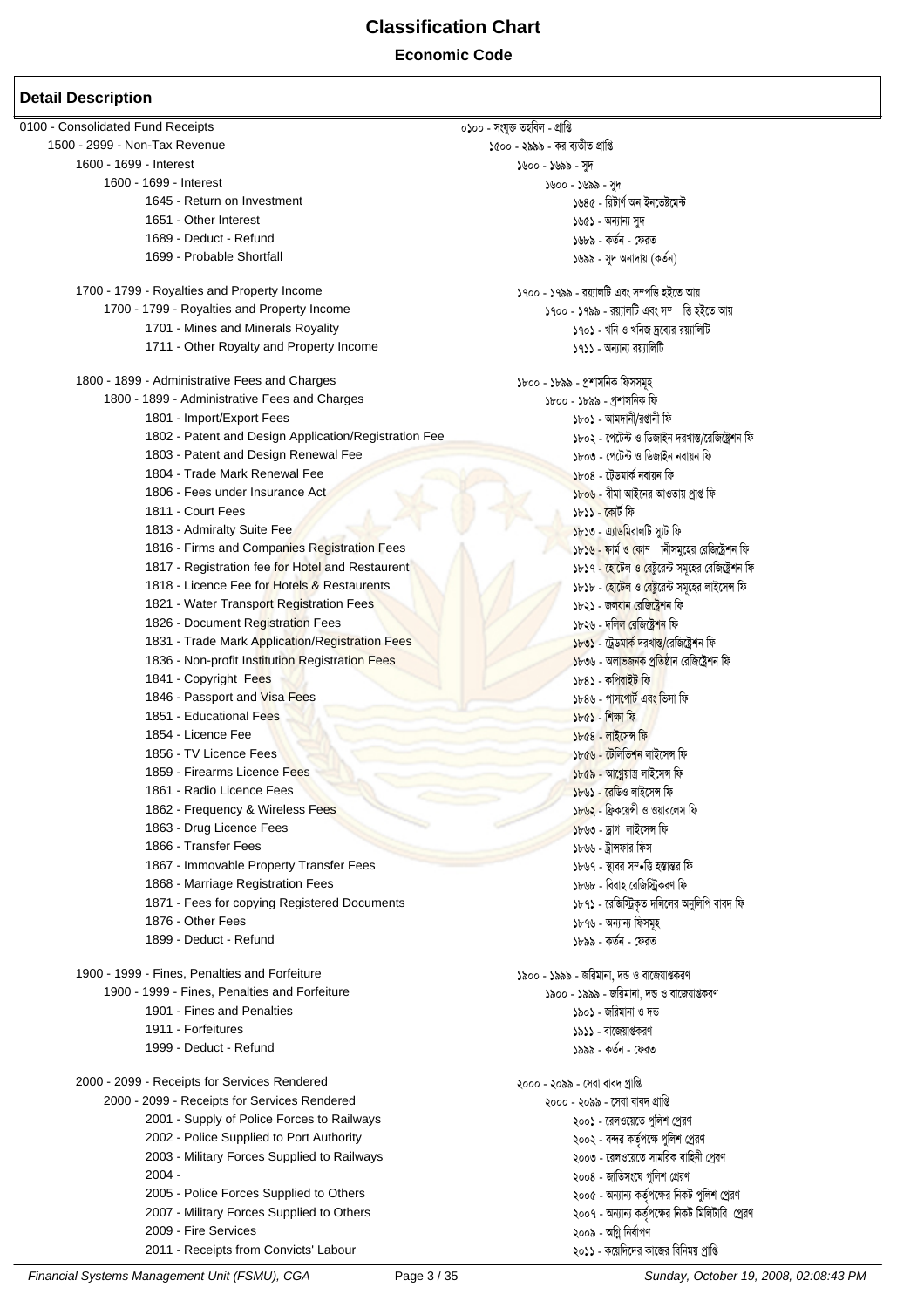# Classification Chart

## Economic Code

### Detail Description

| English | Bangla |
|---|---|
| 0100 - Consolidated Fund Receipts | ০১০০ - সংযুক্ত তহবিল - প্রাপ্তি |
| 1500 - 2999 - Non-Tax Revenue | ১৫০০ - ২৯৯৯ - কর ব্যতীত প্রাপ্তি |
| 1600 - 1699 - Interest | ১৬০০ - ১৬৯৯ - সুদ |
| 1600 - 1699 - Interest | ১৬০০ - ১৬৯৯ - সুদ |
| 1645 - Return on Investment | ১৬৪৫ - রিটার্ণ অন ইনভেষ্টমেন্ট |
| 1651 - Other Interest | ১৬৫১ - অন্যান্য সুদ |
| 1689 - Deduct - Refund | ১৬৮৯ - কর্তন - ফেরত |
| 1699 - Probable Shortfall | ১৬৯৯ - সুদ অনাদায় (কর্তন) |
| 1700 - 1799 - Royalties and Property Income | ১৭০০ - ১৭৯৯ - রয়্যালটি এবং সম্পত্তি হইতে আয় |
| 1700 - 1799 - Royalties and Property Income | ১৭০০ - ১৭৯৯ - রয়্যালটি এবং সম ত্তি হইতে আয় |
| 1701 - Mines and Minerals Royality | ১৭০১ - খনি ও খনিজ দ্রব্যের রয়্যালিটি |
| 1711 - Other Royalty and Property Income | ১৭১১ - অন্যান্য রয়্যালিটি |
| 1800 - 1899 - Administrative Fees and Charges | ১৮০০ - ১৮৯৯ - প্রশাসনিক ফিসসমূহ |
| 1800 - 1899 - Administrative Fees and Charges | ১৮০০ - ১৮৯৯ - প্রশাসনিক ফি |
| 1801 - Import/Export Fees | ১৮০১ - আমদানী/রপ্তানী ফি |
| 1802 - Patent and Design Application/Registration Fee | ১৮০২ - পেটেন্ট ও ডিজাইন দরখাস্ত/রেজিষ্ট্রেশন ফি |
| 1803 - Patent and Design Renewal Fee | ১৮০৩ - পেটেন্ট ও ডিজাইন নবায়ন ফি |
| 1804 - Trade Mark Renewal Fee | ১৮০৪ - ট্রেডমার্ক নবায়ন ফি |
| 1806 - Fees under Insurance Act | ১৮০৬ - বীমা আইনের আওতায় প্রাপ্ত ফি |
| 1811 - Court Fees | ১৮১১ - কোর্ট ফি |
| 1813 - Admiralty Suite Fee | ১৮১৩ - এ্যাডমিরালটি স্যুট ফি |
| 1816 - Firms and Companies Registration Fees | ১৮১৬ - ফার্ম ও কোম নীসমূহের রেজিষ্ট্রেশন ফি |
| 1817 - Registration fee for Hotel and Restaurent | ১৮১৭ - হোটেল ও রেষ্টুরেন্ট সমূহের রেজিষ্ট্রেশন ফি |
| 1818 - Licence Fee for Hotels & Restaurents | ১৮১৮ - হোটেল ও রেষ্টুরেন্ট সমূহের লাইসেন্স ফি |
| 1821 - Water Transport Registration Fees | ১৮২১ - জলযান রেজিষ্ট্রেশন ফি |
| 1826 - Document Registration Fees | ১৮২৬ - দলিল রেজিষ্ট্রেশন ফি |
| 1831 - Trade Mark Application/Registration Fees | ১৮৩১ - ট্রেডমার্ক দরখাস্ত/রেজিষ্ট্রেশন ফি |
| 1836 - Non-profit Institution Registration Fees | ১৮৩৬ - অলাভজনক প্রতিষ্ঠান রেজিষ্ট্রেশন ফি |
| 1841 - Copyright Fees | ১৮৪১ - কপিরাইট ফি |
| 1846 - Passport and Visa Fees | ১৮৪৬ - পাসপোর্ট এবং ভিসা ফি |
| 1851 - Educational Fees | ১৮৫১ - শিক্ষা ফি |
| 1854 - Licence Fee | ১৮৫৪ - লাইসেন্স ফি |
| 1856 - TV Licence Fees | ১৮৫৬ - টেলিভিশন লাইসেন্স ফি |
| 1859 - Firearms Licence Fees | ১৮৫৯ - আগ্নেয়াস্ত্র লাইসেন্স ফি |
| 1861 - Radio Licence Fees | ১৮৬১ - রেডিও লাইসেন্স ফি |
| 1862 - Frequency & Wireless Fees | ১৮৬২ - ফ্রিকয়েন্সী ও ওয়ারলেস ফি |
| 1863 - Drug Licence Fees | ১৮৬৩ - ড্রাগ লাইসেন্স ফি |
| 1866 - Transfer Fees | ১৮৬৬ - ট্রান্সফার ফিস |
| 1867 - Immovable Property Transfer Fees | ১৮৬৭ - স্থাবর সম•ত্তি হস্তান্তর ফি |
| 1868 - Marriage Registration Fees | ১৮৬৮ - বিবাহ রেজিস্ট্রিকরণ ফি |
| 1871 - Fees for copying Registered Documents | ১৮৭১ - রেজিস্ট্রিকৃত দলিলের অনুলিপি বাবদ ফি |
| 1876 - Other Fees | ১৮৭৬ - অন্যান্য ফিসমূহ |
| 1899 - Deduct - Refund | ১৮৯৯ - কর্তন - ফেরত |
| 1900 - 1999 - Fines, Penalties and Forfeiture | ১৯০০ - ১৯৯৯ - জরিমানা, দন্ড ও বাজেয়াপ্তকরণ |
| 1900 - 1999 - Fines, Penalties and Forfeiture | ১৯০০ - ১৯৯৯ - জরিমানা, দন্ড ও বাজেয়াপ্তকরণ |
| 1901 - Fines and Penalties | ১৯০১ - জরিমানা ও দন্ড |
| 1911 - Forfeitures | ১৯১১ - বাজেয়াপ্তকরণ |
| 1999 - Deduct - Refund | ১৯৯৯ - কর্তন - ফেরত |
| 2000 - 2099 - Receipts for Services Rendered | ২০০০ - ২০৯৯ - সেবা বাবদ প্রাপ্তি |
| 2000 - 2099 - Receipts for Services Rendered | ২০০০ - ২০৯৯ - সেবা বাবদ প্রাপ্তি |
| 2001 - Supply of Police Forces to Railways | ২০০১ - রেলওয়েতে পুলিশ প্রেরণ |
| 2002 - Police Supplied to Port Authority | ২০০২ - বন্দর কর্তৃপক্ষে পুলিশ প্রেরণ |
| 2003 - Military Forces Supplied to Railways | ২০০৩ - রেলওয়েতে সামরিক বাহিনী প্রেরণ |
| 2004 - | ২০০৪ - জাতিসংঘে পুলিশ প্রেরণ |
| 2005 - Police Forces Supplied to Others | ২০০৫ - অন্যান্য কর্তৃপক্ষের নিকট পুলিশ প্রেরণ |
| 2007 - Military Forces Supplied to Others | ২০০৭ - অন্যান্য কর্তৃপক্ষের নিকট মিলিটারি প্রেরণ |
| 2009 - Fire Services | ২০০৯ - অগ্নি নির্বাপণ |
| 2011 - Receipts from Convicts' Labour | ২০১১ - কয়েদিদের কাজের বিনিময় প্রাপ্তি |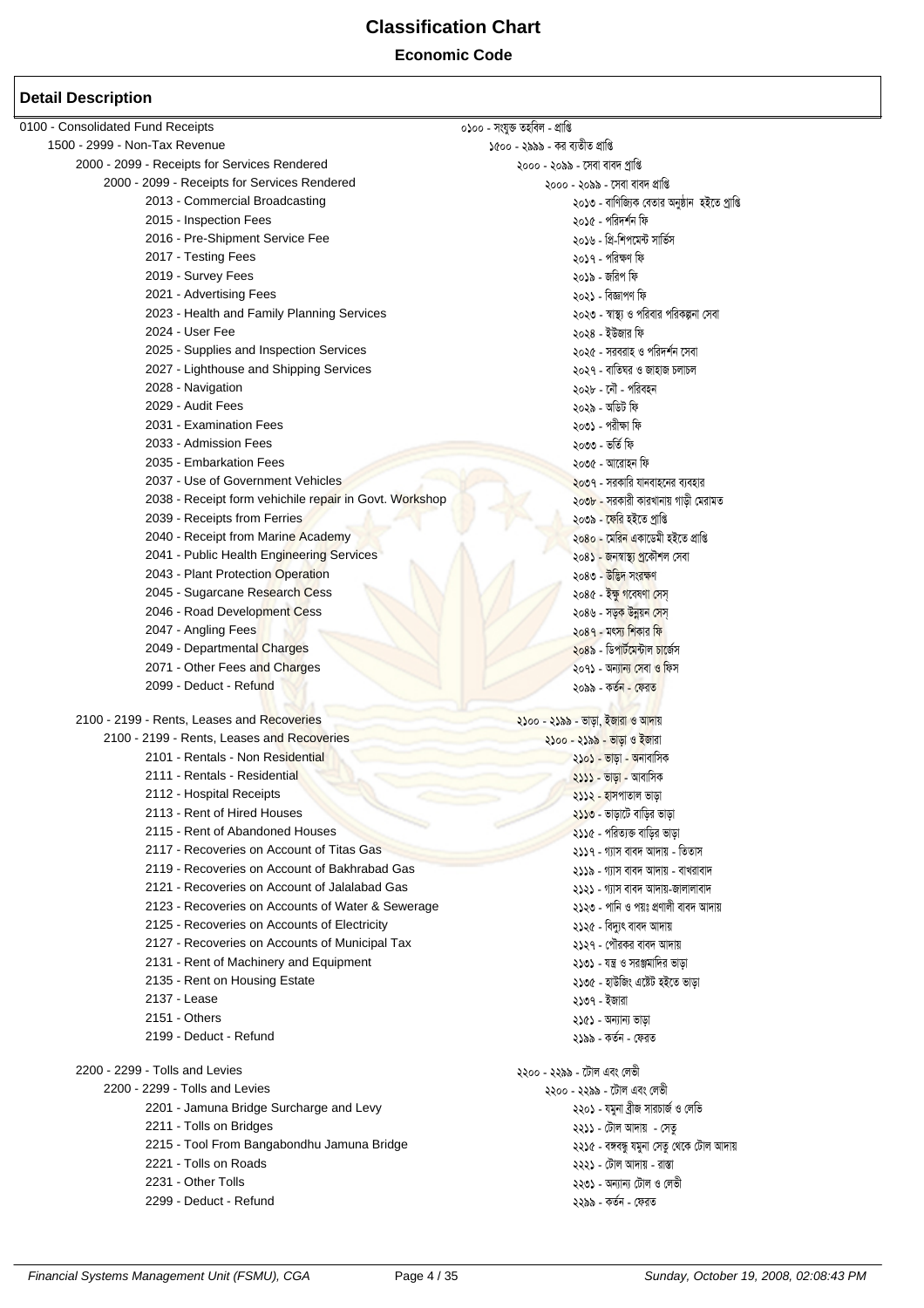# Classification Chart

**Economic Code**

## Detail Description

| English | Bengali |
|---|---|
| 0100 - Consolidated Fund Receipts | ০১০০ - সংযুক্ত তহবিল - প্রাপ্তি |
| 1500 - 2999 - Non-Tax Revenue | ১৫০০ - ২৯৯৯ - কর ব্যতীত প্রাপ্তি |
| 2000 - 2099 - Receipts for Services Rendered | ২০০০ - ২০৯৯ - সেবা বাবদ প্রাপ্তি |
| 2000 - 2099 - Receipts for Services Rendered | ২০০০ - ২০৯৯ - সেবা বাবদ প্রাপ্তি |
| 2013 - Commercial Broadcasting | ২০১৩ - বাণিজ্যিক বেতার অনুষ্ঠান হইতে প্রাপ্তি |
| 2015 - Inspection Fees | ২০১৫ - পরিদর্শন ফি |
| 2016 - Pre-Shipment Service Fee | ২০১৬ - প্রি-শিপমেন্ট সার্ভিস |
| 2017 - Testing Fees | ২০১৭ - পরিক্ষণ ফি |
| 2019 - Survey Fees | ২০১৯ - জরিপ ফি |
| 2021 - Advertising Fees | ২০২১ - বিজ্ঞাপণ ফি |
| 2023 - Health and Family Planning Services | ২০২৩ - স্বাস্থ্য ও পরিবার পরিকল্পনা সেবা |
| 2024 - User Fee | ২০২৪ - ইউজার ফি |
| 2025 - Supplies and Inspection Services | ২০২৫ - সরবরাহ ও পরিদর্শন সেবা |
| 2027 - Lighthouse and Shipping Services | ২০২৭ - বাতিঘর ও জাহাজ চলাচল |
| 2028 - Navigation | ২০২৮ - নৌ - পরিবহন |
| 2029 - Audit Fees | ২০২৯ - অডিট ফি |
| 2031 - Examination Fees | ২০৩১ - পরীক্ষা ফি |
| 2033 - Admission Fees | ২০৩৩ - ভর্তি ফি |
| 2035 - Embarkation Fees | ২০৩৫ - আরোহন ফি |
| 2037 - Use of Government Vehicles | ২০৩৭ - সরকারি যানবাহনের ব্যবহার |
| 2038 - Receipt form vehichile repair in Govt. Workshop | ২০৩৮ - সরকারী কারখানায় গাড়ী মেরামত |
| 2039 - Receipts from Ferries | ২০৩৯ - ফেরি হইতে প্রাপ্তি |
| 2040 - Receipt from Marine Academy | ২০৪০ - মেরিন একাডেমী হইতে প্রাপ্তি |
| 2041 - Public Health Engineering Services | ২০৪১ - জনস্বাস্থ্য প্রকৌশল সেবা |
| 2043 - Plant Protection Operation | ২০৪৩ - উদ্ভিদ সংরক্ষণ |
| 2045 - Sugarcane Research Cess | ২০৪৫ - ইক্ষু গবেষণা সেস্ |
| 2046 - Road Development Cess | ২০৪৬ - সড়ক উন্নয়ন সেস্ |
| 2047 - Angling Fees | ২০৪৭ - মৎস্য শিকার ফি |
| 2049 - Departmental Charges | ২০৪৯ - ডিপার্টমেন্টাল চার্জেস |
| 2071 - Other Fees and Charges | ২০৭১ - অন্যান্য সেবা ও ফিস |
| 2099 - Deduct - Refund | ২০৯৯ - কর্তন - ফেরত |
| 2100 - 2199 - Rents, Leases and Recoveries | ২১০০ - ২১৯৯ - ভাড়া, ইজারা ও আদায় |
| 2100 - 2199 - Rents, Leases and Recoveries | ২১০০ - ২১৯৯ - ভাড়া ও ইজারা |
| 2101 - Rentals - Non Residential | ২১০১ - ভাড়া - অনাবাসিক |
| 2111 - Rentals - Residential | ২১১১ - ভাড়া - আবাসিক |
| 2112 - Hospital Receipts | ২১১২ - হাসপাতাল ভাড়া |
| 2113 - Rent of Hired Houses | ২১১৩ - ভাড়াটে বাড়ির ভাড়া |
| 2115 - Rent of Abandoned Houses | ২১১৫ - পরিত্যক্ত বাড়ির ভাড়া |
| 2117 - Recoveries on Account of Titas Gas | ২১১৭ - গ্যাস বাবদ আদায় - তিতাস |
| 2119 - Recoveries on Account of Bakhrabad Gas | ২১১৯ - গ্যাস বাবদ আদায় - বাখরাবাদ |
| 2121 - Recoveries on Account of Jalalabad Gas | ২১২১ - গ্যাস বাবদ আদায়-জালালাবাদ |
| 2123 - Recoveries on Accounts of Water & Sewerage | ২১২৩ - পানি ও পয়ঃ প্রণালী বাবদ আদায় |
| 2125 - Recoveries on Accounts of Electricity | ২১২৫ - বিদ্যুৎ বাবদ আদায় |
| 2127 - Recoveries on Accounts of Municipal Tax | ২১২৭ - পৌরকর বাবদ আদায় |
| 2131 - Rent of Machinery and Equipment | ২১৩১ - যন্ত্র ও সরঞ্জামাদির ভাড়া |
| 2135 - Rent on Housing Estate | ২১৩৫ - হাউজিং এষ্টেট হইতে ভাড়া |
| 2137 - Lease | ২১৩৭ - ইজারা |
| 2151 - Others | ২১৫১ - অন্যান্য ভাড়া |
| 2199 - Deduct - Refund | ২১৯৯ - কর্তন - ফেরত |
| 2200 - 2299 - Tolls and Levies | ২২০০ - ২২৯৯ - টোল এবং লেভী |
| 2200 - 2299 - Tolls and Levies | ২২০০ - ২২৯৯ - টোল এবং লেভী |
| 2201 - Jamuna Bridge Surcharge and Levy | ২২০১ - যমুনা ব্রীজ সারচার্জ ও লেভি |
| 2211 - Tolls on Bridges | ২২১১ - টোল আদায় - সেতু |
| 2215 - Tool From Bangabondhu Jamuna Bridge | ২২১৫ - বঙ্গবন্ধু যমুনা সেতু থেকে টোল আদায় |
| 2221 - Tolls on Roads | ২২২১ - টোল আদায় - রাস্তা |
| 2231 - Other Tolls | ২২৩১ - অন্যান্য টোল ও লেভী |
| 2299 - Deduct - Refund | ২২৯৯ - কর্তন - ফেরত |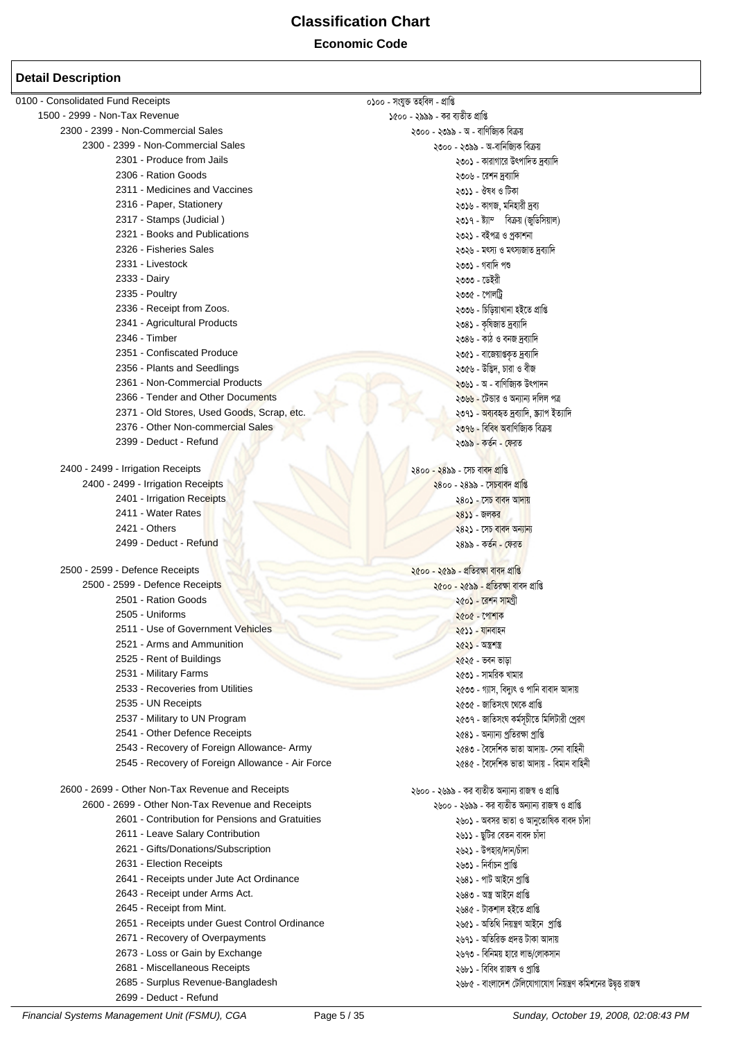# Classification Chart

**Economic Code**

## Detail Description

| English | Bangla |
|---|---|
| 0100 - Consolidated Fund Receipts | ০১০০ - সংযুক্ত তহবিল - প্রাপ্তি |
| 1500 - 2999 - Non-Tax Revenue | ১৫০০ - ২৯৯৯ - কর ব্যতীত প্রাপ্তি |
| 2300 - 2399 - Non-Commercial Sales | ২৩০০ - ২৩৯৯ - অ - বাণিজ্যিক বিক্রয় |
| 2300 - 2399 - Non-Commercial Sales | ২৩০০ - ২৩৯৯ - অ-বানিজ্যিক বিক্রয় |
| 2301 - Produce from Jails | ২৩০১ - কারাগারে উৎপাদিত দ্রব্যাদি |
| 2306 - Ration Goods | ২৩০৬ - রেশন দ্রব্যাদি |
| 2311 - Medicines and Vaccines | ২৩১১ - ঔষধ ও টিকা |
| 2316 - Paper, Stationery | ২৩১৬ - কাগজ, মনিহারী দ্রব্য |
| 2317 - Stamps (Judicial ) | ২৩১৭ - ষ্ট্যাম্প বিক্রয় (জুডিসিয়াল) |
| 2321 - Books and Publications | ২৩২১ - বইপত্র ও প্রকাশনা |
| 2326 - Fisheries Sales | ২৩২৬ - মৎস্য ও মৎস্যজাত দ্রব্যাদি |
| 2331 - Livestock | ২৩৩১ - গবাদি পশু |
| 2333 - Dairy | ২৩৩৩ - ডেইরী |
| 2335 - Poultry | ২৩৩৫ - পোলট্রি |
| 2336 - Receipt from Zoos. | ২৩৩৬ - চিড়িয়াখানা হইতে প্রাপ্তি |
| 2341 - Agricultural Products | ২৩৪১ - কৃষিজাত দ্রব্যাদি |
| 2346 - Timber | ২৩৪৬ - কাঠ ও বনজ দ্রব্যাদি |
| 2351 - Confiscated Produce | ২৩৫১ - বাজেয়াপ্তকৃত দ্রব্যাদি |
| 2356 - Plants and Seedlings | ২৩৫৬ - উদ্ভিদ, চারা ও বীজ |
| 2361 - Non-Commercial Products | ২৩৬১ - অ - বাণিজ্যিক উৎপাদন |
| 2366 - Tender and Other Documents | ২৩৬৬ - টেন্ডার ও অন্যান্য দলিল পত্র |
| 2371 - Old Stores, Used Goods, Scrap, etc. | ২৩৭১ - অব্যবহৃত দ্রব্যাদি, স্ক্র্যাপ ইত্যাদি |
| 2376 - Other Non-commercial Sales | ২৩৭৬ - বিবিধ অবাণিজ্যিক বিক্রয় |
| 2399 - Deduct - Refund | ২৩৯৯ - কর্তন - ফেরত |
| 2400 - 2499 - Irrigation Receipts | ২৪০০ - ২৪৯৯ - সেচ বাবদ প্রাপ্তি |
| 2400 - 2499 - Irrigation Receipts | ২৪০০ - ২৪৯৯ - সেচবাবদ প্রাপ্তি |
| 2401 - Irrigation Receipts | ২৪০১ - সেচ বাবদ আদায় |
| 2411 - Water Rates | ২৪১১ - জলকর |
| 2421 - Others | ২৪২১ - সেচ বাবদ অন্যান্য |
| 2499 - Deduct - Refund | ২৪৯৯ - কর্তন - ফেরত |
| 2500 - 2599 - Defence Receipts | ২৫০০ - ২৫৯৯ - প্রতিরক্ষা বাবদ প্রাপ্তি |
| 2500 - 2599 - Defence Receipts | ২৫০০ - ২৫৯৯ - প্রতিরক্ষা বাবদ প্রাপ্তি |
| 2501 - Ration Goods | ২৫০১ - রেশন সামগ্রী |
| 2505 - Uniforms | ২৫০৫ - পোশাক |
| 2511 - Use of Government Vehicles | ২৫১১ - যানবাহন |
| 2521 - Arms and Ammunition | ২৫২১ - অস্ত্রশস্ত্র |
| 2525 - Rent of Buildings | ২৫২৫ - ভবন ভাড়া |
| 2531 - Military Farms | ২৫৩১ - সামরিক খামার |
| 2533 - Recoveries from Utilities | ২৫৩৩ - গ্যাস, বিদ্যুৎ ও পানি বাবাদ আদায় |
| 2535 - UN Receipts | ২৫৩৫ - জাতিসংঘ থেকে প্রাপ্তি |
| 2537 - Military to UN Program | ২৫৩৭ - জাতিসংঘ কর্মসূচীতে মিলিটারী প্রেরণ |
| 2541 - Other Defence Receipts | ২৫৪১ - অন্যান্য প্রতিরক্ষা প্রাপ্তি |
| 2543 - Recovery of Foreign Allowance- Army | ২৫৪৩ - বৈদেশিক ভাতা আদায়- সেনা বাহিনী |
| 2545 - Recovery of Foreign Allowance - Air Force | ২৫৪৫ - বৈদেশিক ভাতা আদায় - বিমান বাহিনী |
| 2600 - 2699 - Other Non-Tax Revenue and Receipts | ২৬০০ - ২৬৯৯ - কর ব্যতীত অন্যান্য রাজস্ব ও প্রাপ্তি |
| 2600 - 2699 - Other Non-Tax Revenue and Receipts | ২৬০০ - ২৬৯৯ - কর ব্যতীত অন্যান্য রাজস্ব ও প্রাপ্তি |
| 2601 - Contribution for Pensions and Gratuities | ২৬০১ - অবসর ভাতা ও আনুতোষিক বাবদ চাঁদা |
| 2611 - Leave Salary Contribution | ২৬১১ - ছুটির বেতন বাবদ চাঁদা |
| 2621 - Gifts/Donations/Subscription | ২৬২১ - উপহার/দান/চাঁদা |
| 2631 - Election Receipts | ২৬৩১ - নির্বাচন প্রাপ্তি |
| 2641 - Receipts under Jute Act Ordinance | ২৬৪১ - পাট আইনে প্রাপ্তি |
| 2643 - Receipt under Arms Act. | ২৬৪৩ - অস্ত্র আইনে প্রাপ্তি |
| 2645 - Receipt from Mint. | ২৬৪৫ - টাকশাল হইতে প্রাপ্তি |
| 2651 - Receipts under Guest Control Ordinance | ২৬৫১ - অতিথি নিয়ন্ত্রণ আইনে প্রাপ্তি |
| 2671 - Recovery of Overpayments | ২৬৭১ - অতিরিক্ত প্রদত্ত টাকা আদায় |
| 2673 - Loss or Gain by Exchange | ২৬৭৩ - বিনিময় হারে লাভ/লোকসান |
| 2681 - Miscellaneous Receipts | ২৬৮১ - বিবিধ রাজস্ব ও প্রাপ্তি |
| 2685 - Surplus Revenue-Bangladesh | ২৬৮৫ - বাংলাদেশ টেলিযোগাযোগ নিয়ন্ত্রণ কমিশনের উদ্বৃত্ত রাজস্ব |
| 2699 - Deduct - Refund | |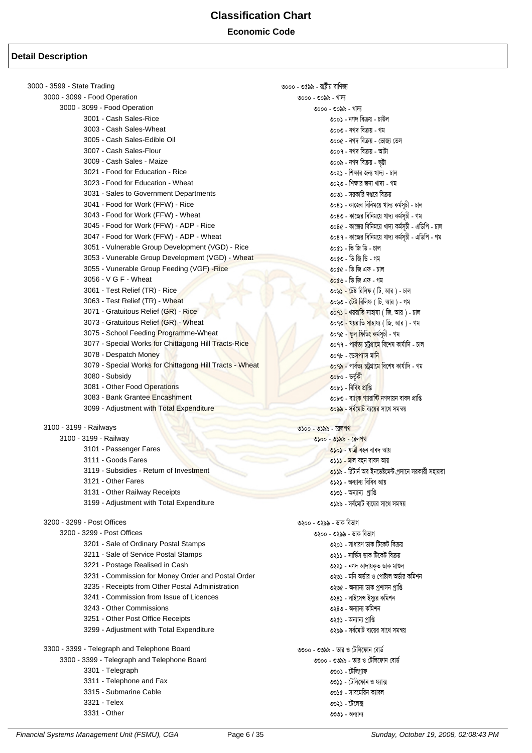# Classification Chart

**Economic Code**

## Detail Description

| English | Bangla |
|---|---|
| 3000 - 3599 - State Trading | ৩০০০ - ৩৫৯৯ - রাষ্ট্রীয় বাণিজ্য |
| 3000 - 3099 - Food Operation | ৩০০০ - ৩০৯৯ - খাদ্য |
| 3000 - 3099 - Food Operation | ৩০০০ - ৩০৯৯ - খাদ্য |
| 3001 - Cash Sales-Rice | ৩০০১ - নগদ বিক্রয় - চাউল |
| 3003 - Cash Sales-Wheat | ৩০০৩ - নগদ বিক্রয় - গম |
| 3005 - Cash Sales-Edible Oil | ৩০০৫ - নগদ বিক্রয় - ভোজ্য তেল |
| 3007 - Cash Sales-Flour | ৩০০৭ - নগদ বিক্রয় - আটা |
| 3009 - Cash Sales - Maize | ৩০০৯ - নগদ বিক্রয় - ভুট্টা |
| 3021 - Food for Education - Rice | ৩০২১ - শিক্ষার জন্য খাদ্য - চাল |
| 3023 - Food for Education - Wheat | ৩০২৩ - শিক্ষার জন্য খাদ্য - গম |
| 3031 - Sales to Government Departments | ৩০৩১ - সরকারি দপ্তরে বিক্রয় |
| 3041 - Food for Work (FFW) - Rice | ৩০৪১ - কাজের বিনিময়ে খাদ্য কর্মসূচী - চাল |
| 3043 - Food for Work (FFW) - Wheat | ৩০৪৩ - কাজের বিনিময়ে খাদ্য কর্মসূচী - গম |
| 3045 - Food for Work (FFW) - ADP - Rice | ৩০৪৫ - কাজের বিনিময়ে খাদ্য কর্মসূচী - এডিপি - চাল |
| 3047 - Food for Work (FFW) - ADP - Wheat | ৩০৪৭ - কাজের বিনিময়ে খাদ্য কর্মসূচী - এডিপি - গম |
| 3051 - Vulnerable Group Development (VGD) - Rice | ৩০৫১ - ভি জি ডি - চাল |
| 3053 - Vunerable Group Development (VGD) - Wheat | ৩০৫৩ - ভি জি ডি - গম |
| 3055 - Vunerable Group Feeding (VGF) -Rice | ৩০৫৫ - ভি জি এফ - চাল |
| 3056 - V G F - Wheat | ৩০৫৬ - ভি জি এফ - গম |
| 3061 - Test Relief (TR) - Rice | ৩০৬১ - টেষ্ট রিলিফ ( টি. আর ) - চাল |
| 3063 - Test Relief (TR) - Wheat | ৩০৬৩ - টেষ্ট রিলিফ ( টি. আর ) - গম |
| 3071 - Gratuitous Relief (GR) - Rice | ৩০৭১ - খয়রাতি সাহায্য ( জি. আর ) - চাল |
| 3073 - Gratuitous Relief (GR) - Wheat | ৩০৭৩ - খয়রাতি সাহায্য ( জি. আর ) - গম |
| 3075 - School Feeding Programme-Wheat | ৩০৭৫ - স্কুল ফিডিং কর্মসূচী - গম |
| 3077 - Special Works for Chittagong Hill Tracts-Rice | ৩০৭৭ - পার্বত্য চট্টগ্রামে বিশেষ কার্যাদি - চাল |
| 3078 - Despatch Money | ৩০৭৮ - ডেসপ্যাস মানি |
| 3079 - Special Works for Chittagong Hill Tracts - Wheat | ৩০৭৯ - পার্বত্য চট্টগ্রামে বিশেষ কার্যাদি - গম |
| 3080 - Subsidy | ৩০৮০ - ভর্তুকী |
| 3081 - Other Food Operations | ৩০৮১ - বিবিধ প্রাপ্তি |
| 3083 - Bank Grantee Encashment | ৩০৮৩ - ব্যাংক গ্যারান্টি নগদায়ন বাবদ প্রাপ্তি |
| 3099 - Adjustment with Total Expenditure | ৩০৯৯ - সর্বমোট ব্যয়ের সাথে সমন্বয় |
| 3100 - 3199 - Railways | ৩১০০ - ৩১৯৯ - রেলপথ |
| 3100 - 3199 - Railway | ৩১০০ - ৩১৯৯ - রেলপথ |
| 3101 - Passenger Fares | ৩১০১ - যাত্রী বহন বাবদ আয় |
| 3111 - Goods Fares | ৩১১১ - মাল বহন বাবদ আয় |
| 3119 - Subsidies - Return of Investment | ৩১১৯ - রিটার্ন অব ইনভেস্টমেন্ট প্রদানে সরকারী সহায়তা |
| 3121 - Other Fares | ৩১২১ - অন্যান্য বিবিধ আয় |
| 3131 - Other Railway Receipts | ৩১৩১ - অন্যান্য প্রাপ্তি |
| 3199 - Adjustment with Total Expenditure | ৩১৯৯ - সর্বমোট ব্যয়ের সাথে সমন্বয় |
| 3200 - 3299 - Post Offices | ৩২০০ - ৩২৯৯ - ডাক বিভাগ |
| 3200 - 3299 - Post Offices | ৩২০০ - ৩২৯৯ - ডাক বিভাগ |
| 3201 - Sale of Ordinary Postal Stamps | ৩২০১ - সাধারণ ডাক টিকেট বিক্রয় |
| 3211 - Sale of Service Postal Stamps | ৩২১১ - সার্ভিস ডাক টিকেট বিক্রয় |
| 3221 - Postage Realised in Cash | ৩২২১ - নগদ আদায়কৃত ডাক মাশুল |
| 3231 - Commission for Money Order and Postal Order | ৩২৩১ - মনি অর্ডার ও পোষ্টাল অর্ডার কমিশন |
| 3235 - Receipts from Other Postal Administration | ৩২৩৫ - অন্যান্য ডাক প্রশাসন প্রাপ্তি |
| 3241 - Commission from Issue of Licences | ৩২৪১ - লাইসেন্স ইস্যুর কমিশন |
| 3243 - Other Commissions | ৩২৪৩ - অন্যান্য কমিশন |
| 3251 - Other Post Office Receipts | ৩২৫১ - অন্যান্য প্রাপ্তি |
| 3299 - Adjustment with Total Expenditure | ৩২৯৯ - সর্বমোট ব্যয়ের সাথে সমন্বয় |
| 3300 - 3399 - Telegraph and Telephone Board | ৩৩০০ - ৩৩৯৯ - তার ও টেলিফোন বোর্ড |
| 3300 - 3399 - Telegraph and Telephone Board | ৩৩০০ - ৩৩৯৯ - তার ও টেলিফোন বোর্ড |
| 3301 - Telegraph | ৩৩০১ - টেলিগ্রাফ |
| 3311 - Telephone and Fax | ৩৩১১ - টেলিফোন ও ফ্যাক্স |
| 3315 - Submarine Cable | ৩৩১৫ - সাবমেরিন ক্যাবল |
| 3321 - Telex | ৩৩২১ - টেলেক্স |
| 3331 - Other | ৩৩৩১ - অন্যান্য |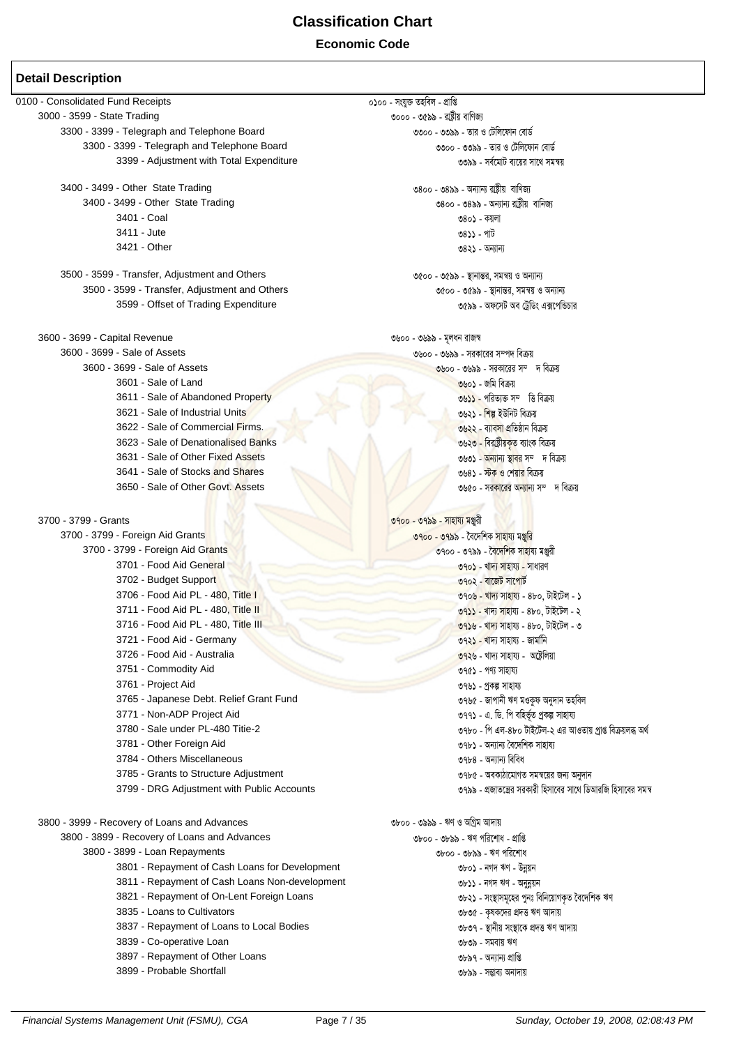# Classification Chart

## Economic Code

### Detail Description

| English | Bengali |
|---|---|
| 0100 - Consolidated Fund Receipts | ০১০০ - সংযুক্ত তহবিল - প্রাপ্তি |
| 3000 - 3599 - State Trading | ৩০০০ - ৩৫৯৯ - রাষ্ট্রীয় বাণিজ্য |
| 3300 - 3399 - Telegraph and Telephone Board | ৩৩০০ - ৩৩৯৯ - তার ও টেলিফোন বোর্ড |
| 3300 - 3399 - Telegraph and Telephone Board | ৩৩০০ - ৩৩৯৯ - তার ও টেলিফোন বোর্ড |
| 3399 - Adjustment with Total Expenditure | ৩৩৯৯ - সর্বমোট ব্যয়ের সাথে সমন্বয় |
| 3400 - 3499 - Other State Trading | ৩৪০০ - ৩৪৯৯ - অন্যান্য রাষ্ট্রীয় বাণিজ্য |
| 3400 - 3499 - Other State Trading | ৩৪০০ - ৩৪৯৯ - অন্যান্য রাষ্ট্রীয় বানিজ্য |
| 3401 - Coal | ৩৪০১ - কয়লা |
| 3411 - Jute | ৩৪১১ - পাট |
| 3421 - Other | ৩৪২১ - অন্যান্য |
| 3500 - 3599 - Transfer, Adjustment and Others | ৩৫০০ - ৩৫৯৯ - স্থানান্তর, সমন্বয় ও অন্যান্য |
| 3500 - 3599 - Transfer, Adjustment and Others | ৩৫০০ - ৩৫৯৯ - স্থানান্তর, সমন্বয় ও অন্যান্য |
| 3599 - Offset of Trading Expenditure | ৩৫৯৯ - অফসেট অব ট্রেডিং এক্সপেন্ডিচার |
| 3600 - 3699 - Capital Revenue | ৩৬০০ - ৩৬৯৯ - মূলধন রাজস্ব |
| 3600 - 3699 - Sale of Assets | ৩৬০০ - ৩৬৯৯ - সরকারের সম্পদ বিক্রয় |
| 3600 - 3699 - Sale of Assets | ৩৬০০ - ৩৬৯৯ - সরকারের সম্পদ বিক্রয় |
| 3601 - Sale of Land | ৩৬০১ - জমি বিক্রয় |
| 3611 - Sale of Abandoned Property | ৩৬১১ - পরিত্যক্ত সম্পত্তি বিক্রয় |
| 3621 - Sale of Industrial Units | ৩৬২১ - শিল্প ইউনিট বিক্রয় |
| 3622 - Sale of Commercial Firms. | ৩৬২২ - ব্যাবসা প্রতিষ্ঠান বিক্রয় |
| 3623 - Sale of Denationalised Banks | ৩৬২৩ - বিরাষ্ট্রীয়কৃত ব্যাংক বিক্রয় |
| 3631 - Sale of Other Fixed Assets | ৩৬৩১ - অন্যান্য স্থাবর সম্পদ বিক্রয় |
| 3641 - Sale of Stocks and Shares | ৩৬৪১ - স্টক ও শেয়ার বিক্রয় |
| 3650 - Sale of Other Govt. Assets | ৩৬৫০ - সরকারের অন্যান্য সম্পদ বিক্রয় |
| 3700 - 3799 - Grants | ৩৭০০ - ৩৭৯৯ - সাহায্য মঞ্জুরী |
| 3700 - 3799 - Foreign Aid Grants | ৩৭০০ - ৩৭৯৯ - বৈদেশিক সাহায্য মঞ্জুরি |
| 3700 - 3799 - Foreign Aid Grants | ৩৭০০ - ৩৭৯৯ - বৈদেশিক সাহায্য মঞ্জুরী |
| 3701 - Food Aid General | ৩৭০১ - খাদ্য সাহায্য - সাধারণ |
| 3702 - Budget Support | ৩৭০২ - বাজেট সাপোর্ট |
| 3706 - Food Aid PL - 480, Title I | ৩৭০৬ - খাদ্য সাহায্য - ৪৮০, টাইটেল - ১ |
| 3711 - Food Aid PL - 480, Title II | ৩৭১১ - খাদ্য সাহায্য - ৪৮০, টাইটেল - ২ |
| 3716 - Food Aid PL - 480, Title III | ৩৭১৬ - খাদ্য সাহায্য - ৪৮০, টাইটেল - ৩ |
| 3721 - Food Aid - Germany | ৩৭২১ - খাদ্য সাহায্য - জার্মানি |
| 3726 - Food Aid - Australia | ৩৭২৬ - খাদ্য সাহায্য - অস্ট্রেলিয়া |
| 3751 - Commodity Aid | ৩৭৫১ - পণ্য সাহায্য |
| 3761 - Project Aid | ৩৭৬১ - প্রকল্প সাহায্য |
| 3765 - Japanese Debt. Relief Grant Fund | ৩৭৬৫ - জাপানী ঋণ মওকুফ অনুদান তহবিল |
| 3771 - Non-ADP Project Aid | ৩৭৭১ - এ. ডি. পি বহির্ভূত প্রকল্প সাহায্য |
| 3780 - Sale under PL-480 Titie-2 | ৩৭৮০ - পি এল-৪৮০ টাইটেল-২ এর আওতায় প্রাপ্ত বিক্রয়লব্ধ অর্থ |
| 3781 - Other Foreign Aid | ৩৭৮১ - অন্যান্য বৈদেশিক সাহায্য |
| 3784 - Others Miscellaneous | ৩৭৮৪ - অন্যান্য বিবিধ |
| 3785 - Grants to Structure Adjustment | ৩৭৮৫ - অবকাঠামোগত সমন্বয়ের জন্য অনুদান |
| 3799 - DRG Adjustment with Public Accounts | ৩৭৯৯ - প্রজাতন্ত্রের সরকারী হিসাবের সাথে ডিআরজি হিসাবের সমন্ব |
| 3800 - 3999 - Recovery of Loans and Advances | ৩৮০০ - ৩৯৯৯ - ঋণ ও অগ্রিম আদায় |
| 3800 - 3899 - Recovery of Loans and Advances | ৩৮০০ - ৩৮৯৯ - ঋণ পরিশোধ - প্রাপ্তি |
| 3800 - 3899 - Loan Repayments | ৩৮০০ - ৩৮৯৯ - ঋণ পরিশোধ |
| 3801 - Repayment of Cash Loans for Development | ৩৮০১ - নগদ ঋণ - উন্নয়ন |
| 3811 - Repayment of Cash Loans Non-development | ৩৮১১ - নগদ ঋণ - অনুন্নয়ন |
| 3821 - Repayment of On-Lent Foreign Loans | ৩৮২১ - সংস্থাসমূহের পুনঃ বিনিয়োগকৃত বৈদেশিক ঋণ |
| 3835 - Loans to Cultivators | ৩৮৩৫ - কৃষকদের প্রদত্ত ঋণ আদায় |
| 3837 - Repayment of Loans to Local Bodies | ৩৮৩৭ - স্থানীয় সংস্থাকে প্রদত্ত ঋণ আদায় |
| 3839 - Co-operative Loan | ৩৮৩৯ - সমবায় ঋণ |
| 3897 - Repayment of Other Loans | ৩৮৯৭ - অন্যান্য প্রাপ্তি |
| 3899 - Probable Shortfall | ৩৮৯৯ - সম্ভাব্য অনাদায় |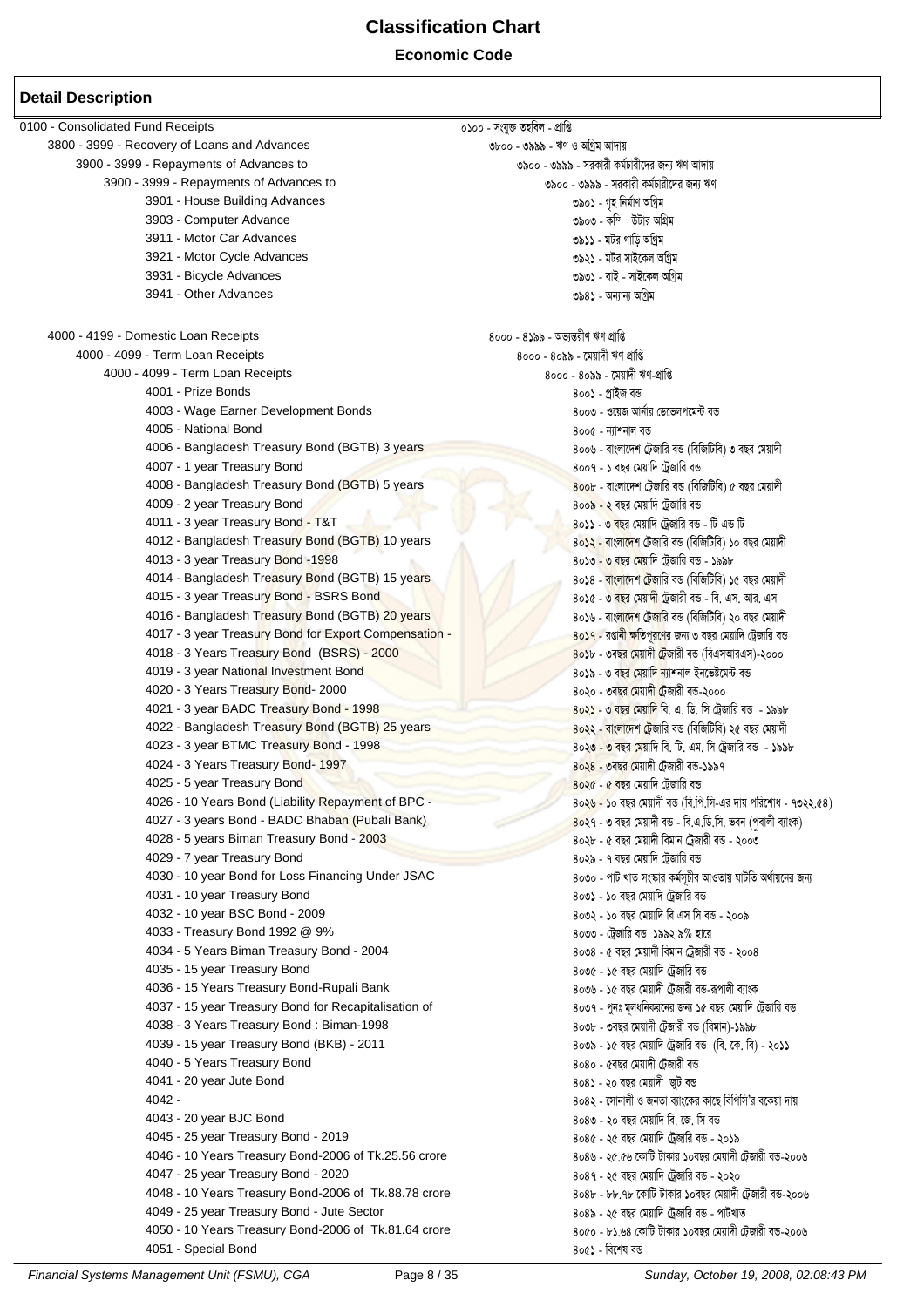# Classification Chart

## Economic Code

### Detail Description

| English | Bangla |
|---|---|
| 0100 - Consolidated Fund Receipts | ০১০০ - সংযুক্ত তহবিল - প্রাপ্তি |
| 3800 - 3999 - Recovery of Loans and Advances | ৩৮০০ - ৩৯৯৯ - ঋণ ও অগ্রিম আদায় |
| 3900 - 3999 - Repayments of Advances to | ৩৯০০ - ৩৯৯৯ - সরকারী কর্মচারীদের জন্য ঋণ আদায় |
| 3900 - 3999 - Repayments of Advances to | ৩৯০০ - ৩৯৯৯ - সরকারী কর্মচারীদের জন্য ঋণ |
| 3901 - House Building Advances | ৩৯০১ - গৃহ নির্মাণ অগ্রিম |
| 3903 - Computer Advance | ৩৯০৩ - কম্পিউটার অগ্রিম |
| 3911 - Motor Car Advances | ৩৯১১ - মটর গাড়ি অগ্রিম |
| 3921 - Motor Cycle Advances | ৩৯২১ - মটর সাইকেল অগ্রিম |
| 3931 - Bicycle Advances | ৩৯৩১ - বাই - সাইকেল অগ্রিম |
| 3941 - Other Advances | ৩৯৪১ - অন্যান্য অগ্রিম |
| 4000 - 4199 - Domestic Loan Receipts | ৪০০০ - ৪১৯৯ - অভ্যন্তরীণ ঋণ প্রাপ্তি |
| 4000 - 4099 - Term Loan Receipts | ৪০০০ - ৪০৯৯ - মেয়াদী ঋণ প্রাপ্তি |
| 4000 - 4099 - Term Loan Receipts | ৪০০০ - ৪০৯৯ - মেয়াদী ঋণ-প্রাপ্তি |
| 4001 - Prize Bonds | ৪০০১ - প্রাইজ বন্ড |
| 4003 - Wage Earner Development Bonds | ৪০০৩ - ওয়েজ আর্নার ডেভেলপমেন্ট বন্ড |
| 4005 - National Bond | ৪০০৫ - ন্যাশনাল বন্ড |
| 4006 - Bangladesh Treasury Bond (BGTB) 3 years | ৪০০৬ - বাংলাদেশ ট্রেজারি বন্ড (বিজিটিবি) ৩ বছর মেয়াদী |
| 4007 - 1 year Treasury Bond | ৪০০৭ - ১ বছর মেয়াদি ট্রেজারি বন্ড |
| 4008 - Bangladesh Treasury Bond (BGTB) 5 years | ৪০০৮ - বাংলাদেশ ট্রেজারি বন্ড (বিজিটিবি) ৫ বছর মেয়াদী |
| 4009 - 2 year Treasury Bond | ৪০০৯ - ২ বছর মেয়াদি ট্রেজারি বন্ড |
| 4011 - 3 year Treasury Bond - T&T | ৪০১১ - ৩ বছর মেয়াদি ট্রেজারি বন্ড - টি এন্ড টি |
| 4012 - Bangladesh Treasury Bond (BGTB) 10 years | ৪০১২ - বাংলাদেশ ট্রেজারি বন্ড (বিজিটিবি) ১০ বছর মেয়াদী |
| 4013 - 3 year Treasury Bond -1998 | ৪০১৩ - ৩ বছর মেয়াদি ট্রেজারি বন্ড - ১৯৯৮ |
| 4014 - Bangladesh Treasury Bond (BGTB) 15 years | ৪০১৪ - বাংলাদেশ ট্রেজারি বন্ড (বিজিটিবি) ১৫ বছর মেয়াদী |
| 4015 - 3 year Treasury Bond - BSRS Bond | ৪০১৫ - ৩ বছর মেয়াদী ট্রেজারী বন্ড - বি. এস. আর. এস |
| 4016 - Bangladesh Treasury Bond (BGTB) 20 years | ৪০১৬ - বাংলাদেশ ট্রেজারি বন্ড (বিজিটিবি) ২০ বছর মেয়াদী |
| 4017 - 3 year Treasury Bond for Export Compensation - | ৪০১৭ - রপ্তানী ক্ষতিপূরণের জন্য ৩ বছর মেয়াদি ট্রেজারি বন্ড |
| 4018 - 3 Years Treasury Bond (BSRS) - 2000 | ৪০১৮ - ৩বছর মেয়াদী ট্রেজারী বন্ড (বিএসআরএস)-২০০০ |
| 4019 - 3 year National Investment Bond | ৪০১৯ - ৩ বছর মেয়াদি ন্যাশনাল ইনভেষ্টমেন্ট বন্ড |
| 4020 - 3 Years Treasury Bond- 2000 | ৪০২০ - ৩বছর মেয়াদী ট্রেজারী বন্ড-২০০০ |
| 4021 - 3 year BADC Treasury Bond - 1998 | ৪০২১ - ৩ বছর মেয়াদি বি. এ. ডি. সি ট্রেজারি বন্ড - ১৯৯৮ |
| 4022 - Bangladesh Treasury Bond (BGTB) 25 years | ৪০২২ - বাংলাদেশ ট্রেজারি বন্ড (বিজিটিবি) ২৫ বছর মেয়াদী |
| 4023 - 3 year BTMC Treasury Bond - 1998 | ৪০২৩ - ৩ বছর মেয়াদি বি. টি. এম. সি ট্রেজারি বন্ড - ১৯৯৮ |
| 4024 - 3 Years Treasury Bond- 1997 | ৪০২৪ - ৩বছর মেয়াদী ট্রেজারী বন্ড-১৯৯৭ |
| 4025 - 5 year Treasury Bond | ৪০২৫ - ৫ বছর মেয়াদি ট্রেজারি বন্ড |
| 4026 - 10 Years Bond (Liability Repayment of BPC - | ৪০২৬ - ১০ বছর মেয়াদী বন্ড (বি.পি.সি-এর দায় পরিশোধ - ৭৩২২.৫৪) |
| 4027 - 3 years Bond - BADC Bhaban (Pubali Bank) | ৪০২৭ - ৩ বছর মেয়াদী বন্ড - বি.এ.ডি.সি. ভবন (পুবালী ব্যাংক) |
| 4028 - 5 years Biman Treasury Bond - 2003 | ৪০২৮ - ৫ বছর মেয়াদী বিমান ট্রেজারী বন্ড - ২০০৩ |
| 4029 - 7 year Treasury Bond | ৪০২৯ - ৭ বছর মেয়াদি ট্রেজারি বন্ড |
| 4030 - 10 year Bond for Loss Financing Under JSAC | ৪০৩০ - পাট খাত সংস্কার কর্মসূচীর আওতায় ঘাটতি অর্থায়নের জন্য |
| 4031 - 10 year Treasury Bond | ৪০৩১ - ১০ বছর মেয়াদি ট্রেজারি বন্ড |
| 4032 - 10 year BSC Bond - 2009 | ৪০৩২ - ১০ বছর মেয়াদি বি এস সি বন্ড - ২০০৯ |
| 4033 - Treasury Bond 1992 @ 9% | ৪০৩৩ - ট্রেজারি বন্ড ১৯৯২ ৯% হারে |
| 4034 - 5 Years Biman Treasury Bond - 2004 | ৪০৩৪ - ৫ বছর মেয়াদী বিমান ট্রেজারী বন্ড - ২০০৪ |
| 4035 - 15 year Treasury Bond | ৪০৩৫ - ১৫ বছর মেয়াদি ট্রেজারি বন্ড |
| 4036 - 15 Years Treasury Bond-Rupali Bank | ৪০৩৬ - ১৫ বছর মেয়াদী ট্রেজারী বন্ড-রূপালী ব্যাংক |
| 4037 - 15 year Treasury Bond for Recapitalisation of | ৪০৩৭ - পুনঃ মূলধনিকরনের জন্য ১৫ বছর মেয়াদি ট্রেজারি বন্ড |
| 4038 - 3 Years Treasury Bond : Biman-1998 | ৪০৩৮ - ৩বছর মেয়াদী ট্রেজারী বন্ড (বিমান)-১৯৯৮ |
| 4039 - 15 year Treasury Bond (BKB) - 2011 | ৪০৩৯ - ১৫ বছর মেয়াদি ট্রেজারি বন্ড (বি. কে. বি) - ২০১১ |
| 4040 - 5 Years Treasury Bond | ৪০৪০ - ৫বছর মেয়াদী ট্রেজারী বন্ড |
| 4041 - 20 year Jute Bond | ৪০৪১ - ২০ বছর মেয়াদী জুট বন্ড |
| 4042 - | ৪০৪২ - সোনালী ও জনতা ব্যাংকের কাছে বিপিসি'র বকেয়া দায় |
| 4043 - 20 year BJC Bond | ৪০৪৩ - ২০ বছর মেয়াদি বি. জে. সি বন্ড |
| 4045 - 25 year Treasury Bond - 2019 | ৪০৪৫ - ২৫ বছর মেয়াদি ট্রেজারি বন্ড - ২০১৯ |
| 4046 - 10 Years Treasury Bond-2006 of Tk.25.56 crore | ৪০৪৬ - ২৫.৫৬ কোটি টাকার ১০বছর মেয়াদী ট্রেজারী বন্ড-২০০৬ |
| 4047 - 25 year Treasury Bond - 2020 | ৪০৪৭ - ২৫ বছর মেয়াদি ট্রেজারি বন্ড - ২০২০ |
| 4048 - 10 Years Treasury Bond-2006 of Tk.88.78 crore | ৪০৪৮ - ৮৮.৭৮ কোটি টাকার ১০বছর মেয়াদী ট্রেজারী বন্ড-২০০৬ |
| 4049 - 25 year Treasury Bond - Jute Sector | ৪০৪৯ - ২৫ বছর মেয়াদি ট্রেজারি বন্ড - পাটখাত |
| 4050 - 10 Years Treasury Bond-2006 of Tk.81.64 crore | ৪০৫০ - ৮১.৬৪ কোটি টাকার ১০বছর মেয়াদী ট্রেজারী বন্ড-২০০৬ |
| 4051 - Special Bond | ৪০৫১ - বিশেষ বন্ড |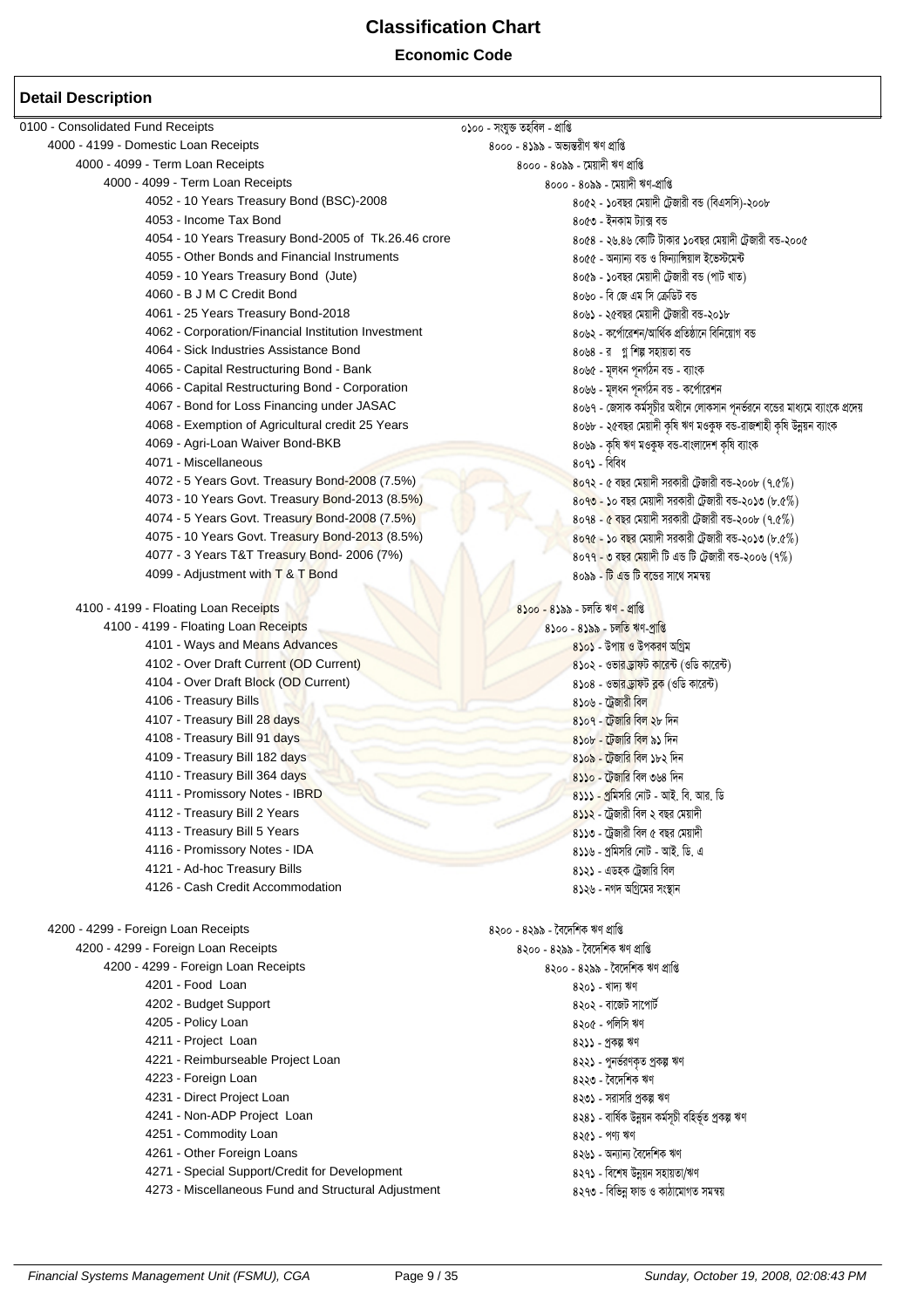# Classification Chart

**Economic Code**

## Detail Description

| English | Bengali |
|---|---|
| 0100 - Consolidated Fund Receipts | ০১০০ - সংযুক্ত তহবিল - প্রাপ্তি |
| 4000 - 4199 - Domestic Loan Receipts | ৪০০০ - ৪১৯৯ - অভ্যন্তরীণ ঋণ প্রাপ্তি |
| 4000 - 4099 - Term Loan Receipts | ৪০০০ - ৪০৯৯ - মেয়াদী ঋণ প্রাপ্তি |
| 4000 - 4099 - Term Loan Receipts | ৪০০০ - ৪০৯৯ - মেয়াদী ঋণ-প্রাপ্তি |
| 4052 - 10 Years Treasury Bond (BSC)-2008 | ৪০৫২ - ১০বছর মেয়াদী ট্রেজারী বন্ড (বিএসসি)-২০০৮ |
| 4053 - Income Tax Bond | ৪০৫৩ - ইনকাম ট্যাক্স বন্ড |
| 4054 - 10 Years Treasury Bond-2005 of Tk.26.46 crore | ৪০৫৪ - ২৬.৪৬ কোটি টাকার ১০বছর মেয়াদী ট্রেজারী বন্ড-২০০৫ |
| 4055 - Other Bonds and Financial Instruments | ৪০৫৫ - অন্যান্য বন্ড ও ফিন্যান্সিয়াল ইন্‌ভেস্টমেন্ট |
| 4059 - 10 Years Treasury Bond (Jute) | ৪০৫৯ - ১০বছর মেয়াদী ট্রেজারী বন্ড (পাট খাত) |
| 4060 - B J M C Credit Bond | ৪০৬০ - বি জে এম সি ক্রেডিট বন্ড |
| 4061 - 25 Years Treasury Bond-2018 | ৪০৬১ - ২৫বছর মেয়াদী ট্রেজারী বন্ড-২০১৮ |
| 4062 - Corporation/Financial Institution Investment | ৪০৬২ - কর্পোরেশন/আর্থিক প্রতিষ্ঠানে বিনিয়োগ বন্ড |
| 4064 - Sick Industries Assistance Bond | ৪০৬৪ - রূগ্ন শিল্প সহায়তা বন্ড |
| 4065 - Capital Restructuring Bond - Bank | ৪০৬৫ - মূলধন পূনর্গঠন বন্ড - ব্যাংক |
| 4066 - Capital Restructuring Bond - Corporation | ৪০৬৬ - মূলধন পূনর্গঠন বন্ড - কর্পোরেশন |
| 4067 - Bond for Loss Financing under JASAC | ৪০৬৭ - জেসাক কর্মসূচীর অধীনে লোকসান পূনর্ভরনে বন্ডের মাধ্যমে ব্যাংকে প্রদেয় |
| 4068 - Exemption of Agricultural credit 25 Years | ৪০৬৮ - ২৫বছর মেয়াদী কৃষি ঋণ মওকুফ বন্ড-রাজশাহী কৃষি উন্নয়ন ব্যাংক |
| 4069 - Agri-Loan Waiver Bond-BKB | ৪০৬৯ - কৃষি ঋণ মওকুফ বন্ড-বাংলাদেশ কৃষি ব্যাংক |
| 4071 - Miscellaneous | ৪০৭১ - বিবিধ |
| 4072 - 5 Years Govt. Treasury Bond-2008 (7.5%) | ৪০৭২ - ৫ বছর মেয়াদী সরকারী ট্রেজারী বন্ড-২০০৮ (৭.৫%) |
| 4073 - 10 Years Govt. Treasury Bond-2013 (8.5%) | ৪০৭৩ - ১০ বছর মেয়াদী সরকারী ট্রেজারী বন্ড-২০১৩ (৮.৫%) |
| 4074 - 5 Years Govt. Treasury Bond-2008 (7.5%) | ৪০৭৪ - ৫ বছর মেয়াদী সরকারী ট্রেজারী বন্ড-২০০৮ (৭.৫%) |
| 4075 - 10 Years Govt. Treasury Bond-2013 (8.5%) | ৪০৭৫ - ১০ বছর মেয়াদী সরকারী ট্রেজারী বন্ড-২০১৩ (৮.৫%) |
| 4077 - 3 Years T&T Treasury Bond- 2006 (7%) | ৪০৭৭ - ৩ বছর মেয়াদী টি এন্ড টি ট্রেজারী বন্ড-২০০৬ (৭%) |
| 4099 - Adjustment with T & T Bond | ৪০৯৯ - টি এন্ড টি বন্ডের সাথে সমন্বয় |
| 4100 - 4199 - Floating Loan Receipts | ৪১০০ - ৪১৯৯ - চলতি ঋণ - প্রাপ্তি |
| 4100 - 4199 - Floating Loan Receipts | ৪১০০ - ৪১৯৯ - চলতি ঋণ-প্রাপ্তি |
| 4101 - Ways and Means Advances | ৪১০১ - উপায় ও উপকরণ অগ্রিম |
| 4102 - Over Draft Current (OD Current) | ৪১০২ - ওভার ড্রাফট কারেন্ট (ওডি কারেন্ট) |
| 4104 - Over Draft Block (OD Current) | ৪১০৪ - ওভার ড্রাফট ব্লক (ওডি কারেন্ট) |
| 4106 - Treasury Bills | ৪১০৬ - ট্রেজারী বিল |
| 4107 - Treasury Bill 28 days | ৪১০৭ - ট্রেজারি বিল ২৮ দিন |
| 4108 - Treasury Bill 91 days | ৪১০৮ - ট্রেজারি বিল ৯১ দিন |
| 4109 - Treasury Bill 182 days | ৪১০৯ - ট্রেজারি বিল ১৮২ দিন |
| 4110 - Treasury Bill 364 days | ৪১১০ - ট্রেজারি বিল ৩৬৪ দিন |
| 4111 - Promissory Notes - IBRD | ৪১১১ - প্রমিসরি নোট - আই. বি. আর. ডি |
| 4112 - Treasury Bill 2 Years | ৪১১২ - ট্রেজারী বিল ২ বছর মেয়াদী |
| 4113 - Treasury Bill 5 Years | ৪১১৩ - ট্রেজারী বিল ৫ বছর মেয়াদী |
| 4116 - Promissory Notes - IDA | ৪১১৬ - প্রমিসরি নোট - আই. ডি. এ |
| 4121 - Ad-hoc Treasury Bills | ৪১২১ - এডহক ট্রেজারি বিল |
| 4126 - Cash Credit Accommodation | ৪১২৬ - নগদ অগ্রিমের সংস্থান |
| 4200 - 4299 - Foreign Loan Receipts | ৪২০০ - ৪২৯৯ - বৈদেশিক ঋণ প্রাপ্তি |
| 4200 - 4299 - Foreign Loan Receipts | ৪২০০ - ৪২৯৯ - বৈদেশিক ঋণ প্রাপ্তি |
| 4200 - 4299 - Foreign Loan Receipts | ৪২০০ - ৪২৯৯ - বৈদেশিক ঋণ প্রাপ্তি |
| 4201 - Food Loan | ৪২০১ - খাদ্য ঋণ |
| 4202 - Budget Support | ৪২০২ - বাজেট সাপোর্ট |
| 4205 - Policy Loan | ৪২০৫ - পলিসি ঋণ |
| 4211 - Project Loan | ৪২১১ - প্রকল্প ঋণ |
| 4221 - Reimburseable Project Loan | ৪২২১ - পুনর্ভরণকৃত প্রকল্প ঋণ |
| 4223 - Foreign Loan | ৪২২৩ - বৈদেশিক ঋণ |
| 4231 - Direct Project Loan | ৪২৩১ - সরাসরি প্রকল্প ঋণ |
| 4241 - Non-ADP Project Loan | ৪২৪১ - বার্ষিক উন্নয়ন কর্মসূচী বহির্ভূত প্রকল্প ঋণ |
| 4251 - Commodity Loan | ৪২৫১ - পণ্য ঋণ |
| 4261 - Other Foreign Loans | ৪২৬১ - অন্যান্য বৈদেশিক ঋণ |
| 4271 - Special Support/Credit for Development | ৪২৭১ - বিশেষ উন্নয়ন সহায়তা/ঋণ |
| 4273 - Miscellaneous Fund and Structural Adjustment | ৪২৭৩ - বিভিন্ন ফান্ড ও কাঠামোগত সমন্বয় |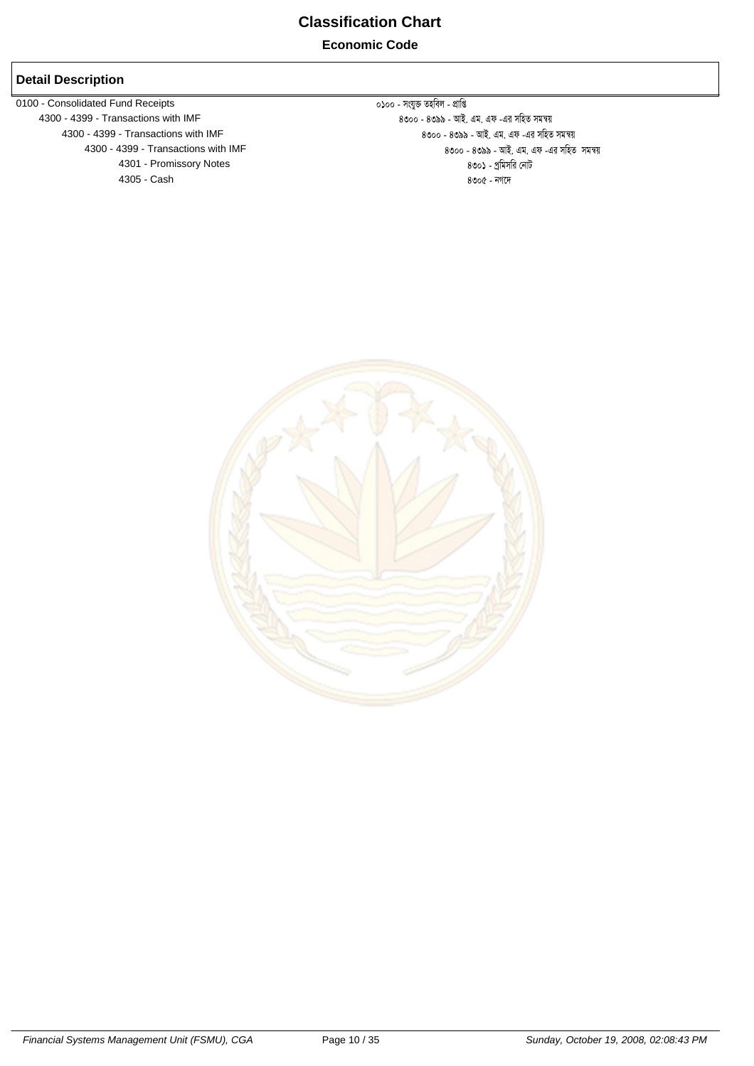# Classification Chart

**Economic Code**

## Detail Description

| English | বাংলা |
|---|---|
| 0100 - Consolidated Fund Receipts | ০১০০ - সংযুক্ত তহবিল - প্রাপ্তি |
| 4300 - 4399 - Transactions with IMF | ৪৩০০ - ৪৩৯৯ - আই. এম. এফ -এর সহিত সমন্বয় |
| 4300 - 4399 - Transactions with IMF | ৪৩০০ - ৪৩৯৯ - আই. এম. এফ -এর সহিত সমন্বয় |
| 4300 - 4399 - Transactions with IMF | ৪৩০০ - ৪৩৯৯ - আই. এম. এফ -এর সহিত সমন্বয় |
| 4301 - Promissory Notes | ৪৩০১ - প্রমিসরি নোট |
| 4305 - Cash | ৪৩০৫ - নগদে |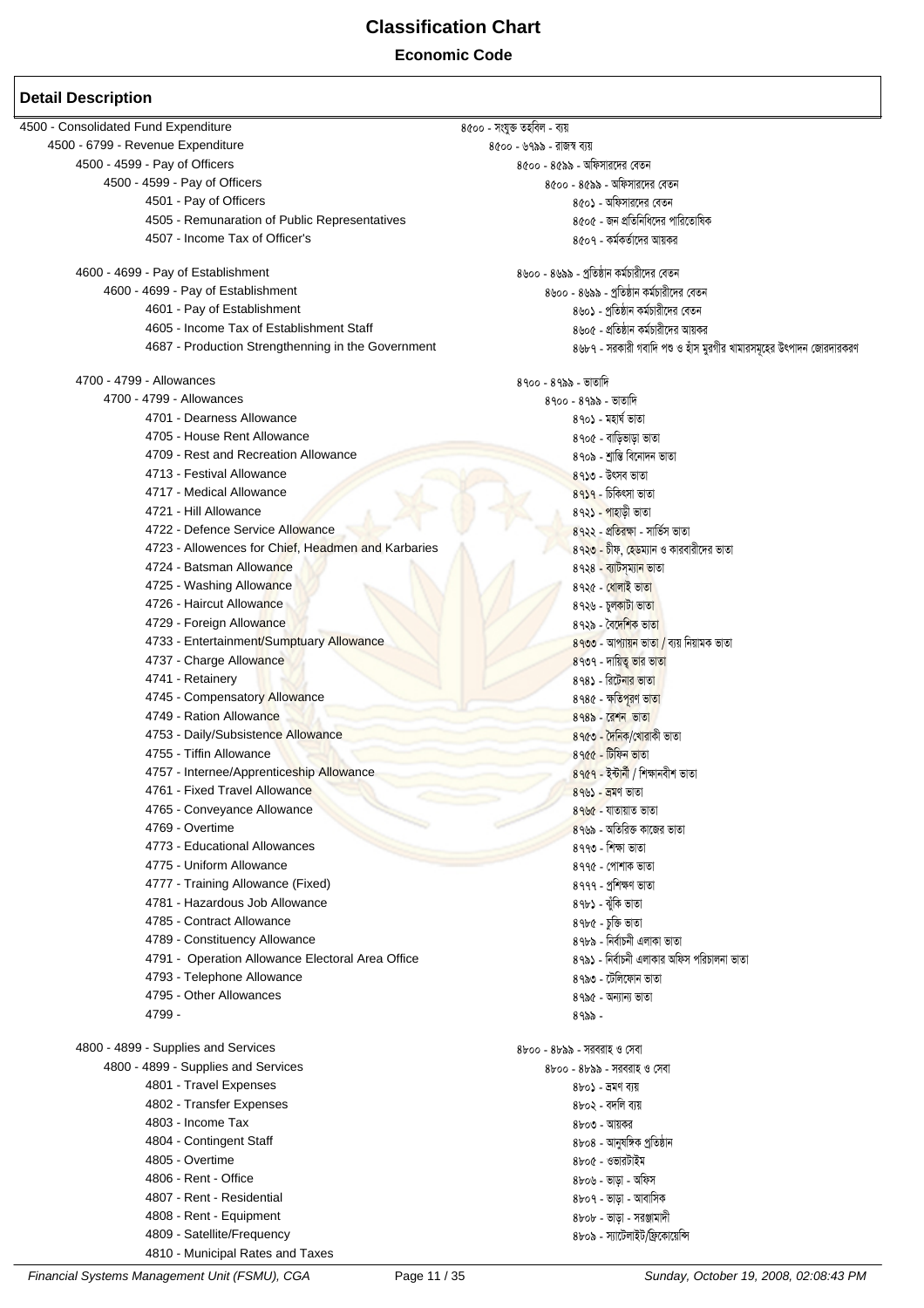# Classification Chart

**Economic Code**

## Detail Description

| English | Bengali |
|---|---|
| 4500 - Consolidated Fund Expenditure | ৪৫০০ - সংযুক্ত তহবিল - ব্যয় |
| 4500 - 6799 - Revenue Expenditure | ৪৫০০ - ৬৭৯৯ - রাজস্ব ব্যয় |
| 4500 - 4599 - Pay of Officers | ৪৫০০ - ৪৫৯৯ - অফিসারদের বেতন |
| 4500 - 4599 - Pay of Officers | ৪৫০০ - ৪৫৯৯ - অফিসারদের বেতন |
| 4501 - Pay of Officers | ৪৫০১ - অফিসারদের বেতন |
| 4505 - Remuneration of Public Representatives | ৪৫০৫ - জন প্রতিনিধিদের পারিতোষিক |
| 4507 - Income Tax of Officer's | ৪৫০৭ - কর্মকর্তাদের আয়কর |
| 4600 - 4699 - Pay of Establishment | ৪৬০০ - ৪৬৯৯ - প্রতিষ্ঠান কর্মচারীদের বেতন |
| 4600 - 4699 - Pay of Establishment | ৪৬০০ - ৪৬৯৯ - প্রতিষ্ঠান কর্মচারীদের বেতন |
| 4601 - Pay of Establishment | ৪৬০১ - প্রতিষ্ঠান কর্মচারীদের বেতন |
| 4605 - Income Tax of Establishment Staff | ৪৬০৫ - প্রতিষ্ঠান কর্মচারীদের আয়কর |
| 4687 - Production Strengthenning in the Government | ৪৬৮৭ - সরকারী গবাদি পশু ও হাঁস মুরগীর খামারসমূহের উৎপাদন জোরদারকরণ |
| 4700 - 4799 - Allowances | ৪৭০০ - ৪৭৯৯ - ভাতাদি |
| 4700 - 4799 - Allowances | ৪৭০০ - ৪৭৯৯ - ভাতাদি |
| 4701 - Dearness Allowance | ৪৭০১ - মহার্ঘ ভাতা |
| 4705 - House Rent Allowance | ৪৭০৫ - বাড়িভাড়া ভাতা |
| 4709 - Rest and Recreation Allowance | ৪৭০৯ - শ্রান্তি বিনোদন ভাতা |
| 4713 - Festival Allowance | ৪৭১৩ - উৎসব ভাতা |
| 4717 - Medical Allowance | ৪৭১৭ - চিকিৎসা ভাতা |
| 4721 - Hill Allowance | ৪৭২১ - পাহাড়ী ভাতা |
| 4722 - Defence Service Allowance | ৪৭২২ - প্রতিরক্ষা - সার্ভিস ভাতা |
| 4723 - Allowences for Chief, Headmen and Karbaries | ৪৭২৩ - চীফ, হেডম্যান ও কারবারীদের ভাতা |
| 4724 - Batsman Allowance | ৪৭২৪ - ব্যাটসম্যান ভাতা |
| 4725 - Washing Allowance | ৪৭২৫ - ধোলাই ভাতা |
| 4726 - Haircut Allowance | ৪৭২৬ - চুলকাটা ভাতা |
| 4729 - Foreign Allowance | ৪৭২৯ - বৈদেশিক ভাতা |
| 4733 - Entertainment/Sumptuary Allowance | ৪৭৩৩ - আপ্যায়ন ভাতা / ব্যয় নিয়ামক ভাতা |
| 4737 - Charge Allowance | ৪৭৩৭ - দায়িত্ব ভার ভাতা |
| 4741 - Retainery | ৪৭৪১ - রিটেনার ভাতা |
| 4745 - Compensatory Allowance | ৪৭৪৫ - ক্ষতিপূরণ ভাতা |
| 4749 - Ration Allowance | ৪৭৪৯ - রেশন ভাতা |
| 4753 - Daily/Subsistence Allowance | ৪৭৫৩ - দৈনিক/খোরাকী ভাতা |
| 4755 - Tiffin Allowance | ৪৭৫৫ - টিফিন ভাতা |
| 4757 - Internee/Apprenticeship Allowance | ৪৭৫৭ - ইন্টার্নী / শিক্ষানবীশ ভাতা |
| 4761 - Fixed Travel Allowance | ৪৭৬১ - ভ্রমণ ভাতা |
| 4765 - Conveyance Allowance | ৪৭৬৫ - যাতায়াত ভাতা |
| 4769 - Overtime | ৪৭৬৯ - অতিরিক্ত কাজের ভাতা |
| 4773 - Educational Allowances | ৪৭৭৩ - শিক্ষা ভাতা |
| 4775 - Uniform Allowance | ৪৭৭৫ - পোশাক ভাতা |
| 4777 - Training Allowance (Fixed) | ৪৭৭৭ - প্রশিক্ষণ ভাতা |
| 4781 - Hazardous Job Allowance | ৪৭৮১ - ঝুঁকি ভাতা |
| 4785 - Contract Allowance | ৪৭৮৫ - চুক্তি ভাতা |
| 4789 - Constituency Allowance | ৪৭৮৯ - নির্বাচনী এলাকা ভাতা |
| 4791 - Operation Allowance Electoral Area Office | ৪৭৯১ - নির্বাচনী এলাকার অফিস পরিচালনা ভাতা |
| 4793 - Telephone Allowance | ৪৭৯৩ - টেলিফোন ভাতা |
| 4795 - Other Allowances | ৪৭৯৫ - অন্যান্য ভাতা |
| 4799 - | ৪৭৯৯ - |
| 4800 - 4899 - Supplies and Services | ৪৮০০ - ৪৮৯৯ - সরবরাহ ও সেবা |
| 4800 - 4899 - Supplies and Services | ৪৮০০ - ৪৮৯৯ - সরবরাহ ও সেবা |
| 4801 - Travel Expenses | ৪৮০১ - ভ্রমণ ব্যয় |
| 4802 - Transfer Expenses | ৪৮০২ - বদলি ব্যয় |
| 4803 - Income Tax | ৪৮০৩ - আয়কর |
| 4804 - Contingent Staff | ৪৮০৪ - আনুষঙ্গিক প্রতিষ্ঠান |
| 4805 - Overtime | ৪৮০৫ - ওভারটাইম |
| 4806 - Rent - Office | ৪৮০৬ - ভাড়া - অফিস |
| 4807 - Rent - Residential | ৪৮০৭ - ভাড়া - আবাসিক |
| 4808 - Rent - Equipment | ৪৮০৮ - ভাড়া - সরঞ্জামাদী |
| 4809 - Satellite/Frequency | ৪৮০৯ - স্যাটেলাইট/ফ্রিকোয়েন্সি |
| 4810 - Municipal Rates and Taxes | |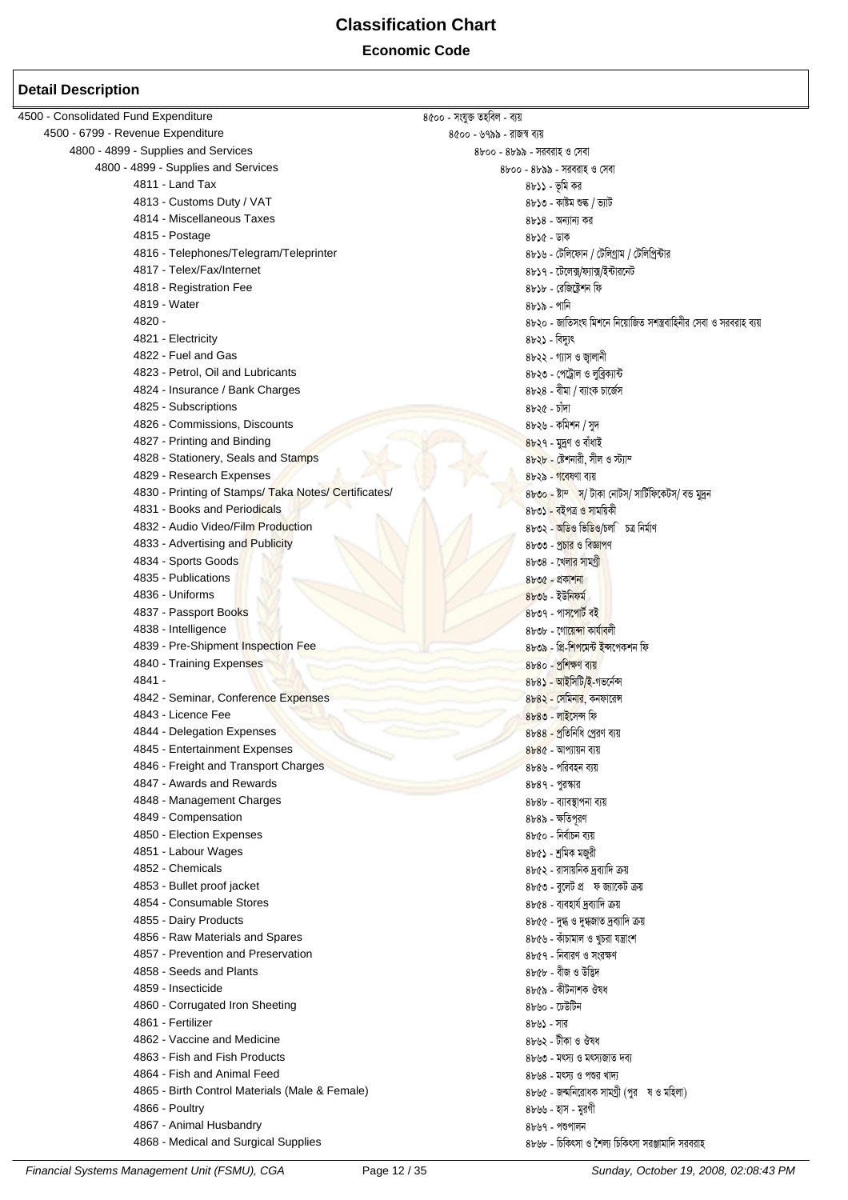# Classification Chart

**Economic Code**

## Detail Description

| English | Bangla |
|---|---|
| 4500 - Consolidated Fund Expenditure | ৪৫০০ - সংযুক্ত তহবিল - ব্যয় |
| 4500 - 6799 - Revenue Expenditure | ৪৫০০ - ৬৭৯৯ - রাজস্ব ব্যয় |
| 4800 - 4899 - Supplies and Services | ৪৮০০ - ৪৮৯৯ - সরবরাহ ও সেবা |
| 4800 - 4899 - Supplies and Services | ৪৮০০ - ৪৮৯৯ - সরবরাহ ও সেবা |
| 4811 - Land Tax | ৪৮১১ - ভূমি কর |
| 4813 - Customs Duty / VAT | ৪৮১৩ - কাষ্টম শুল্ক / ভ্যাট |
| 4814 - Miscellaneous Taxes | ৪৮১৪ - অন্যান্য কর |
| 4815 - Postage | ৪৮১৫ - ডাক |
| 4816 - Telephones/Telegram/Teleprinter | ৪৮১৬ - টেলিফোন / টেলিগ্রাম / টেলিপ্রিন্টার |
| 4817 - Telex/Fax/Internet | ৪৮১৭ - টেলেক্স/ফ্যাক্স/ইন্টারনেট |
| 4818 - Registration Fee | ৪৮১৮ - রেজিষ্ট্রেশন ফি |
| 4819 - Water | ৪৮১৯ - পানি |
| 4820 - | ৪৮২০ - জাতিসংঘ মিশনে নিয়োজিত সশস্ত্রবাহিনীর সেবা ও সরবরাহ ব্যয় |
| 4821 - Electricity | ৪৮২১ - বিদ্যুৎ |
| 4822 - Fuel and Gas | ৪৮২২ - গ্যাস ও জ্বালানী |
| 4823 - Petrol, Oil and Lubricants | ৪৮২৩ - পেট্রোল ও লুব্রিক্যান্ট |
| 4824 - Insurance / Bank Charges | ৪৮২৪ - বীমা / ব্যাংক চার্জেস |
| 4825 - Subscriptions | ৪৮২৫ - চাঁদা |
| 4826 - Commissions, Discounts | ৪৮২৬ - কমিশন / সুদ |
| 4827 - Printing and Binding | ৪৮২৭ - মুদ্রণ ও বাঁধাই |
| 4828 - Stationery, Seals and Stamps | ৪৮২৮ - ষ্টেশনারী, সীল ও স্ট্যাম্প |
| 4829 - Research Expenses | ৪৮২৯ - গবেষণা ব্যয় |
| 4830 - Printing of Stamps/ Taka Notes/ Certificates/ | ৪৮৩০ - ষ্টাম্প স/ টাকা নোটস/ সার্টিফিকেটস/ বন্ড মুদ্রন |
| 4831 - Books and Periodicals | ৪৮৩১ - বইপত্র ও সাময়িকী |
| 4832 - Audio Video/Film Production | ৪৮৩২ - অডিও ভিডিও/চলা চত্র নির্মাণ |
| 4833 - Advertising and Publicity | ৪৮৩৩ - প্রচার ও বিজ্ঞাপণ |
| 4834 - Sports Goods | ৪৮৩৪ - খেলার সামগ্রী |
| 4835 - Publications | ৪৮৩৫ - প্রকাশনা |
| 4836 - Uniforms | ৪৮৩৬ - ইউনিফর্ম |
| 4837 - Passport Books | ৪৮৩৭ - পাসপোর্ট বই |
| 4838 - Intelligence | ৪৮৩৮ - গোয়েন্দা কার্যাবলী |
| 4839 - Pre-Shipment Inspection Fee | ৪৮৩৯ - প্রি-শিপমেন্ট ইন্সপেকশন ফি |
| 4840 - Training Expenses | ৪৮৪০ - প্রশিক্ষণ ব্যয় |
| 4841 - | ৪৮৪১ - আইসিটি/ই-গভর্নেন্স |
| 4842 - Seminar, Conference Expenses | ৪৮৪২ - সেমিনার, কনফারেন্স |
| 4843 - Licence Fee | ৪৮৪৩ - লাইসেন্স ফি |
| 4844 - Delegation Expenses | ৪৮৪৪ - প্রতিনিধি প্রেরণ ব্যয় |
| 4845 - Entertainment Expenses | ৪৮৪৫ - আপ্যায়ন ব্যয় |
| 4846 - Freight and Transport Charges | ৪৮৪৬ - পরিবহন ব্যয় |
| 4847 - Awards and Rewards | ৪৮৪৭ - পুরস্কার |
| 4848 - Management Charges | ৪৮৪৮ - ব্যাবস্থাপনা ব্যয় |
| 4849 - Compensation | ৪৮৪৯ - ক্ষতিপূরণ |
| 4850 - Election Expenses | ৪৮৫০ - নির্বাচন ব্যয় |
| 4851 - Labour Wages | ৪৮৫১ - শ্রমিক মজুরী |
| 4852 - Chemicals | ৪৮৫২ - রাসায়নিক দ্রব্যাদি ক্রয় |
| 4853 - Bullet proof jacket | ৪৮৫৩ - বুলেট প্র ফ জ্যাকেট ক্রয় |
| 4854 - Consumable Stores | ৪৮৫৪ - ব্যবহার্য দ্রব্যাদি ক্রয় |
| 4855 - Dairy Products | ৪৮৫৫ - দুগ্ধ ও দুগ্ধজাত দ্রব্যাদি ক্রয় |
| 4856 - Raw Materials and Spares | ৪৮৫৬ - কাঁচামাল ও খুচরা যন্ত্রাংশ |
| 4857 - Prevention and Preservation | ৪৮৫৭ - নিবারণ ও সংরক্ষণ |
| 4858 - Seeds and Plants | ৪৮৫৮ - বীজ ও উদ্ভিদ |
| 4859 - Insecticide | ৪৮৫৯ - কীটনাশক ঔষধ |
| 4860 - Corrugated Iron Sheeting | ৪৮৬০ - ঢেউটিন |
| 4861 - Fertilizer | ৪৮৬১ - সার |
| 4862 - Vaccine and Medicine | ৪৮৬২ - টীকা ও ঔষধ |
| 4863 - Fish and Fish Products | ৪৮৬৩ - মৎস্য ও মৎস্যজাত দব্য |
| 4864 - Fish and Animal Feed | ৪৮৬৪ - মৎস্য ও পশুর খাদ্য |
| 4865 - Birth Control Materials (Male & Female) | ৪৮৬৫ - জন্মনিরোধক সামগ্রী (পুর ষ ও মহিলা) |
| 4866 - Poultry | ৪৮৬৬ - হাস - মুরগী |
| 4867 - Animal Husbandry | ৪৮৬৭ - পশুপালন |
| 4868 - Medical and Surgical Supplies | ৪৮৬৮ - চিকিৎসা ও শৈল্য চিকিৎসা সরঞ্জামাদি সরবরাহ |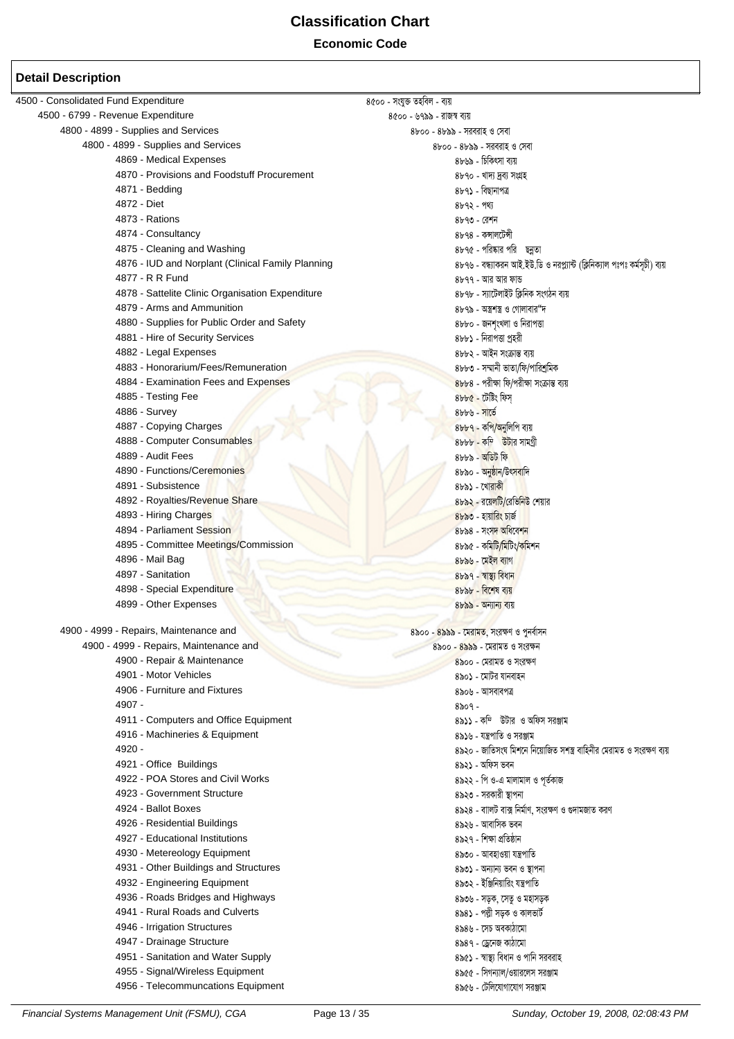# Classification Chart

**Economic Code**

## Detail Description

| English | Bangla |
|---|---|
| 4500 - Consolidated Fund Expenditure | ৪৫০০ - সংযুক্ত তহবিল - ব্যয় |
| 4500 - 6799 - Revenue Expenditure | ৪৫০০ - ৬৭৯৯ - রাজস্ব ব্যয় |
| 4800 - 4899 - Supplies and Services | ৪৮০০ - ৪৮৯৯ - সরবরাহ ও সেবা |
| 4800 - 4899 - Supplies and Services | ৪৮০০ - ৪৮৯৯ - সরবরাহ ও সেবা |
| 4869 - Medical Expenses | ৪৮৬৯ - চিকিৎসা ব্যয় |
| 4870 - Provisions and Foodstuff Procurement | ৪৮৭০ - খাদ্য দ্রব্য সংগ্রহ |
| 4871 - Bedding | ৪৮৭১ - বিছানাপত্র |
| 4872 - Diet | ৪৮৭২ - পথ্য |
| 4873 - Rations | ৪৮৭৩ - রেশন |
| 4874 - Consultancy | ৪৮৭৪ - কন্সালটেন্সী |
| 4875 - Cleaning and Washing | ৪৮৭৫ - পরিষ্কার পরি ছন্নতা |
| 4876 - IUD and Norplant (Clinical Family Planning | ৪৮৭৬ - বন্ধ্যাকরন আই.ইউ.ডি ও নরপ্লান্ট (ক্লিনিক্যাল পঃপঃ কর্মসূচী) ব্যয় |
| 4877 - R R Fund | ৪৮৭৭ - আর আর ফান্ড |
| 4878 - Sattelite Clinic Organisation Expenditure | ৪৮৭৮ - স্যাটেলাইট ক্লিনিক সংগঠন ব্যয় |
| 4879 - Arms and Ammunition | ৪৮৭৯ - অস্ত্রশস্ত্র ও গোলাবার"দ |
| 4880 - Supplies for Public Order and Safety | ৪৮৮০ - জনশৃংখলা ও নিরাপত্তা |
| 4881 - Hire of Security Services | ৪৮৮১ - নিরাপত্তা প্রহরী |
| 4882 - Legal Expenses | ৪৮৮২ - আইন সংক্রান্ত ব্যয় |
| 4883 - Honorarium/Fees/Remuneration | ৪৮৮৩ - সম্মানী ভাতা/ফি/পারিশ্রমিক |
| 4884 - Examination Fees and Expenses | ৪৮৮৪ - পরীক্ষা ফি/পরীক্ষা সংক্রান্ত ব্যয় |
| 4885 - Testing Fee | ৪৮৮৫ - টেষ্টিং ফিস্ |
| 4886 - Survey | ৪৮৮৬ - সার্ভে |
| 4887 - Copying Charges | ৪৮৮৭ - কপি/অনুলিপি ব্যয় |
| 4888 - Computer Consumables | ৪৮৮৮ - কম্পি উটার সামগ্রী |
| 4889 - Audit Fees | ৪৮৮৯ - অডিট ফি |
| 4890 - Functions/Ceremonies | ৪৮৯০ - অনুষ্ঠান/উৎসবাদি |
| 4891 - Subsistence | ৪৮৯১ - খোরাকী |
| 4892 - Royalties/Revenue Share | ৪৮৯২ - রয়েলটি/রেভিনিউ শেয়ার |
| 4893 - Hiring Charges | ৪৮৯৩ - হায়ারিং চার্জ |
| 4894 - Parliament Session | ৪৮৯৪ - সংসদ অধিবেশন |
| 4895 - Committee Meetings/Commission | ৪৮৯৫ - কমিটি/মিটিং/কমিশন |
| 4896 - Mail Bag | ৪৮৯৬ - মেইল ব্যাগ |
| 4897 - Sanitation | ৪৮৯৭ - স্বাস্থ্য বিধান |
| 4898 - Special Expenditure | ৪৮৯৮ - বিশেষ ব্যয় |
| 4899 - Other Expenses | ৪৮৯৯ - অন্যান্য ব্যয় |
| 4900 - 4999 - Repairs, Maintenance and | ৪৯০০ - ৪৯৯৯ - মেরামত, সংরক্ষণ ও পুনর্বাসন |
| 4900 - 4999 - Repairs, Maintenance and | ৪৯০০ - ৪৯৯৯ - মেরামত ও সংরক্ষন |
| 4900 - Repair & Maintenance | ৪৯০০ - মেরামত ও সংরক্ষণ |
| 4901 - Motor Vehicles | ৪৯০১ - মোটর যানবাহন |
| 4906 - Furniture and Fixtures | ৪৯০৬ - আসবাবপত্র |
| 4907 - | ৪৯০৭ - |
| 4911 - Computers and Office Equipment | ৪৯১১ - কম্পি উটার ও অফিস সরঞ্জাম |
| 4916 - Machineries & Equipment | ৪৯১৬ - যন্ত্রপাতি ও সরঞ্জাম |
| 4920 - | ৪৯২০ - জাতিসংঘ মিশনে নিয়োজিত সশস্ত্র বাহিনীর মেরামত ও সংরক্ষণ ব্যয় |
| 4921 - Office Buildings | ৪৯২১ - অফিস ভবন |
| 4922 - POA Stores and Civil Works | ৪৯২২ - পি ও-এ মালামাল ও পূর্তকাজ |
| 4923 - Government Structure | ৪৯২৩ - সরকারী স্থাপনা |
| 4924 - Ballot Boxes | ৪৯২৪ - ব্যালট বাক্স নির্মাণ, সংরক্ষণ ও গুদামজাত করণ |
| 4926 - Residential Buildings | ৪৯২৬ - আবাসিক ভবন |
| 4927 - Educational Institutions | ৪৯২৭ - শিক্ষা প্রতিষ্ঠান |
| 4930 - Metereology Equipment | ৪৯৩০ - আবহাওয়া যন্ত্রপাতি |
| 4931 - Other Buildings and Structures | ৪৯৩১ - অন্যান্য ভবন ও স্থাপনা |
| 4932 - Engineering Equipment | ৪৯৩২ - ইঞ্জিনিয়ারিং যন্ত্রপাতি |
| 4936 - Roads Bridges and Highways | ৪৯৩৬ - সড়ক, সেতু ও মহাসড়ক |
| 4941 - Rural Roads and Culverts | ৪৯৪১ - পল্লী সড়ক ও কালভার্ট |
| 4946 - Irrigation Structures | ৪৯৪৬ - সেচ অবকাঠামো |
| 4947 - Drainage Structure | ৪৯৪৭ - ড্রেনেজ কাঠামো |
| 4951 - Sanitation and Water Supply | ৪৯৫১ - স্বাস্থ্য বিধান ও পানি সরবরাহ |
| 4955 - Signal/Wireless Equipment | ৪৯৫৫ - সিগন্যাল/ওয়ারলেস সরঞ্জাম |
| 4956 - Telecommuncations Equipment | ৪৯৫৬ - টেলিযোগাযোগ সরঞ্জাম |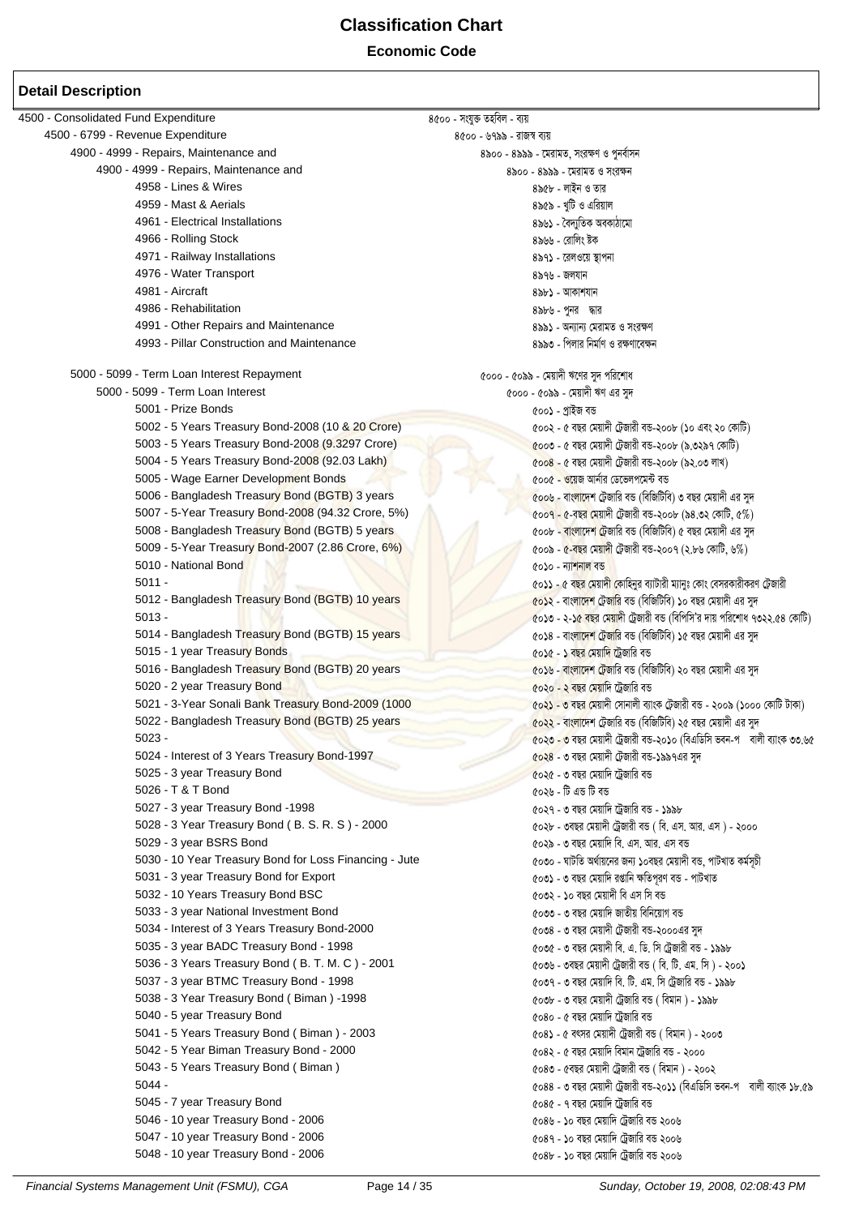# Classification Chart

**Economic Code**

## Detail Description

- 4500 - Consolidated Fund Expenditure — ৪৫০০ - সংযুক্ত তহবিল - ব্যয়
  - 4500 - 6799 - Revenue Expenditure — ৪৫০০ - ৬৭৯৯ - রাজস্ব ব্যয়
    - 4900 - 4999 - Repairs, Maintenance and — ৪৯০০ - ৪৯৯৯ - মেরামত, সংরক্ষণ ও পুনর্বাসন
      - 4900 - 4999 - Repairs, Maintenance and — ৪৯০০ - ৪৯৯৯ - মেরামত ও সংরক্ষন
        - 4958 - Lines & Wires — ৪৯৫৮ - লাইন ও তার
        - 4959 - Mast & Aerials — ৪৯৫৯ - খুটি ও এরিয়াল
        - 4961 - Electrical Installations — ৪৯৬১ - বৈদ্যুতিক অবকাঠামো
        - 4966 - Rolling Stock — ৪৯৬৬ - রোলিং ষ্টক
        - 4971 - Railway Installations — ৪৯৭১ - রেলওয়ে স্থাপনা
        - 4976 - Water Transport — ৪৯৭৬ - জলযান
        - 4981 - Aircraft — ৪৯৮১ - আকাশযান
        - 4986 - Rehabilitation — ৪৯৮৬ - পুনর ‍ দ্ধার
        - 4991 - Other Repairs and Maintenance — ৪৯৯১ - অন্যান্য মেরামত ও সংরক্ষণ
        - 4993 - Pillar Construction and Maintenance — ৪৯৯৩ - পিলার নির্মাণ ও রক্ষণাবেক্ষন

    - 5000 - 5099 - Term Loan Interest Repayment — ৫০০০ - ৫০৯৯ - মেয়াদী ঋণের সুদ পরিশোধ
      - 5000 - 5099 - Term Loan Interest — ৫০০০ - ৫০৯৯ - মেয়াদী ঋণ এর সুদ
        - 5001 - Prize Bonds — ৫০০১ - প্রাইজ বন্ড
        - 5002 - 5 Years Treasury Bond-2008 (10 & 20 Crore) — ৫০০২ - ৫ বছর মেয়াদী ট্রেজারী বন্ড-২০০৮ (১০ এবং ২০ কোটি)
        - 5003 - 5 Years Treasury Bond-2008 (9.3297 Crore) — ৫০০৩ - ৫ বছর মেয়াদী ট্রেজারী বন্ড-২০০৮ (৯.৩২৯৭ কোটি)
        - 5004 - 5 Years Treasury Bond-2008 (92.03 Lakh) — ৫০০৪ - ৫ বছর মেয়াদী ট্রেজারী বন্ড-২০০৮ (৯২.০৩ লাখ)
        - 5005 - Wage Earner Development Bonds — ৫০০৫ - ওয়েজ আর্নার ডেভেলপমেন্ট বন্ড
        - 5006 - Bangladesh Treasury Bond (BGTB) 3 years — ৫০০৬ - বাংলাদেশ ট্রেজারি বন্ড (বিজিটিবি) ৩ বছর মেয়াদী এর সুদ
        - 5007 - 5-Year Treasury Bond-2008 (94.32 Crore, 5%) — ৫০০৭ - ৫-বছর মেয়াদী ট্রেজারী বন্ড-২০০৮ (৯৪.৩২ কোটি, ৫%)
        - 5008 - Bangladesh Treasury Bond (BGTB) 5 years — ৫০০৮ - বাংলাদেশ ট্রেজারি বন্ড (বিজিটিবি) ৫ বছর মেয়াদী এর সুদ
        - 5009 - 5-Year Treasury Bond-2007 (2.86 Crore, 6%) — ৫০০৯ - ৫-বছর মেয়াদী ট্রেজারী বন্ড-২০০৭ (২.৮৬ কোটি, ৬%)
        - 5010 - National Bond — ৫০১০ - ন্যাশনাল বন্ড
        - 5011 - — ৫০১১ - ৫ বছর মেয়াদী কোহিনুর ব্যাটারী ম্যানুঃ কোং বেসরকারীকরণ ট্রেজারী
        - 5012 - Bangladesh Treasury Bond (BGTB) 10 years — ৫০১২ - বাংলাদেশ ট্রেজারি বন্ড (বিজিটিবি) ১০ বছর মেয়াদী এর সুদ
        - 5013 - — ৫০১৩ - ২-১৫ বছর মেয়াদী ট্রেজারী বন্ড (বিপিসি'র দায় পরিশোধ ৭৩২২.৫৪ কোটি)
        - 5014 - Bangladesh Treasury Bond (BGTB) 15 years — ৫০১৪ - বাংলাদেশ ট্রেজারি বন্ড (বিজিটিবি) ১৫ বছর মেয়াদী এর সুদ
        - 5015 - 1 year Treasury Bonds — ৫০১৫ - ১ বছর মেয়াদি ট্রেজারি বন্ড
        - 5016 - Bangladesh Treasury Bond (BGTB) 20 years — ৫০১৬ - বাংলাদেশ ট্রেজারি বন্ড (বিজিটিবি) ২০ বছর মেয়াদী এর সুদ
        - 5020 - 2 year Treasury Bond — ৫০২০ - ২ বছর মেয়াদি ট্রেজারি বন্ড
        - 5021 - 3-Year Sonali Bank Treasury Bond-2009 (1000 — ৫০২১ - ৩ বছর মেয়াদী সোনালী ব্যাংক ট্রেজারী বন্ড - ২০০৯ (১০০০ কোটি টাকা)
        - 5022 - Bangladesh Treasury Bond (BGTB) 25 years — ৫০২২ - বাংলাদেশ ট্রেজারি বন্ড (বিজিটিবি) ২৫ বছর মেয়াদী এর সুদ
        - 5023 - — ৫০২৩ - ৩ বছর মেয়াদী ট্রেজারী বন্ড-২০১০ (বিএডিসি ভবন-প ‍ বালী ব্যাংক ৩৩.৬৫
        - 5024 - Interest of 3 Years Treasury Bond-1997 — ৫০২৪ - ৩ বছর মেয়াদী ট্রেজারী বন্ড-১৯৯৭এর সুদ
        - 5025 - 3 year Treasury Bond — ৫০২৫ - ৩ বছর মেয়াদি ট্রেজারি বন্ড
        - 5026 - T & T Bond — ৫০২৬ - টি এন্ড টি বন্ড
        - 5027 - 3 year Treasury Bond -1998 — ৫০২৭ - ৩ বছর মেয়াদি ট্রেজারি বন্ড - ১৯৯৮
        - 5028 - 3 Year Treasury Bond ( B. S. R. S ) - 2000 — ৫০২৮ - ৩বছর মেয়াদী ট্রেজারী বন্ড ( বি. এস. আর, এস ) - ২০০০
        - 5029 - 3 year BSRS Bond — ৫০২৯ - ৩ বছর মেয়াদি বি. এস. আর. এস বন্ড
        - 5030 - 10 Year Treasury Bond for Loss Financing - Jute — ৫০৩০ - ঘাটতি অর্থায়নের জন্য ১০বছর মেয়াদী বন্ড, পাটখাত কর্মসূচী
        - 5031 - 3 year Treasury Bond for Export — ৫০৩১ - ৩ বছর মেয়াদি রপ্তানি ক্ষতিপূরণ বন্ড - পাটখাত
        - 5032 - 10 Years Treasury Bond BSC — ৫০৩২ - ১০ বছর মেয়াদী বি এস সি বন্ড
        - 5033 - 3 year National Investment Bond — ৫০৩৩ - ৩ বছর মেয়াদি জাতীয় বিনিয়োগ বন্ড
        - 5034 - Interest of 3 Years Treasury Bond-2000 — ৫০৩৪ - ৩ বছর মেয়াদী ট্রেজারী বন্ড-২০০০এর সুদ
        - 5035 - 3 year BADC Treasury Bond - 1998 — ৫০৩৫ - ৩ বছর মেয়াদী বি. এ. ডি. সি ট্রেজারী বন্ড - ১৯৯৮
        - 5036 - 3 Years Treasury Bond ( B. T. M. C ) - 2001 — ৫০৩৬ - ৩বছর মেয়াদী ট্রেজারী বন্ড ( বি. টি. এম. সি ) - ২০০১
        - 5037 - 3 year BTMC Treasury Bond - 1998 — ৫০৩৭ - ৩ বছর মেয়াদি বি. টি. এম. সি ট্রেজারি বন্ড - ১৯৯৮
        - 5038 - 3 Year Treasury Bond ( Biman ) -1998 — ৫০৩৮ - ৩ বছর মেয়াদী ট্রেজারি বন্ড ( বিমান ) - ১৯৯৮
        - 5040 - 5 year Treasury Bond — ৫০৪০ - ৫ বছর মেয়াদি ট্রেজারি বন্ড
        - 5041 - 5 Years Treasury Bond ( Biman ) - 2003 — ৫০৪১ - ৫ বৎসর মেয়াদী ট্রেজারী বন্ড ( বিমান ) - ২০০৩
        - 5042 - 5 Year Biman Treasury Bond - 2000 — ৫০৪২ - ৫ বছর মেয়াদি বিমান ট্রেজারি বন্ড - ২০০০
        - 5043 - 5 Years Treasury Bond ( Biman ) — ৫০৪৩ - ৫বছর মেয়াদী ট্রেজারী বন্ড ( বিমান ) - ২০০২
        - 5044 - — ৫০৪৪ - ৩ বছর মেয়াদী ট্রেজারী বন্ড-২০১১ (বিএডিসি ভবন-প ‍ বালী ব্যাংক ১৮.৫৯
        - 5045 - 7 year Treasury Bond — ৫০৪৫ - ৭ বছর মেয়াদি ট্রেজারি বন্ড
        - 5046 - 10 year Treasury Bond - 2006 — ৫০৪৬ - ১০ বছর মেয়াদি ট্রেজারি বন্ড ২০০৬
        - 5047 - 10 year Treasury Bond - 2006 — ৫০৪৭ - ১০ বছর মেয়াদি ট্রেজারি বন্ড ২০০৬
        - 5048 - 10 year Treasury Bond - 2006 — ৫০৪৮ - ১০ বছর মেয়াদি ট্রেজারি বন্ড ২০০৬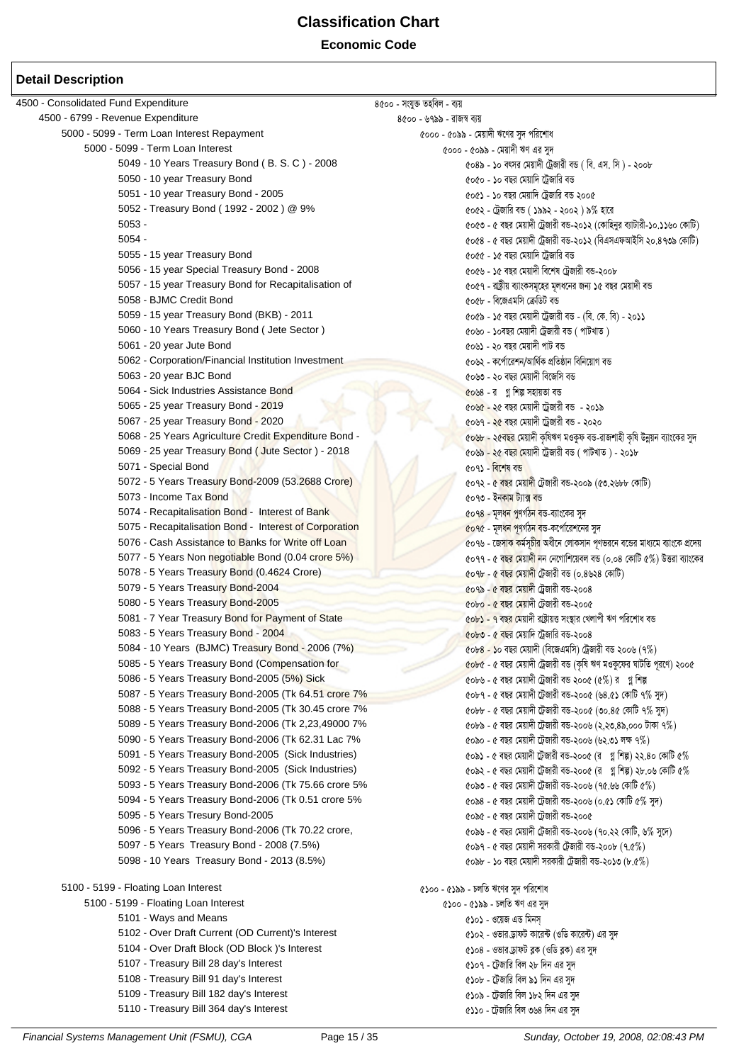# Classification Chart

**Economic Code**

## Detail Description

- 4500 - Consolidated Fund Expenditure — ৪৫০০ - সংযুক্ত তহবিল - ব্যয়
  - 4500 - 6799 - Revenue Expenditure — ৪৫০০ - ৬৭৯৯ - রাজস্ব ব্যয়
    - 5000 - 5099 - Term Loan Interest Repayment — ৫০০০ - ৫০৯৯ - মেয়াদী ঋণের সুদ পরিশোধ
      - 5000 - 5099 - Term Loan Interest — ৫০০০ - ৫০৯৯ - মেয়াদী ঋণ এর সুদ

| Code | Description | বিবরণ |
|---|---|---|
| 5049 | 10 Years Treasury Bond ( B. S. C ) - 2008 | ৫০৪৯ - ১০ বৎসর মেয়াদী ট্রেজারী বন্ড ( বি. এস. সি ) - ২০০৮ |
| 5050 | 10 year Treasury Bond | ৫০৫০ - ১০ বছর মেয়াদি ট্রেজারি বন্ড |
| 5051 | 10 year Treasury Bond - 2005 | ৫০৫১ - ১০ বছর মেয়াদি ট্রেজারি বন্ড ২০০৫ |
| 5052 | Treasury Bond ( 1992 - 2002 ) @ 9% | ৫০৫২ - ট্রেজারি বন্ড ( ১৯৯২ - ২০০২ ) ৯% হারে |
| 5053 | | ৫০৫৩ - ৫ বছর মেয়াদী ট্রেজারী বন্ড-২০১২ (কোহিনুর ব্যাটারী-১০.১১৬০ কোটি) |
| 5054 | | ৫০৫৪ - ৫ বছর মেয়াদী ট্রেজারী বন্ড-২০১২ (বিএসএফআইসি ২০.৪৭৩৯ কোটি) |
| 5055 | 15 year Treasury Bond | ৫০৫৫ - ১৫ বছর মেয়াদি ট্রেজারি বন্ড |
| 5056 | 15 year Special Treasury Bond - 2008 | ৫০৫৬ - ১৫ বছর মেয়াদী বিশেষ ট্রেজারী বন্ড-২০০৮ |
| 5057 | 15 year Treasury Bond for Recapitalisation of | ৫০৫৭ - রাষ্ট্রীয় ব্যাংকসমূহের মূলধনের জন্য ১৫ বছর মেয়াদী বন্ড |
| 5058 | BJMC Credit Bond | ৫০৫৮ - বিজেএমসি ক্রেডিট বন্ড |
| 5059 | 15 year Treasury Bond (BKB) - 2011 | ৫০৫৯ - ১৫ বছর মেয়াদী ট্রেজারী বন্ড - (বি. কে. বি) - ২০১১ |
| 5060 | 10 Years Treasury Bond ( Jete Sector ) | ৫০৬০ - ১০বছর মেয়াদী ট্রেজারী বন্ড ( পাটখাত ) |
| 5061 | 20 year Jute Bond | ৫০৬১ - ২০ বছর মেয়াদী পাট বন্ড |
| 5062 | Corporation/Financial Institution Investment | ৫০৬২ - কর্পোরেশন/আর্থিক প্রতিষ্ঠান বিনিয়োগ বন্ড |
| 5063 | 20 year BJC Bond | ৫০৬৩ - ২০ বছর মেয়াদী বিজেসি বন্ড |
| 5064 | Sick Industries Assistance Bond | ৫০৬৪ - র গ্ন শিল্প সহায়তা বন্ড |
| 5065 | 25 year Treasury Bond - 2019 | ৫০৬৫ - ২৫ বছর মেয়াদী ট্রেজারী বন্ড - ২০১৯ |
| 5067 | 25 year Treasury Bond - 2020 | ৫০৬৭ - ২৫ বছর মেয়াদী ট্রেজারী বন্ড - ২০২০ |
| 5068 | 25 Years Agriculture Credit Expenditure Bond - | ৫০৬৮ - ২৫বছর মেয়াদী কৃষিঋণ মওকুফ বন্ড-রাজশাহী কৃষি উন্নয়ন ব্যাংকের সুদ |
| 5069 | 25 year Treasury Bond ( Jute Sector ) - 2018 | ৫০৬৯ - ২৫ বছর মেয়াদী ট্রেজারী বন্ড ( পাটখাত ) - ২০১৮ |
| 5071 | Special Bond | ৫০৭১ - বিশেষ বন্ড |
| 5072 | 5 Years Treasury Bond-2009 (53.2688 Crore) | ৫০৭২ - ৫ বছর মেয়াদী ট্রেজারী বন্ড-২০০৯ (৫৩.২৬৮৮ কোটি) |
| 5073 | Income Tax Bond | ৫০৭৩ - ইনকাম ট্যাক্স বন্ড |
| 5074 | Recapitalisation Bond - Interest of Bank | ৫০৭৪ - মূলধন পুণর্গঠন বন্ড-ব্যাংকের সুদ |
| 5075 | Recapitalisation Bond - Interest of Corporation | ৫০৭৫ - মূলধন পুণর্গঠন বন্ড-কর্পোরেশনের সুদ |
| 5076 | Cash Assistance to Banks for Write off Loan | ৫০৭৬ - জেসাক কর্মসূচীর অধীনে লোকসান পূণভরনে বন্ডের মাধ্যমে ব্যাংকে প্রদেয় |
| 5077 | 5 Years Non negotiable Bond (0.04 crore 5%) | ৫০৭৭ - ৫ বছর মেয়াদী নন নেগোশিয়েবল বন্ড (০.০৪ কোটি ৫%) উত্তরা ব্যাংকের |
| 5078 | 5 Years Treasury Bond (0.4624 Crore) | ৫০৭৮ - ৫ বছর মেয়াদী ট্রেজারী বন্ড (০.৪৬২৪ কোটি) |
| 5079 | 5 Years Treasury Bond-2004 | ৫০৭৯ - ৫ বছর মেয়াদী ট্রেজারী বন্ড-২০০৪ |
| 5080 | 5 Years Treasury Bond-2005 | ৫০৮০ - ৫ বছর মেয়াদী ট্রেজারী বন্ড-২০০৫ |
| 5081 | 7 Year Treasury Bond for Payment of State | ৫০৮১ - ৭ বছর মেয়াদী রাষ্ট্রায়ত্ত সংস্থার খেলাপী ঋণ পরিশোধ বন্ড |
| 5083 | 5 Years Treasury Bond - 2004 | ৫০৮৩ - ৫ বছর মেয়াদি ট্রেজারি বন্ড-২০০৪ |
| 5084 | 10 Years (BJMC) Treasury Bond - 2006 (7%) | ৫০৮৪ - ১০ বছর মেয়াদী (বিজেএমসি) ট্রেজারী বন্ড ২০০৬ (৭%) |
| 5085 | 5 Years Treasury Bond (Compensation for | ৫০৮৫ - ৫ বছর মেয়াদী ট্রেজারী বন্ড (কৃষি ঋণ মওকুফের ঘাটতি পূরণে) ২০০৫ |
| 5086 | 5 Years Treasury Bond-2005 (5%) Sick | ৫০৮৬ - ৫ বছর মেয়াদী ট্রেজারী বন্ড ২০০৫ (৫%) র গ্ন শিল্প |
| 5087 | 5 Years Treasury Bond-2005 (Tk 64.51 crore 7% | ৫০৮৭ - ৫ বছর মেয়াদী ট্রেজারী বন্ড-২০০৫ (৬৪.৫১ কোটি ৭% সুদ) |
| 5088 | 5 Years Treasury Bond-2005 (Tk 30.45 crore 7% | ৫০৮৮ - ৫ বছর মেয়াদী ট্রেজারী বন্ড-২০০৫ (৩০.৪৫ কোটি ৭% সুদ) |
| 5089 | 5 Years Treasury Bond-2006 (Tk 2,23,49000 7% | ৫০৮৯ - ৫ বছর মেয়াদী ট্রেজারী বন্ড-২০০৬ (২,২৩,৪৯,০০০ টাকা ৭%) |
| 5090 | 5 Years Treasury Bond-2006 (Tk 62.31 Lac 7% | ৫০৯০ - ৫ বছর মেয়াদী ট্রেজারী বন্ড-২০০৬ (৬২.৩১ লক্ষ ৭%) |
| 5091 | 5 Years Treasury Bond-2005 (Sick Industries) | ৫০৯১ - ৫ বছর মেয়াদী ট্রেজারী বন্ড-২০০৫ (র গ্ন শিল্প) ২২.৪০ কোটি ৫% |
| 5092 | 5 Years Treasury Bond-2005 (Sick Industries) | ৫০৯২ - ৫ বছর মেয়াদী ট্রেজারী বন্ড-২০০৫ (র গ্ন শিল্প) ২৮.০৬ কোটি ৫% |
| 5093 | 5 Years Treasury Bond-2006 (Tk 75.66 crore 5% | ৫০৯৩ - ৫ বছর মেয়াদী ট্রেজারী বন্ড-২০০৬ (৭৫.৬৬ কোটি ৫%) |
| 5094 | 5 Years Treasury Bond-2006 (Tk 0.51 crore 5% | ৫০৯৪ - ৫ বছর মেয়াদী ট্রেজারী বন্ড-২০০৬ (০.৫১ কোটি ৫% সুদ) |
| 5095 | 5 Years Tresury Bond-2005 | ৫০৯৫ - ৫ বছর মেয়াদী ট্রেজারী বন্ড-২০০৫ |
| 5096 | 5 Years Treasury Bond-2006 (Tk 70.22 crore, | ৫০৯৬ - ৫ বছর মেয়াদী ট্রেজারী বন্ড-২০০৬ (৭০.২২ কোটি, ৬% সুদে) |
| 5097 | 5 Years Treasury Bond - 2008 (7.5%) | ৫০৯৭ - ৫ বছর মেয়াদী সরকারী ট্রেজারী বন্ড-২০০৮ (৭.৫%) |
| 5098 | 10 Years Treasury Bond - 2013 (8.5%) | ৫০৯৮ - ১০ বছর মেয়াদী সরকারী ট্রেজারী বন্ড-২০১৩ (৮.৫%) |

- 5100 - 5199 - Floating Loan Interest — ৫১০০ - ৫১৯৯ - চলতি ঋণের সুদ পরিশোধ
  - 5100 - 5199 - Floating Loan Interest — ৫১০০ - ৫১৯৯ - চলতি ঋণ এর সুদ

| Code | Description | বিবরণ |
|---|---|---|
| 5101 | Ways and Means | ৫১০১ - ওয়েজ এন্ড মিনস্ |
| 5102 | Over Draft Current (OD Current)'s Interest | ৫১০২ - ওভার ড্রাফট কারেন্ট (ওডি কারেন্ট) এর সুদ |
| 5104 | Over Draft Block (OD Block )'s Interest | ৫১০৪ - ওভার ড্রাফট ব্লক (ওডি ব্লক) এর সুদ |
| 5107 | Treasury Bill 28 day's Interest | ৫১০৭ - ট্রেজারি বিল ২৮ দিন এর সুদ |
| 5108 | Treasury Bill 91 day's Interest | ৫১০৮ - ট্রেজারি বিল ৯১ দিন এর সুদ |
| 5109 | Treasury Bill 182 day's Interest | ৫১০৯ - ট্রেজারি বিল ১৮২ দিন এর সুদ |
| 5110 | Treasury Bill 364 day's Interest | ৫১১০ - ট্রেজারি বিল ৩৬৪ দিন এর সুদ |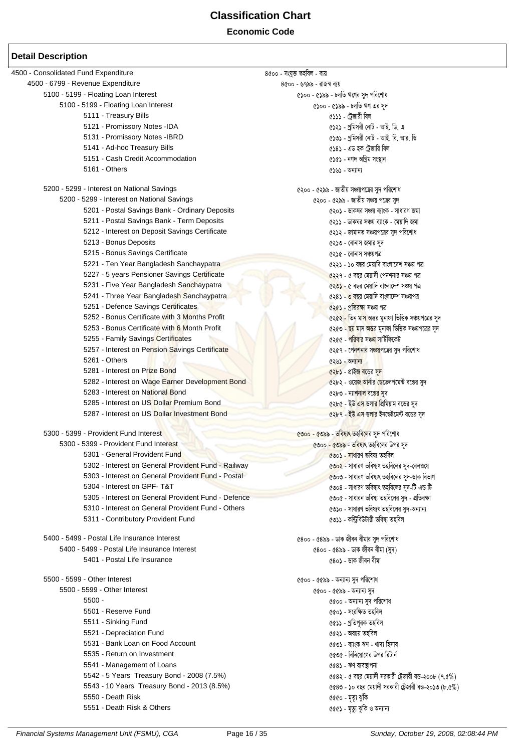# Classification Chart

## Economic Code

### Detail Description

| English | Bangla |
|---|---|
| 4500 - Consolidated Fund Expenditure | ৪৫০০ - সংযুক্ত তহবিল - ব্যয় |
| 4500 - 6799 - Revenue Expenditure | ৪৫০০ - ৬৭৯৯ - রাজস্ব ব্যয় |
| 5100 - 5199 - Floating Loan Interest | ৫১০০ - ৫১৯৯ - চলতি ঋণের সুদ পরিশোধ |
| 5100 - 5199 - Floating Loan Interest | ৫১০০ - ৫১৯৯ - চলতি ঋণ এর সুদ |
| 5111 - Treasury Bills | ৫১১১ - ট্রেজারী বিল |
| 5121 - Promissory Notes -IDA | ৫১২১ - প্রমিসরী নোট - আই. ডি. এ |
| 5131 - Promissory Notes -IBRD | ৫১৩১ - প্রমিসরী নোট - আই. বি. আর. ডি |
| 5141 - Ad-hoc Treasury Bills | ৫১৪১ - এড হক ট্রেজারি বিল |
| 5151 - Cash Credit Accommodation | ৫১৫১ - নগদ অগ্রিম সংস্থান |
| 5161 - Others | ৫১৬১ - অন্যান্য |
| 5200 - 5299 - Interest on National Savings | ৫২০০ - ৫২৯৯ - জাতীয় সঞ্চয়পত্রের সুদ পরিশোধ |
| 5200 - 5299 - Interest on National Savings | ৫২০০ - ৫২৯৯ - জাতীয় সঞ্চয় পত্রের সুদ |
| 5201 - Postal Savings Bank - Ordinary Deposits | ৫২০১ - ডাকঘর সঞ্চয় ব্যাংক - সাধারণ জমা |
| 5211 - Postal Savings Bank - Term Deposits | ৫২১১ - ডাকঘর সঞ্চয় ব্যাংক - মেয়াদি জমা |
| 5212 - Interest on Deposit Savings Certificate | ৫২১২ - জামানত সঞ্চয়পত্রের সুদ পরিশোধ |
| 5213 - Bonus Deposits | ৫২১৩ - বোনাস জমার সুদ |
| 5215 - Bonus Savings Certificate | ৫২১৫ - বোনাস সঞ্চয়পত্র |
| 5221 - Ten Year Bangladesh Sanchaypatra | ৫২২১ - ১০ বছর মেয়াদি বাংলাদেশ সঞ্চয় পত্র |
| 5227 - 5 years Pensioner Savings Certificate | ৫২২৭ - ৫ বছর মেয়াদী পেনশনার সঞ্চয় পত্র |
| 5231 - Five Year Bangladesh Sanchaypatra | ৫২৩১ - ৫ বছর মেয়াদি বাংলাদেশ সঞ্চয় পত্র |
| 5241 - Three Year Bangladesh Sanchaypatra | ৫২৪১ - ৩ বছর মেয়াদি বাংলাদেশ সঞ্চয়পত্র |
| 5251 - Defence Savings Certificates | ৫২৫১ - প্রতিরক্ষা সঞ্চয় পত্র |
| 5252 - Bonus Certificate with 3 Months Profit | ৫২৫২ - তিন মাস অন্তর মুনাফা ভিত্তিক সঞ্চয়পত্রের সুদ |
| 5253 - Bonus Certificate with 6 Month Profit | ৫২৫৩ - ছয় মাস অন্তর মুনাফা ভিত্তিক সঞ্চয়পত্রের সুদ |
| 5255 - Family Savings Certificates | ৫২৫৫ - পরিবার সঞ্চয় সার্টিফিকেট |
| 5257 - Interest on Pension Savings Certificate | ৫২৫৭ - পেনশনার সঞ্চয়পত্রের সুদ পরিশোধ |
| 5261 - Others | ৫২৬১ - অন্যান্য |
| 5281 - Interest on Prize Bond | ৫২৮১ - প্রাইজ বন্ডের সুদ |
| 5282 - Interest on Wage Earner Development Bond | ৫২৮২ - ওয়েজ আর্নার ডেভেলপমেন্ট বন্ডের সুদ |
| 5283 - Interest on National Bond | ৫২৮৩ - ন্যাশনাল বন্ডের সুদ |
| 5285 - Interest on US Dollar Premium Bond | ৫২৮৫ - ইউ এস ডলার প্রিমিয়াম বন্ডের সুদ |
| 5287 - Interest on US Dollar Investment Bond | ৫২৮৭ - ইউ এস ডলার ইনভেষ্টমেন্ট বন্ডের সুদ |
| 5300 - 5399 - Provident Fund Interest | ৫৩০০ - ৫৩৯৯ - ভবিষ্যৎ তহবিলের সুদ পরিশোধ |
| 5300 - 5399 - Provident Fund Interest | ৫৩০০ - ৫৩৯৯ - ভবিষ্যৎ তহবিলের উপর সুদ |
| 5301 - General Provident Fund | ৫৩০১ - সাধারণ ভবিষ্য তহবিল |
| 5302 - Interest on General Provident Fund - Railway | ৫৩০২ - সাধারণ ভবিষ্যৎ তহবিলের সুদ-রেলওয়ে |
| 5303 - Interest on General Provident Fund - Postal | ৫৩০৩ - সাধারণ ভবিষ্যৎ তহবিলের সুদ-ডাক বিভাগ |
| 5304 - Interest on GPF- T&T | ৫৩০৪ - সাধারণ ভবিষ্যৎ তহবিলের সুদ-টি এন্ড টি |
| 5305 - Interest on General Provident Fund - Defence | ৫৩০৫ - সাধারন ভবিষ্য তহবিলের সুদ - প্রতিরক্ষা |
| 5310 - Interest on General Provident Fund - Others | ৫৩১০ - সাধারণ ভবিষ্যৎ তহবিলের সুদ-অন্যান্য |
| 5311 - Contributory Provident Fund | ৫৩১১ - কন্ট্রিবিউটারী ভবিষ্য তহবিল |
| 5400 - 5499 - Postal Life Insurance Interest | ৫৪০০ - ৫৪৯৯ - ডাক জীবন বীমার সুদ পরিশোধ |
| 5400 - 5499 - Postal Life Insurance Interest | ৫৪০০ - ৫৪৯৯ - ডাক জীবন বীমা (সুদ) |
| 5401 - Postal Life Insurance | ৫৪০১ - ডাক জীবন বীমা |
| 5500 - 5599 - Other Interest | ৫৫০০ - ৫৫৯৯ - অন্যান্য সুদ পরিশোধ |
| 5500 - 5599 - Other Interest | ৫৫০০ - ৫৫৯৯ - অন্যান্য সুদ |
| 5500 - | ৫৫০০ - অন্যান্য সুদ পরিশোধ |
| 5501 - Reserve Fund | ৫৫০১ - সংরক্ষিত তহবিল |
| 5511 - Sinking Fund | ৫৫১১ - প্রতিপূরক তহবিল |
| 5521 - Depreciation Fund | ৫৫২১ - অবচয় তহবিল |
| 5531 - Bank Loan on Food Account | ৫৫৩১ - ব্যাংক ঋণ - খাদ্য হিসাব |
| 5535 - Return on Investment | ৫৫৩৫ - বিনিয়োগের উপর রিটার্ন |
| 5541 - Management of Loans | ৫৫৪১ - ঋণ ব্যবস্থাপনা |
| 5542 - 5 Years Treasury Bond - 2008 (7.5%) | ৫৫৪২ - ৫ বছর মেয়াদী সরকারী ট্রেজারী বন্ড-২০০৮ (৭.৫%) |
| 5543 - 10 Years Treasury Bond - 2013 (8.5%) | ৫৫৪৩ - ১০ বছর মেয়াদী সরকারী ট্রেজারী বন্ড-২০১৩ (৮.৫%) |
| 5550 - Death Risk | ৫৫৫০ - মৃত্যু ঝুঁকি |
| 5551 - Death Risk & Others | ৫৫৫১ - মৃত্যু ঝুকি ও অন্যান্য |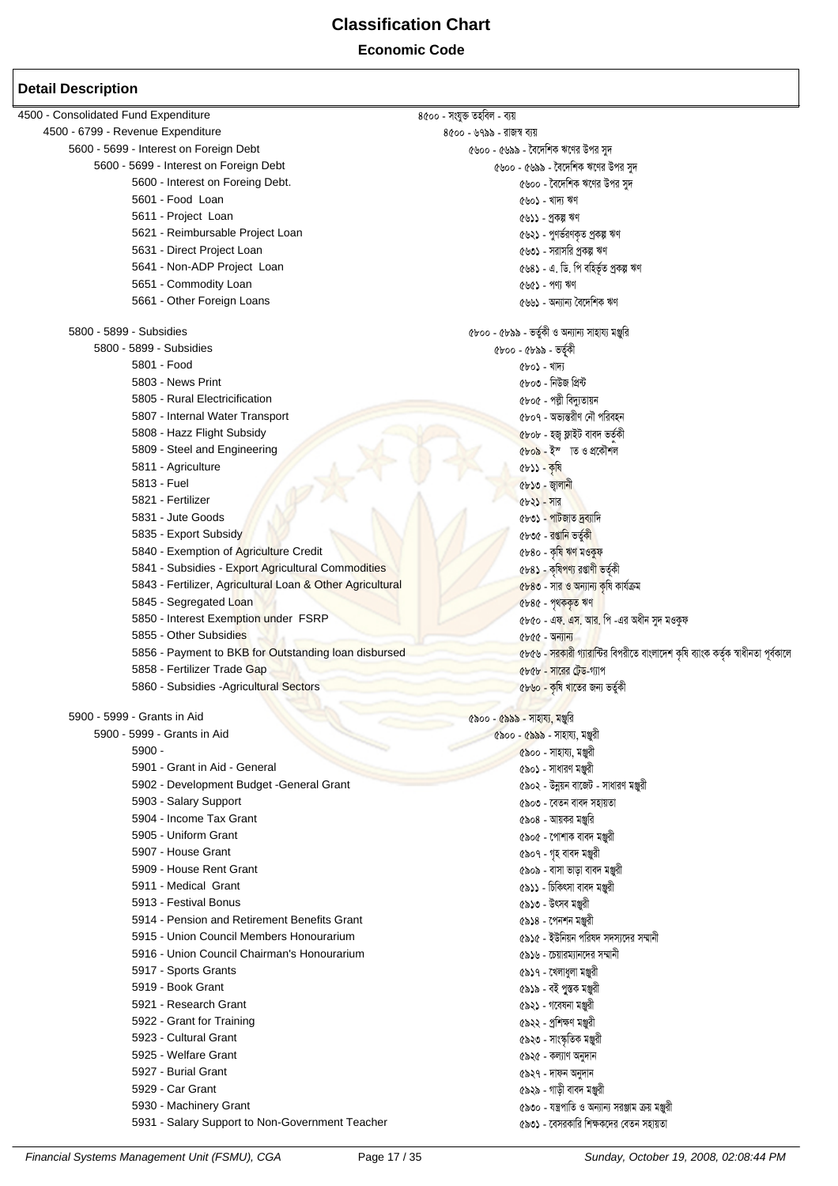# Classification Chart

**Economic Code**

## Detail Description

| English | বাংলা |
|---|---|
| 4500 - Consolidated Fund Expenditure | ৪৫০০ - সংযুক্ত তহবিল - ব্যয় |
| 4500 - 6799 - Revenue Expenditure | ৪৫০০ - ৬৭৯৯ - রাজস্ব ব্যয় |
| 5600 - 5699 - Interest on Foreign Debt | ৫৬০০ - ৫৬৯৯ - বৈদেশিক ঋণের উপর সুদ |
| 5600 - 5699 - Interest on Foreign Debt | ৫৬০০ - ৫৬৯৯ - বৈদেশিক ঋণের উপর সুদ |
| 5600 - Interest on Foreing Debt. | ৫৬০০ - বৈদেশিক ঋণের উপর সুদ |
| 5601 - Food Loan | ৫৬০১ - খাদ্য ঋণ |
| 5611 - Project Loan | ৫৬১১ - প্রকল্প ঋণ |
| 5621 - Reimbursable Project Loan | ৫৬২১ - পুণর্ভরণকৃত প্রকল্প ঋণ |
| 5631 - Direct Project Loan | ৫৬৩১ - সরাসরি প্রকল্প ঋণ |
| 5641 - Non-ADP Project Loan | ৫৬৪১ - এ. ডি. পি বহির্ভূত প্রকল্প ঋণ |
| 5651 - Commodity Loan | ৫৬৫১ - পণ্য ঋণ |
| 5661 - Other Foreign Loans | ৫৬৬১ - অন্যান্য বৈদেশিক ঋণ |
| 5800 - 5899 - Subsidies | ৫৮০০ - ৫৮৯৯ - ভর্তুকী ও অন্যান্য সাহায্য মঞ্জুরি |
| 5800 - 5899 - Subsidies | ৫৮০০ - ৫৮৯৯ - ভর্তুকী |
| 5801 - Food | ৫৮০১ - খাদ্য |
| 5803 - News Print | ৫৮০৩ - নিউজ প্রিন্ট |
| 5805 - Rural Electricification | ৫৮০৫ - পল্লী বিদ্যুতায়ন |
| 5807 - Internal Water Transport | ৫৮০৭ - অভ্যন্তরীণ নৌ পরিবহন |
| 5808 - Hazz Flight Subsidy | ৫৮০৮ - হজ্ব ফ্লাইট বাবদ ভর্তুকী |
| 5809 - Steel and Engineering | ৫৮০৯ - ইস্পাত ও প্রকৌশল |
| 5811 - Agriculture | ৫৮১১ - কৃষি |
| 5813 - Fuel | ৫৮১৩ - জ্বালানী |
| 5821 - Fertilizer | ৫৮২১ - সার |
| 5831 - Jute Goods | ৫৮৩১ - পাটজাত দ্রব্যাদি |
| 5835 - Export Subsidy | ৫৮৩৫ - রপ্তানি ভর্তুকী |
| 5840 - Exemption of Agriculture Credit | ৫৮৪০ - কৃষি ঋণ মওকুফ |
| 5841 - Subsidies - Export Agricultural Commodities | ৫৮৪১ - কৃষিপণ্য রপ্তানী ভর্তুকী |
| 5843 - Fertilizer, Agricultural Loan & Other Agricultural | ৫৮৪৩ - সার ও অন্যান্য কৃষি কার্যক্রম |
| 5845 - Segregated Loan | ৫৮৪৫ - পৃথককৃত ঋণ |
| 5850 - Interest Exemption under FSRP | ৫৮৫০ - এফ. এস. আর. পি -এর অধীন সুদ মওকুফ |
| 5855 - Other Subsidies | ৫৮৫৫ - অন্যান্য |
| 5856 - Payment to BKB for Outstanding loan disbursed | ৫৮৫৬ - সরকারী গ্যারান্টির বিপরীতে বাংলাদেশ কৃষি ব্যাংক কর্তৃক স্বাধীনতা পূর্বকালে |
| 5858 - Fertilizer Trade Gap | ৫৮৫৮ - সারের ট্রেড-গ্যাপ |
| 5860 - Subsidies -Agricultural Sectors | ৫৮৬০ - কৃষি খাতের জন্য ভর্তুকী |
| 5900 - 5999 - Grants in Aid | ৫৯০০ - ৫৯৯৯ - সাহায্য, মঞ্জুরি |
| 5900 - 5999 - Grants in Aid | ৫৯০০ - ৫৯৯৯ - সাহায্য, মঞ্জুরী |
| 5900 - | ৫৯০০ - সাহায্য, মঞ্জুরী |
| 5901 - Grant in Aid - General | ৫৯০১ - সাধারণ মঞ্জুরী |
| 5902 - Development Budget -General Grant | ৫৯০২ - উন্নয়ন বাজেট - সাধারণ মঞ্জুরী |
| 5903 - Salary Support | ৫৯০৩ - বেতন বাবদ সহায়তা |
| 5904 - Income Tax Grant | ৫৯০৪ - আয়কর মঞ্জুরি |
| 5905 - Uniform Grant | ৫৯০৫ - পোশাক বাবদ মঞ্জুরী |
| 5907 - House Grant | ৫৯০৭ - গৃহ বাবদ মঞ্জুরী |
| 5909 - House Rent Grant | ৫৯০৯ - বাসা ভাড়া বাবদ মঞ্জুরী |
| 5911 - Medical Grant | ৫৯১১ - চিকিৎসা বাবদ মঞ্জুরী |
| 5913 - Festival Bonus | ৫৯১৩ - উৎসব মঞ্জুরী |
| 5914 - Pension and Retirement Benefits Grant | ৫৯১৪ - পেনশন মঞ্জুরী |
| 5915 - Union Council Members Honourarium | ৫৯১৫ - ইউনিয়ন পরিষদ সদস্যদের সম্মানী |
| 5916 - Union Council Chairman's Honourarium | ৫৯১৬ - চেয়ারম্যানদের সম্মানী |
| 5917 - Sports Grants | ৫৯১৭ - খেলাধুলা মঞ্জুরী |
| 5919 - Book Grant | ৫৯১৯ - বই পুস্তক মঞ্জুরী |
| 5921 - Research Grant | ৫৯২১ - গবেষনা মঞ্জুরী |
| 5922 - Grant for Training | ৫৯২২ - প্রশিক্ষণ মঞ্জুরী |
| 5923 - Cultural Grant | ৫৯২৩ - সাংস্কৃতিক মঞ্জুরী |
| 5925 - Welfare Grant | ৫৯২৫ - কল্যাণ অনুদান |
| 5927 - Burial Grant | ৫৯২৭ - দাফন অনুদান |
| 5929 - Car Grant | ৫৯২৯ - গাড়ী বাবদ মঞ্জুরী |
| 5930 - Machinery Grant | ৫৯৩০ - যন্ত্রপাতি ও অন্যান্য সরঞ্জাম ক্রয় মঞ্জুরী |
| 5931 - Salary Support to Non-Government Teacher | ৫৯৩১ - বেসরকারি শিক্ষকদের বেতন সহায়তা |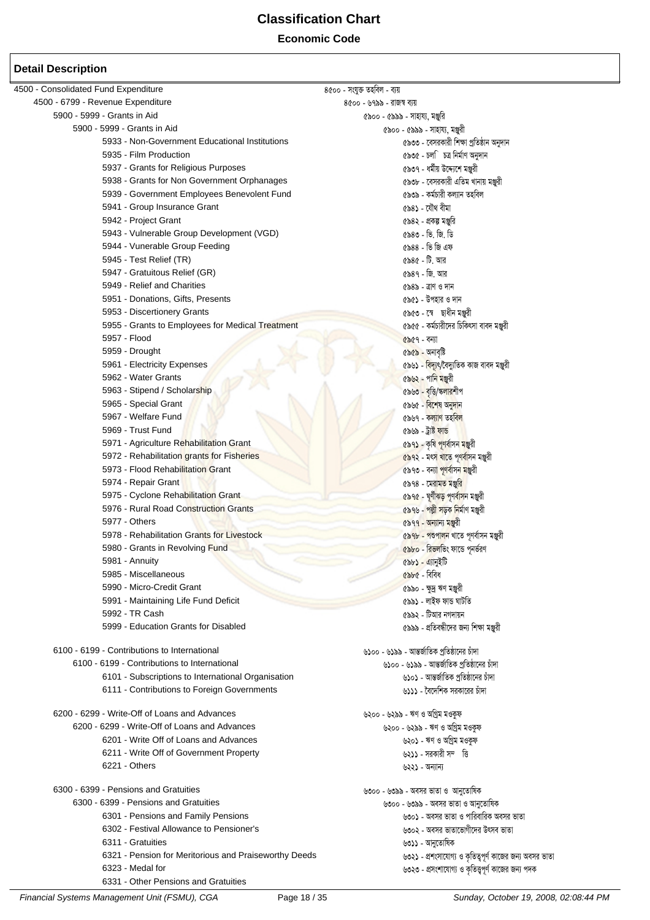# Classification Chart

## Economic Code

### Detail Description

- 4500 - Consolidated Fund Expenditure — ৪৫০০ - সংযুক্ত তহবিল - ব্যয়
  - 4500 - 6799 - Revenue Expenditure — ৪৫০০ - ৬৭৯৯ - রাজস্ব ব্যয়
    - 5900 - 5999 - Grants in Aid — ৫৯০০ - ৫৯৯৯ - সাহায্য, মঞ্জুরি
      - 5900 - 5999 - Grants in Aid — ৫৯০০ - ৫৯৯৯ - সাহায্য, মঞ্জুরী
        - 5933 - Non-Government Educational Institutions — ৫৯৩৩ - বেসরকারী শিক্ষা প্রতিষ্ঠান অনুদান
        - 5935 - Film Production — ৫৯৩৫ - চলচ্চিত্র নির্মাণ অনুদান
        - 5937 - Grants for Religious Purposes — ৫৯৩৭ - ধর্মীয় উদ্দ্যেশে মঞ্জুরী
        - 5938 - Grants for Non Government Orphanages — ৫৯৩৮ - বেসরকারী এতিম খানায় মঞ্জুরী
        - 5939 - Government Employees Benevolent Fund — ৫৯৩৯ - কর্মচারী কল্যান তহবিল
        - 5941 - Group Insurance Grant — ৫৯৪১ - যৌথ বীমা
        - 5942 - Project Grant — ৫৯৪২ - প্রকল্প মঞ্জুরি
        - 5943 - Vulnerable Group Development (VGD) — ৫৯৪৩ - ভি. জি. ডি
        - 5944 - Vunerable Group Feeding — ৫৯৪৪ - ভি জি এফ
        - 5945 - Test Relief (TR) — ৫৯৪৫ - টি. আর
        - 5947 - Gratuitous Relief (GR) — ৫৯৪৭ - জি. আর
        - 5949 - Relief and Charities — ৫৯৪৯ - ত্রাণ ও দান
        - 5951 - Donations, Gifts, Presents — ৫৯৫১ - উপহার ও দান
        - 5953 - Discertionery Grants — ৫৯৫৩ - স্বেচ্ছাধীন মঞ্জুরী
        - 5955 - Grants to Employees for Medical Treatment — ৫৯৫৫ - কর্মচারীদের চিকিৎসা বাবদ মঞ্জুরী
        - 5957 - Flood — ৫৯৫৭ - বন্যা
        - 5959 - Drought — ৫৯৫৯ - অনাবৃষ্টি
        - 5961 - Electricity Expenses — ৫৯৬১ - বিদ্যুৎ/বৈদ্যুতিক কাজ বাবদ মঞ্জুরী
        - 5962 - Water Grants — ৫৯৬২ - পানি মঞ্জুরী
        - 5963 - Stipend / Scholarship — ৫৯৬৩ - বৃত্তি/স্কলারশীপ
        - 5965 - Special Grant — ৫৯৬৫ - বিশেষ অনুদান
        - 5967 - Welfare Fund — ৫৯৬৭ - কল্যাণ তহবিল
        - 5969 - Trust Fund — ৫৯৬৯ - ট্রাষ্ট ফান্ড
        - 5971 - Agriculture Rehabilitation Grant — ৫৯৭১ - কৃষি পূণর্বাসন মঞ্জুরী
        - 5972 - Rehabilitation grants for Fisheries — ৫৯৭২ - মৎস খাতে পূণর্বাসন মঞ্জুরী
        - 5973 - Flood Rehabilitation Grant — ৫৯৭৩ - বন্যা পূণর্বাসন মঞ্জুরী
        - 5974 - Repair Grant — ৫৯৭৪ - মেরামত মঞ্জুরি
        - 5975 - Cyclone Rehabilitation Grant — ৫৯৭৫ - ঘূর্ণীঝড় পূণর্বাসন মঞ্জুরী
        - 5976 - Rural Road Construction Grants — ৫৯৭৬ - পল্লী সড়ক নির্মাণ মঞ্জুরী
        - 5977 - Others — ৫৯৭৭ - অন্যান্য মঞ্জুরী
        - 5978 - Rehabilitation Grants for Livestock — ৫৯৭৮ - পশুপালন খাতে পূণর্বাসন মঞ্জুরী
        - 5980 - Grants in Revolving Fund — ৫৯৮০ - রিভলভিং ফান্ডে পূনর্ভরণ
        - 5981 - Annuity — ৫৯৮১ - এ্যানুইটি
        - 5985 - Miscellaneous — ৫৯৮৫ - বিবিধ
        - 5990 - Micro-Credit Grant — ৫৯৯০ - ক্ষুদ্র ঋণ মঞ্জুরী
        - 5991 - Maintaining Life Fund Deficit — ৫৯৯১ - লাইফ ফান্ড ঘাটতি
        - 5992 - TR Cash — ৫৯৯২ - টিআর নগদায়ন
        - 5999 - Education Grants for Disabled — ৫৯৯৯ - প্রতিবন্ধীদের জন্য শিক্ষা মঞ্জুরী
    - 6100 - 6199 - Contributions to International — ৬১০০ - ৬১৯৯ - আন্তর্জাতিক প্রতিষ্ঠানের চাঁদা
      - 6100 - 6199 - Contributions to International — ৬১০০ - ৬১৯৯ - আন্তর্জাতিক প্রতিষ্ঠানের চাঁদা
        - 6101 - Subscriptions to International Organisation — ৬১০১ - আন্তর্জাতিক প্রতিষ্ঠানের চাঁদা
        - 6111 - Contributions to Foreign Governments — ৬১১১ - বৈদেশিক সরকারের চাঁদা
    - 6200 - 6299 - Write-Off of Loans and Advances — ৬২০০ - ৬২৯৯ - ঋণ ও অগ্রিম মওকুফ
      - 6200 - 6299 - Write-Off of Loans and Advances — ৬২০০ - ৬২৯৯ - ঋণ ও অগ্রিম মওকুফ
        - 6201 - Write Off of Loans and Advances — ৬২০১ - ঋণ ও অগ্রিম মওকুফ
        - 6211 - Write Off of Government Property — ৬২১১ - সরকারী সম্পত্তি
        - 6221 - Others — ৬২২১ - অন্যান্য
    - 6300 - 6399 - Pensions and Gratuities — ৬৩০০ - ৬৩৯৯ - অবসর ভাতা ও আনুতোষিক
      - 6300 - 6399 - Pensions and Gratuities — ৬৩০০ - ৬৩৯৯ - অবসর ভাতা ও আনুতোষিক
        - 6301 - Pensions and Family Pensions — ৬৩০১ - অবসর ভাতা ও পারিবারিক অবসর ভাতা
        - 6302 - Festival Allowance to Pensioner's — ৬৩০২ - অবসর ভাতাভোগীদের উৎসব ভাতা
        - 6311 - Gratuities — ৬৩১১ - আনুতোষিক
        - 6321 - Pension for Meritorious and Praiseworthy Deeds — ৬৩২১ - প্রশংসাযোগ্য ও কৃতিত্বপূর্ণ কাজের জন্য অবসর ভাতা
        - 6323 - Medal for — ৬৩২৩ - প্রসংশাযোগ্য ও কৃতিত্বপূর্ণ কাজের জন্য পদক
        - 6331 - Other Pensions and Gratuities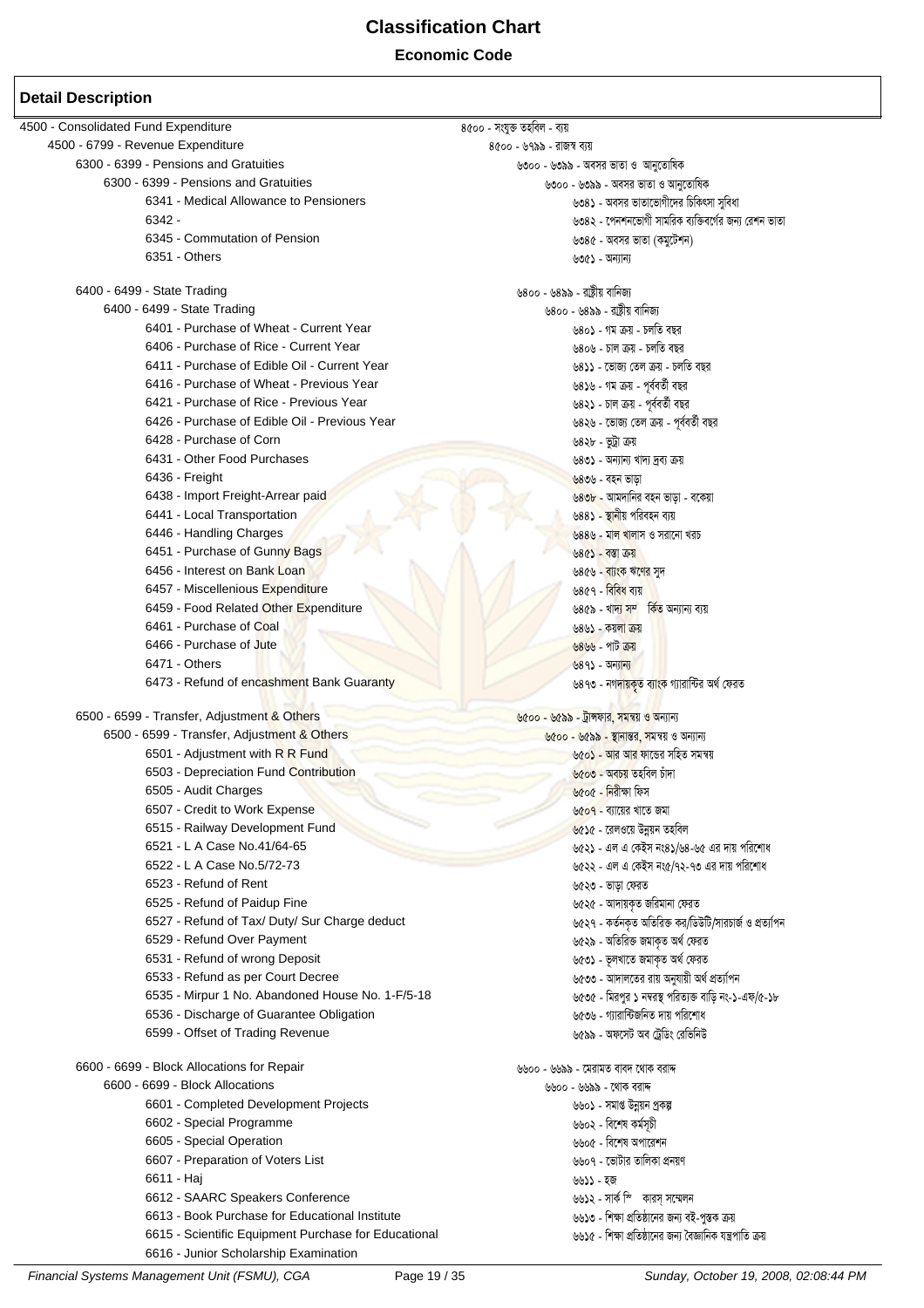# Classification Chart

## Economic Code

### Detail Description

| English | Bengali |
|---|---|
| 4500 - Consolidated Fund Expenditure | ৪৫০০ - সংযুক্ত তহবিল - ব্যয় |
| 4500 - 6799 - Revenue Expenditure | ৪৫০০ - ৬৭৯৯ - রাজস্ব ব্যয় |
| 6300 - 6399 - Pensions and Gratuities | ৬৩০০ - ৬৩৯৯ - অবসর ভাতা ও আনুতোষিক |
| 6300 - 6399 - Pensions and Gratuities | ৬৩০০ - ৬৩৯৯ - অবসর ভাতা ও আনুতোষিক |
| 6341 - Medical Allowance to Pensioners | ৬৩৪১ - অবসর ভাতাভোগীদের চিকিৎসা সুবিধা |
| 6342 - | ৬৩৪২ - পেনশনভোগী সামরিক ব্যক্তিবর্গের জন্য রেশন ভাতা |
| 6345 - Commutation of Pension | ৬৩৪৫ - অবসর ভাতা (কমুটেশন) |
| 6351 - Others | ৬৩৫১ - অন্যান্য |
| 6400 - 6499 - State Trading | ৬৪০০ - ৬৪৯৯ - রাষ্ট্রীয় বানিজ্য |
| 6400 - 6499 - State Trading | ৬৪০০ - ৬৪৯৯ - রাষ্ট্রীয় বানিজ্য |
| 6401 - Purchase of Wheat - Current Year | ৬৪০১ - গম ক্রয় - চলতি বছর |
| 6406 - Purchase of Rice - Current Year | ৬৪০৬ - চাল ক্রয় - চলতি বছর |
| 6411 - Purchase of Edible Oil - Current Year | ৬৪১১ - ভোজ্য তেল ক্রয় - চলতি বছর |
| 6416 - Purchase of Wheat - Previous Year | ৬৪১৬ - গম ক্রয় - পূর্ববর্তী বছর |
| 6421 - Purchase of Rice - Previous Year | ৬৪২১ - চাল ক্রয় - পূর্ববর্তী বছর |
| 6426 - Purchase of Edible Oil - Previous Year | ৬৪২৬ - ভোজ্য তেল ক্রয় - পূর্ববর্তী বছর |
| 6428 - Purchase of Corn | ৬৪২৮ - ভুট্টা ক্রয় |
| 6431 - Other Food Purchases | ৬৪৩১ - অন্যান্য খাদ্য দ্রব্য ক্রয় |
| 6436 - Freight | ৬৪৩৬ - বহন ভাড়া |
| 6438 - Import Freight-Arrear paid | ৬৪৩৮ - আমদানির বহন ভাড়া - বকেয়া |
| 6441 - Local Transportation | ৬৪৪১ - স্থানীয় পরিবহন ব্যয় |
| 6446 - Handling Charges | ৬৪৪৬ - মাল খালাস ও সরানো খরচ |
| 6451 - Purchase of Gunny Bags | ৬৪৫১ - বস্তা ক্রয় |
| 6456 - Interest on Bank Loan | ৬৪৫৬ - ব্যাংক ঋণের সুদ |
| 6457 - Miscellenious Expenditure | ৬৪৫৭ - বিবিধ ব্যয় |
| 6459 - Food Related Other Expenditure | ৬৪৫৯ - খাদ্য সম্পর্কিত অন্যান্য ব্যয় |
| 6461 - Purchase of Coal | ৬৪৬১ - কয়লা ক্রয় |
| 6466 - Purchase of Jute | ৬৪৬৬ - পাট ক্রয় |
| 6471 - Others | ৬৪৭১ - অন্যান্য |
| 6473 - Refund of encashment Bank Guaranty | ৬৪৭৩ - নগদায়কৃত ব্যাংক গ্যারান্টির অর্থ ফেরত |
| 6500 - 6599 - Transfer, Adjustment & Others | ৬৫০০ - ৬৫৯৯ - ট্রান্সফার, সমন্বয় ও অন্যান্য |
| 6500 - 6599 - Transfer, Adjustment & Others | ৬৫০০ - ৬৫৯৯ - স্থানান্তর, সমন্বয় ও অন্যান্য |
| 6501 - Adjustment with R R Fund | ৬৫০১ - আর আর ফান্ডের সহিত সমন্বয় |
| 6503 - Depreciation Fund Contribution | ৬৫০৩ - অবচয় তহবিল চাঁদা |
| 6505 - Audit Charges | ৬৫০৫ - নিরীক্ষা ফিস |
| 6507 - Credit to Work Expense | ৬৫০৭ - ব্যয়ের খাতে জমা |
| 6515 - Railway Development Fund | ৬৫১৫ - রেলওয়ে উন্নয়ন তহবিল |
| 6521 - L A Case No.41/64-65 | ৬৫২১ - এল এ কেইস নংঃ৪১/৬৪-৬৫ এর দায় পরিশোধ |
| 6522 - L A Case No.5/72-73 | ৬৫২২ - এল এ কেইস নংঃ৫/৭২-৭৩ এর দায় পরিশোধ |
| 6523 - Refund of Rent | ৬৫২৩ - ভাড়া ফেরত |
| 6525 - Refund of Paidup Fine | ৬৫২৫ - আদায়কৃত জরিমানা ফেরত |
| 6527 - Refund of Tax/ Duty/ Sur Charge deduct | ৬৫২৭ - কর্তনকৃত অতিরিক্ত কর/ডিউটি/সারচার্জ ও প্রত্যাপন |
| 6529 - Refund Over Payment | ৬৫২৯ - অতিরিক্ত জমাকৃত অর্থ ফেরত |
| 6531 - Refund of wrong Deposit | ৬৫৩১ - ভুলখাতে জমাকৃত অর্থ ফেরত |
| 6533 - Refund as per Court Decree | ৬৫৩৩ - আদালতের রায় অনুযায়ী অর্থ প্রত্যাপন |
| 6535 - Mirpur 1 No. Abandoned House No. 1-F/5-18 | ৬৫৩৫ - মিরপুর ১ নম্বরস্থ পরিত্যক্ত বাড়ি নং-১-এফ/৫-১৮ |
| 6536 - Discharge of Guarantee Obligation | ৬৫৩৬ - গ্যারান্টিজনিত দায় পরিশোধ |
| 6599 - Offset of Trading Revenue | ৬৫৯৯ - অফসেট অব ট্রেডিং রেভিনিউ |
| 6600 - 6699 - Block Allocations for Repair | ৬৬০০ - ৬৬৯৯ - মেরামত বাবদ থোক বরাদ্দ |
| 6600 - 6699 - Block Allocations | ৬৬০০ - ৬৬৯৯ - থোক বরাদ্দ |
| 6601 - Completed Development Projects | ৬৬০১ - সমাপ্ত উন্নয়ন প্রকল্প |
| 6602 - Special Programme | ৬৬০২ - বিশেষ কর্মসূচী |
| 6605 - Special Operation | ৬৬০৫ - বিশেষ অপারেশন |
| 6607 - Preparation of Voters List | ৬৬০৭ - ভোটার তালিকা প্রনয়ণ |
| 6611 - Haj | ৬৬১১ - হজ |
| 6612 - SAARC Speakers Conference | ৬৬১২ - সার্ক স্পিকারস্ সম্মেলন |
| 6613 - Book Purchase for Educational Institute | ৬৬১৩ - শিক্ষা প্রতিষ্ঠানের জন্য বই-পুস্তক ক্রয় |
| 6615 - Scientific Equipment Purchase for Educational | ৬৬১৫ - শিক্ষা প্রতিষ্ঠানের জন্য বৈজ্ঞানিক যন্ত্রপাতি ক্রয় |
| 6616 - Junior Scholarship Examination | |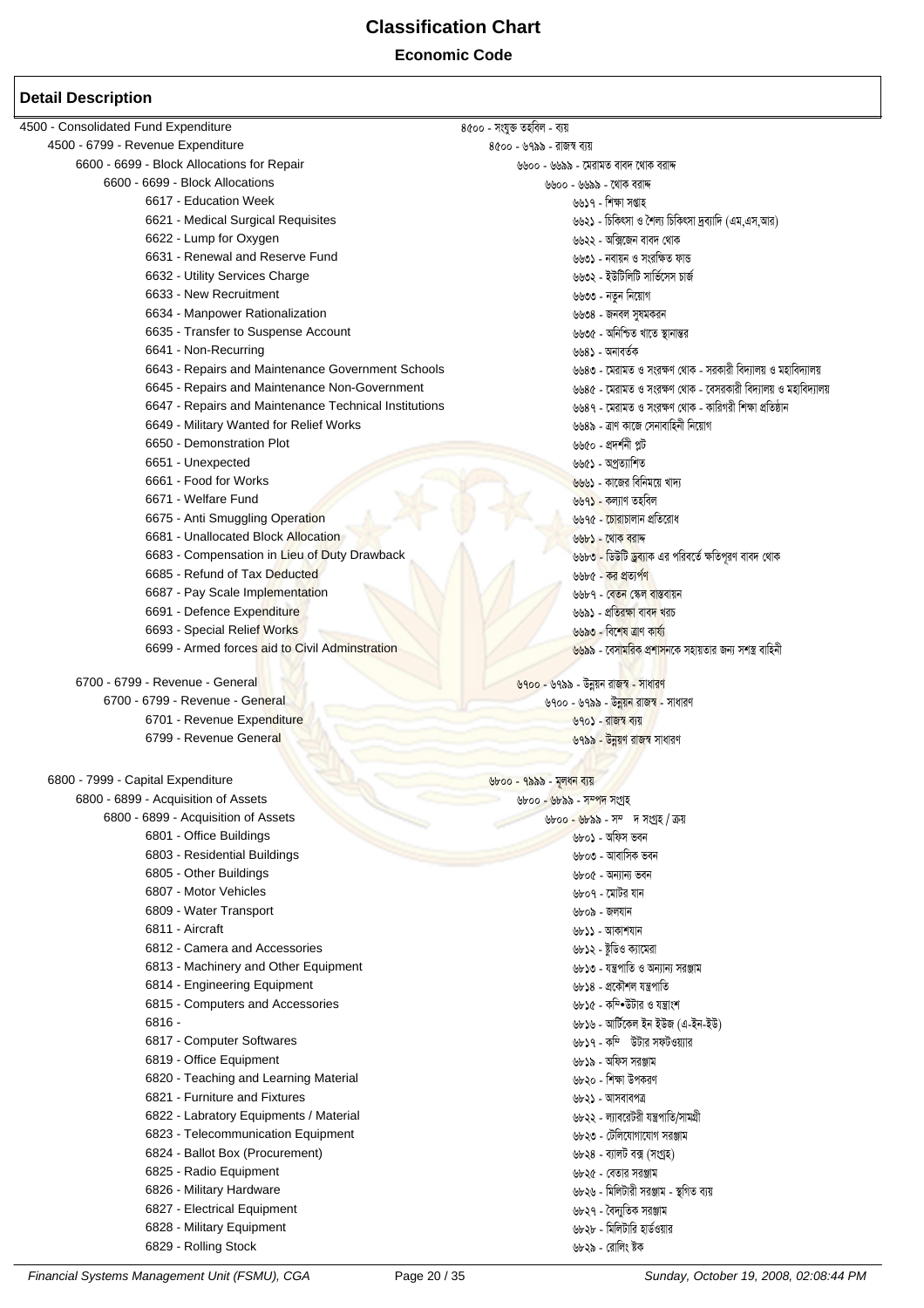# Classification Chart

## Economic Code

### Detail Description

- 4500 - Consolidated Fund Expenditure — ৪৫০০ - সংযুক্ত তহবিল - ব্যয়
  - 4500 - 6799 - Revenue Expenditure — ৪৫০০ - ৬৭৯৯ - রাজস্ব ব্যয়
    - 6600 - 6699 - Block Allocations for Repair — ৬৬০০ - ৬৬৯৯ - মেরামত বাবদ থোক বরাদ্দ
      - 6600 - 6699 - Block Allocations — ৬৬০০ - ৬৬৯৯ - থোক বরাদ্দ
        - 6617 - Education Week — ৬৬১৭ - শিক্ষা সপ্তাহ
        - 6621 - Medical Surgical Requisites — ৬৬২১ - চিকিৎসা ও শৈল্য চিকিৎসা দ্রব্যাদি (এম,এস,আর)
        - 6622 - Lump for Oxygen — ৬৬২২ - অক্সিজেন বাবদ থোক
        - 6631 - Renewal and Reserve Fund — ৬৬৩১ - নবায়ন ও সংরক্ষিত ফান্ড
        - 6632 - Utility Services Charge — ৬৬৩২ - ইউটিলিটি সার্ভিসেস চার্জ
        - 6633 - New Recruitment — ৬৬৩৩ - নতুন নিয়োগ
        - 6634 - Manpower Rationalization — ৬৬৩৪ - জনবল সুষমকরন
        - 6635 - Transfer to Suspense Account — ৬৬৩৫ - অনিশ্চিত খাতে স্থানান্তর
        - 6641 - Non-Recurring — ৬৬৪১ - অনাবর্তক
        - 6643 - Repairs and Maintenance Government Schools — ৬৬৪৩ - মেরামত ও সংরক্ষণ থোক - সরকারী বিদ্যালয় ও মহাবিদ্যালয়
        - 6645 - Repairs and Maintenance Non-Government — ৬৬৪৫ - মেরামত ও সংরক্ষণ থোক - বেসরকারী বিদ্যালয় ও মহাবিদ্যালয়
        - 6647 - Repairs and Maintenance Technical Institutions — ৬৬৪৭ - মেরামত ও সংরক্ষণ থোক - কারিগরী শিক্ষা প্রতিষ্ঠান
        - 6649 - Military Wanted for Relief Works — ৬৬৪৯ - ত্রাণ কাজে সেনাবাহিনী নিয়োগ
        - 6650 - Demonstration Plot — ৬৬৫০ - প্রদর্শনী প্লট
        - 6651 - Unexpected — ৬৬৫১ - অপ্রত্যাশিত
        - 6661 - Food for Works — ৬৬৬১ - কাজের বিনিময়ে খাদ্য
        - 6671 - Welfare Fund — ৬৬৭১ - কল্যাণ তহবিল
        - 6675 - Anti Smuggling Operation — ৬৬৭৫ - চোরাচালান প্রতিরোধ
        - 6681 - Unallocated Block Allocation — ৬৬৮১ - থোক বরাদ্দ
        - 6683 - Compensation in Lieu of Duty Drawback — ৬৬৮৩ - ডিউটি ড্র্যাক এর পরিবর্তে ক্ষতিপূরণ বাবদ থোক
        - 6685 - Refund of Tax Deducted — ৬৬৮৫ - কর প্রত্যর্পণ
        - 6687 - Pay Scale Implementation — ৬৬৮৭ - বেতন স্কেল বাস্তবায়ন
        - 6691 - Defence Expenditure — ৬৬৯১ - প্রতিরক্ষা বাবদ খরচ
        - 6693 - Special Relief Works — ৬৬৯৩ - বিশেষ ত্রাণ কার্য্য
        - 6699 - Armed forces aid to Civil Adminstration — ৬৬৯৯ - বেসামরিক প্রশাসনকে সহায়তার জন্য সশস্ত্র বাহিনী
    - 6700 - 6799 - Revenue - General — ৬৭০০ - ৬৭৯৯ - উন্নয়ন রাজস্ব - সাধারণ
      - 6700 - 6799 - Revenue - General — ৬৭০০ - ৬৭৯৯ - উন্নয়ন রাজস্ব - সাধারণ
        - 6701 - Revenue Expenditure — ৬৭০১ - রাজস্ব ব্যয়
        - 6799 - Revenue General — ৬৭৯৯ - উন্নয়ণ রাজস্ব সাধারণ
  - 6800 - 7999 - Capital Expenditure — ৬৮০০ - ৭৯৯৯ - মূলধন ব্যয়
    - 6800 - 6899 - Acquisition of Assets — ৬৮০০ - ৬৮৯৯ - সম্পদ সংগ্রহ
      - 6800 - 6899 - Acquisition of Assets — ৬৮০০ - ৬৮৯৯ - সম দ সংগ্রহ / ক্রয়
        - 6801 - Office Buildings — ৬৮০১ - অফিস ভবন
        - 6803 - Residential Buildings — ৬৮০৩ - আবাসিক ভবন
        - 6805 - Other Buildings — ৬৮০৫ - অন্যান্য ভবন
        - 6807 - Motor Vehicles — ৬৮০৭ - মোটর যান
        - 6809 - Water Transport — ৬৮০৯ - জলযান
        - 6811 - Aircraft — ৬৮১১ - আকাশযান
        - 6812 - Camera and Accessories — ৬৮১২ - ষ্টুডিও ক্যামেরা
        - 6813 - Machinery and Other Equipment — ৬৮১৩ - যন্ত্রপাতি ও অন্যান্য সরঞ্জাম
        - 6814 - Engineering Equipment — ৬৮১৪ - প্রকৌশল যন্ত্রপাতি
        - 6815 - Computers and Accessories — ৬৮১৫ - কম্পিউটার ও যন্ত্রাংশ
        - 6816 - — ৬৮১৬ - আর্টিকেল ইন ইউজ (এ-ইন-ইউ)
        - 6817 - Computer Softwares — ৬৮১৭ - কম্ উটার সফটওয়্যার
        - 6819 - Office Equipment — ৬৮১৯ - অফিস সরঞ্জাম
        - 6820 - Teaching and Learning Material — ৬৮২০ - শিক্ষা উপকরণ
        - 6821 - Furniture and Fixtures — ৬৮২১ - আসবাবপত্র
        - 6822 - Labratory Equipments / Material — ৬৮২২ - ল্যাবরেটরী যন্ত্রপাতি/সামগ্রী
        - 6823 - Telecommunication Equipment — ৬৮২৩ - টেলিযোগাযোগ সরঞ্জাম
        - 6824 - Ballot Box (Procurement) — ৬৮২৪ - ব্যালট বক্স (সংগ্রহ)
        - 6825 - Radio Equipment — ৬৮২৫ - বেতার সরঞ্জাম
        - 6826 - Military Hardware — ৬৮২৬ - মিলিটারী সরঞ্জাম - স্থগিত ব্যয়
        - 6827 - Electrical Equipment — ৬৮২৭ - বৈদ্যুতিক সরঞ্জাম
        - 6828 - Military Equipment — ৬৮২৮ - মিলিটারি হার্ডওয়ার
        - 6829 - Rolling Stock — ৬৮২৯ - রোলিং ষ্টক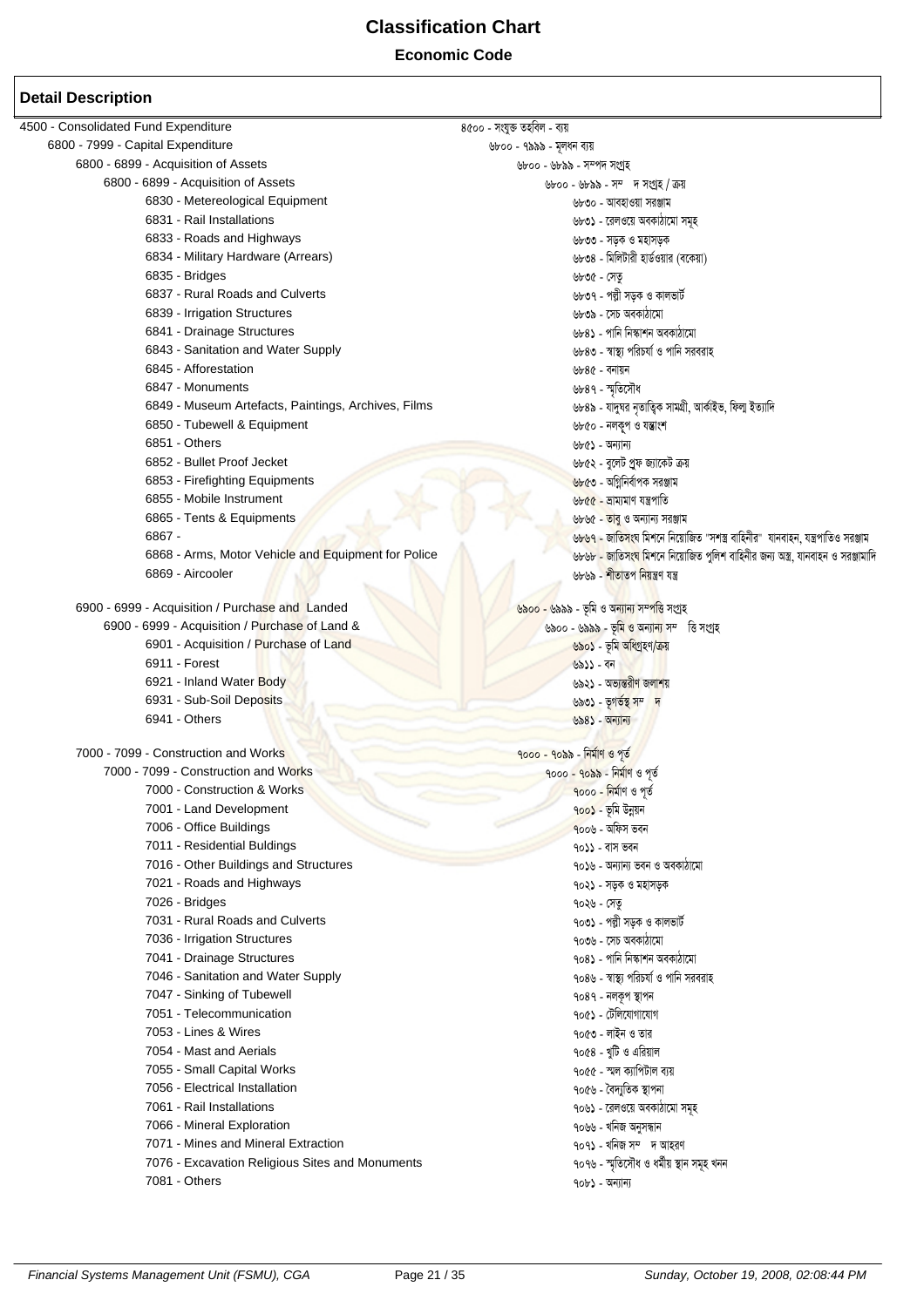# Classification Chart

**Economic Code**

## Detail Description

| English | বাংলা |
|---|---|
| 4500 - Consolidated Fund Expenditure | ৪৫০০ - সংযুক্ত তহবিল - ব্যয় |
| 6800 - 7999 - Capital Expenditure | ৬৮০০ - ৭৯৯৯ - মূলধন ব্যয় |
| 6800 - 6899 - Acquisition of Assets | ৬৮০০ - ৬৮৯৯ - সম্পদ সংগ্রহ |
| 6800 - 6899 - Acquisition of Assets | ৬৮০০ - ৬৮৯৯ - সম্ দ সংগ্রহ / ক্রয় |
| 6830 - Metereological Equipment | ৬৮৩০ - আবহাওয়া সরঞ্জাম |
| 6831 - Rail Installations | ৬৮৩১ - রেলওয়ে অবকাঠামো সমূহ |
| 6833 - Roads and Highways | ৬৮৩৩ - সড়ক ও মহাসড়ক |
| 6834 - Military Hardware (Arrears) | ৬৮৩৪ - মিলিটারী হার্ডওয়ার (বকেয়া) |
| 6835 - Bridges | ৬৮৩৫ - সেতু |
| 6837 - Rural Roads and Culverts | ৬৮৩৭ - পল্লী সড়ক ও কালভার্ট |
| 6839 - Irrigation Structures | ৬৮৩৯ - সেচ অবকাঠামো |
| 6841 - Drainage Structures | ৬৮৪১ - পানি নিস্কাশন অবকাঠামো |
| 6843 - Sanitation and Water Supply | ৬৮৪৩ - স্বাস্থ্য পরিচর্যা ও পানি সরবরাহ |
| 6845 - Afforestation | ৬৮৪৫ - বনায়ন |
| 6847 - Monuments | ৬৮৪৭ - স্মৃতিসৌধ |
| 6849 - Museum Artefacts, Paintings, Archives, Films | ৬৮৪৯ - যাদুঘর নৃতাত্বিক সামগ্রী, আর্কাইভ, ফিল্ম ইত্যাদি |
| 6850 - Tubewell & Equipment | ৬৮৫০ - নলকূপ ও যন্ত্রাংশ |
| 6851 - Others | ৬৮৫১ - অন্যান্য |
| 6852 - Bullet Proof Jecket | ৬৮৫২ - বুলেট প্রুফ জ্যাকেট ক্রয় |
| 6853 - Firefighting Equipments | ৬৮৫৩ - অগ্নিনির্বাপক সরঞ্জাম |
| 6855 - Mobile Instrument | ৬৮৫৫ - ভ্রাম্যমাণ যন্ত্রপাতি |
| 6865 - Tents & Equipments | ৬৮৬৫ - তাবু ও অন্যান্য সরঞ্জাম |
| 6867 - | ৬৮৬৭ - জাতিসংঘ মিশনে নিয়োজিত "সশস্ত্র বাহিনীর" যানবাহন, যন্ত্রপাতিও সরঞ্জাম |
| 6868 - Arms, Motor Vehicle and Equipment for Police | ৬৮৬৮ - জাতিসংঘ মিশনে নিয়োজিত পুলিশ বাহিনীর জন্য অস্ত্র, যানবাহন ও সরঞ্জামাদি |
| 6869 - Aircooler | ৬৮৬৯ - শীতাতপ নিয়ন্ত্রণ যন্ত্র |
| 6900 - 6999 - Acquisition / Purchase and Landed | ৬৯০০ - ৬৯৯৯ - ভূমি ও অন্যান্য সম্পত্তি সংগ্রহ |
| 6900 - 6999 - Acquisition / Purchase of Land & | ৬৯০০ - ৬৯৯৯ - ভূমি ও অন্যান্য সম্ ত্তি সংগ্রহ |
| 6901 - Acquisition / Purchase of Land | ৬৯০১ - ভূমি অধিগ্রহণ/ক্রয় |
| 6911 - Forest | ৬৯১১ - বন |
| 6921 - Inland Water Body | ৬৯২১ - অভ্যন্তরীণ জলাশয় |
| 6931 - Sub-Soil Deposits | ৬৯৩১ - ভূগর্ভস্থ সম্ দ |
| 6941 - Others | ৬৯৪১ - অন্যান্য |
| 7000 - 7099 - Construction and Works | ৭০০০ - ৭০৯৯ - নির্মাণ ও পূর্ত |
| 7000 - 7099 - Construction and Works | ৭০০০ - ৭০৯৯ - নির্মাণ ও পূর্ত |
| 7000 - Construction & Works | ৭০০০ - নির্মাণ ও পূর্ত |
| 7001 - Land Development | ৭০০১ - ভূমি উন্নয়ন |
| 7006 - Office Buildings | ৭০০৬ - অফিস ভবন |
| 7011 - Residential Buldings | ৭০১১ - বাস ভবন |
| 7016 - Other Buildings and Structures | ৭০১৬ - অন্যান্য ভবন ও অবকাঠামো |
| 7021 - Roads and Highways | ৭০২১ - সড়ক ও মহাসড়ক |
| 7026 - Bridges | ৭০২৬ - সেতু |
| 7031 - Rural Roads and Culverts | ৭০৩১ - পল্লী সড়ক ও কালভার্ট |
| 7036 - Irrigation Structures | ৭০৩৬ - সেচ অবকাঠামো |
| 7041 - Drainage Structures | ৭০৪১ - পানি নিস্কাশন অবকাঠামো |
| 7046 - Sanitation and Water Supply | ৭০৪৬ - স্বাস্থ্য পরিচর্যা ও পানি সরবরাহ |
| 7047 - Sinking of Tubewell | ৭০৪৭ - নলকূপ স্থাপন |
| 7051 - Telecommunication | ৭০৫১ - টেলিযোগাযোগ |
| 7053 - Lines & Wires | ৭০৫৩ - লাইন ও তার |
| 7054 - Mast and Aerials | ৭০৫৪ - খুটি ও এরিয়াল |
| 7055 - Small Capital Works | ৭০৫৫ - স্মল ক্যাপিটাল ব্যয় |
| 7056 - Electrical Installation | ৭০৫৬ - বৈদ্যুতিক স্থাপনা |
| 7061 - Rail Installations | ৭০৬১ - রেলওয়ে অবকাঠামো সমূহ |
| 7066 - Mineral Exploration | ৭০৬৬ - খনিজ অনুসন্ধান |
| 7071 - Mines and Mineral Extraction | ৭০৭১ - খনিজ সম্ দ আহরণ |
| 7076 - Excavation Religious Sites and Monuments | ৭০৭৬ - স্মৃতিসৌধ ও ধর্মীয় স্থান সমূহ খনন |
| 7081 - Others | ৭০৮১ - অন্যান্য |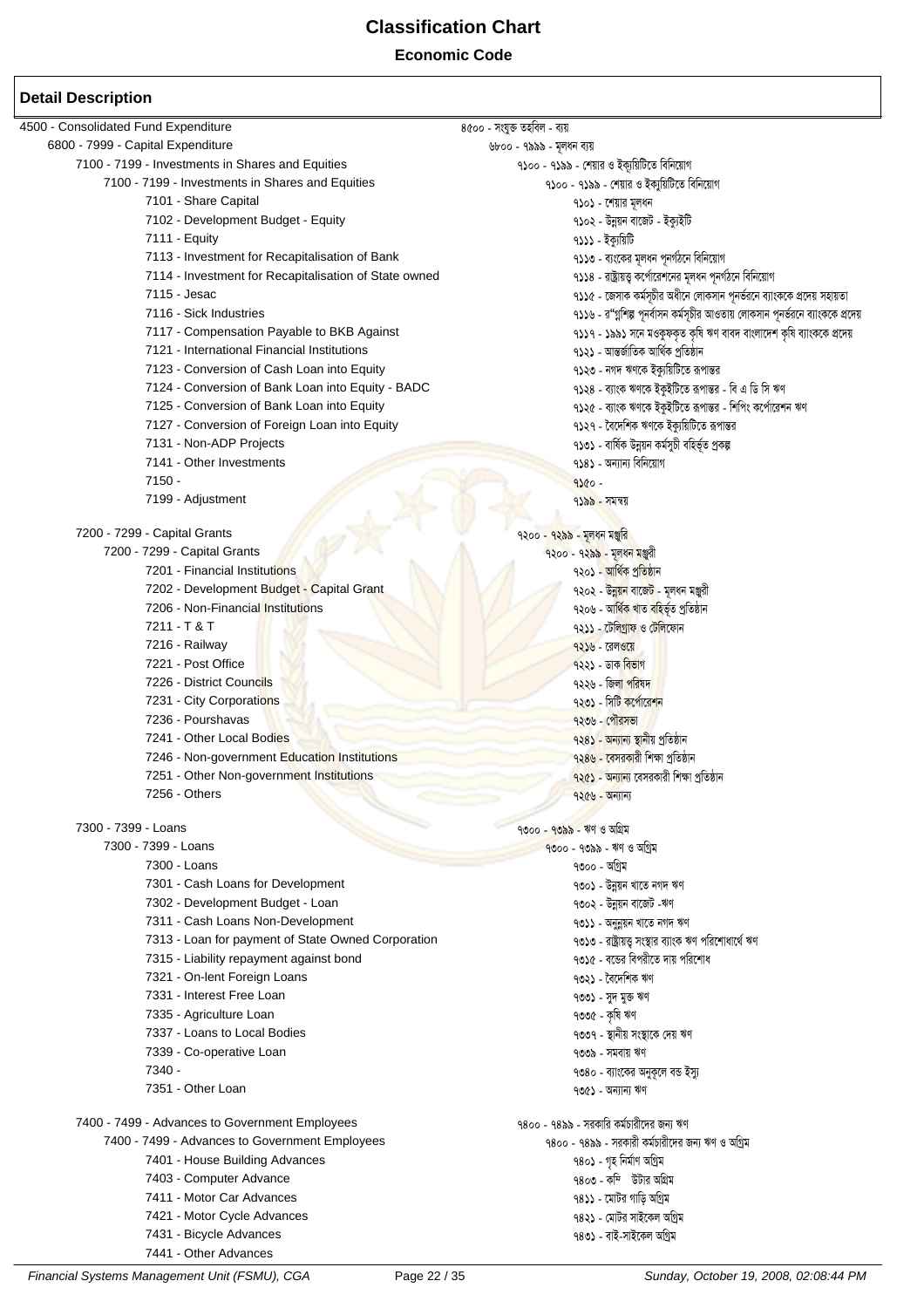# Classification Chart

**Economic Code**

## Detail Description

| English | Bengali |
|---|---|
| 4500 - Consolidated Fund Expenditure | ৪৫০০ - সংযুক্ত তহবিল - ব্যয় |
| 6800 - 7999 - Capital Expenditure | ৬৮০০ - ৭৯৯৯ - মূলধন ব্যয় |
| 7100 - 7199 - Investments in Shares and Equities | ৭১০০ - ৭১৯৯ - শেয়ার ও ইক্যুয়িটিতে বিনিয়োগ |
| 7100 - 7199 - Investments in Shares and Equities | ৭১০০ - ৭১৯৯ - শেয়ার ও ইক্যুয়িটিতে বিনিয়োগ |
| 7101 - Share Capital | ৭১০১ - শেয়ার মূলধন |
| 7102 - Development Budget - Equity | ৭১০২ - উন্নয়ন বাজেট - ইক্যুইটি |
| 7111 - Equity | ৭১১১ - ইক্যুয়িটি |
| 7113 - Investment for Recapitalisation of Bank | ৭১১৩ - ব্যাংকের মূলধন পুনর্গঠনে বিনিয়োগ |
| 7114 - Investment for Recapitalisation of State owned | ৭১১৪ - রাষ্ট্রায়ত্ব কর্পোরেশনের মূলধন পুনর্গঠনে বিনিয়োগ |
| 7115 - Jesac | ৭১১৫ - জেসাক কর্মসূচীর অধীনে লোকসান পুনর্ভরনে ব্যাংককে প্রদেয় সহায়তা |
| 7116 - Sick Industries | ৭১১৬ - রু্গ্নশিল্প পুনর্বাসন কর্মসূচীর আওতায় লোকসান পুনর্ভরনে ব্যাংককে প্রদেয় |
| 7117 - Compensation Payable to BKB Against | ৭১১৭ - ১৯৯১ সনে মওকুফকৃত কৃষি ঋণ বাবদ বাংলাদেশ কৃষি ব্যাংককে প্রদেয় |
| 7121 - International Financial Institutions | ৭১২১ - আন্তর্জাতিক আর্থিক প্রতিষ্ঠান |
| 7123 - Conversion of Cash Loan into Equity | ৭১২৩ - নগদ ঋণকে ইক্যুয়িটিতে রূপান্তর |
| 7124 - Conversion of Bank Loan into Equity - BADC | ৭১২৪ - ব্যাংক ঋণকে ইকুইটিতে রূপান্তর - বি এ ডি সি ঋণ |
| 7125 - Conversion of Bank Loan into Equity | ৭১২৫ - ব্যাংক ঋণকে ইকুইটিতে রূপান্তর - শিপিং কর্পোরেশন ঋণ |
| 7127 - Conversion of Foreign Loan into Equity | ৭১২৭ - বৈদেশিক ঋণকে ইক্যুয়িটিতে রূপান্তর |
| 7131 - Non-ADP Projects | ৭১৩১ - বার্ষিক উন্নয়ন কর্মসূচী বহির্ভূত প্রকল্প |
| 7141 - Other Investments | ৭১৪১ - অন্যান্য বিনিয়োগ |
| 7150 - | ৭১৫০ - |
| 7199 - Adjustment | ৭১৯৯ - সমন্বয় |
| 7200 - 7299 - Capital Grants | ৭২০০ - ৭২৯৯ - মূলধন মঞ্জুরি |
| 7200 - 7299 - Capital Grants | ৭২০০ - ৭২৯৯ - মূলধন মঞ্জুরী |
| 7201 - Financial Institutions | ৭২০১ - আর্থিক প্রতিষ্ঠান |
| 7202 - Development Budget - Capital Grant | ৭২০২ - উন্নয়ন বাজেট - মূলধন মঞ্জুরী |
| 7206 - Non-Financial Institutions | ৭২০৬ - আর্থিক খাত বহির্ভূত প্রতিষ্ঠান |
| 7211 - T & T | ৭২১১ - টেলিগ্রাফ ও টেলিফোন |
| 7216 - Railway | ৭২১৬ - রেলওয়ে |
| 7221 - Post Office | ৭২২১ - ডাক বিভাগ |
| 7226 - District Councils | ৭২২৬ - জিলা পরিষদ |
| 7231 - City Corporations | ৭২৩১ - সিটি কর্পোরেশন |
| 7236 - Pourshavas | ৭২৩৬ - পৌরসভা |
| 7241 - Other Local Bodies | ৭২৪১ - অন্যান্য স্থানীয় প্রতিষ্ঠান |
| 7246 - Non-government Education Institutions | ৭২৪৬ - বেসরকারী শিক্ষা প্রতিষ্ঠান |
| 7251 - Other Non-government Institutions | ৭২৫১ - অন্যান্য বেসরকারী শিক্ষা প্রতিষ্ঠান |
| 7256 - Others | ৭২৫৬ - অন্যান্য |
| 7300 - 7399 - Loans | ৭৩০০ - ৭৩৯৯ - ঋণ ও অগ্রিম |
| 7300 - 7399 - Loans | ৭৩০০ - ৭৩৯৯ - ঋণ ও অগ্রিম |
| 7300 - Loans | ৭৩০০ - অগ্রিম |
| 7301 - Cash Loans for Development | ৭৩০১ - উন্নয়ন খাতে নগদ ঋণ |
| 7302 - Development Budget - Loan | ৭৩০২ - উন্নয়ন বাজেট -ঋণ |
| 7311 - Cash Loans Non-Development | ৭৩১১ - অনুন্নয়ন খাতে নগদ ঋণ |
| 7313 - Loan for payment of State Owned Corporation | ৭৩১৩ - রাষ্ট্রায়ত্ব সংস্থার ব্যাংক ঋণ পরিশোধার্থে ঋণ |
| 7315 - Liability repayment against bond | ৭৩১৫ - বন্ডের বিপরীতে দায় পরিশোধ |
| 7321 - On-lent Foreign Loans | ৭৩২১ - বৈদেশিক ঋণ |
| 7331 - Interest Free Loan | ৭৩৩১ - সুদ মুক্ত ঋণ |
| 7335 - Agriculture Loan | ৭৩৩৫ - কৃষি ঋণ |
| 7337 - Loans to Local Bodies | ৭৩৩৭ - স্থানীয় সংস্থাকে দেয় ঋণ |
| 7339 - Co-operative Loan | ৭৩৩৯ - সমবায় ঋণ |
| 7340 - | ৭৩৪০ - ব্যাংকের অনুকূলে বন্ড ইস্যু |
| 7351 - Other Loan | ৭৩৫১ - অন্যান্য ঋণ |
| 7400 - 7499 - Advances to Government Employees | ৭৪০০ - ৭৪৯৯ - সরকারি কর্মচারীদের জন্য ঋণ |
| 7400 - 7499 - Advances to Government Employees | ৭৪০০ - ৭৪৯৯ - সরকারী কর্মচারীদের জন্য ঋণ ও অগ্রিম |
| 7401 - House Building Advances | ৭৪০১ - গৃহ নির্মাণ অগ্রিম |
| 7403 - Computer Advance | ৭৪০৩ - কম্পিউটার অগ্রিম |
| 7411 - Motor Car Advances | ৭৪১১ - মোটর গাড়ি অগ্রিম |
| 7421 - Motor Cycle Advances | ৭৪২১ - মোটর সাইকেল অগ্রিম |
| 7431 - Bicycle Advances | ৭৪৩১ - বাই-সাইকেল অগ্রিম |
| 7441 - Other Advances | |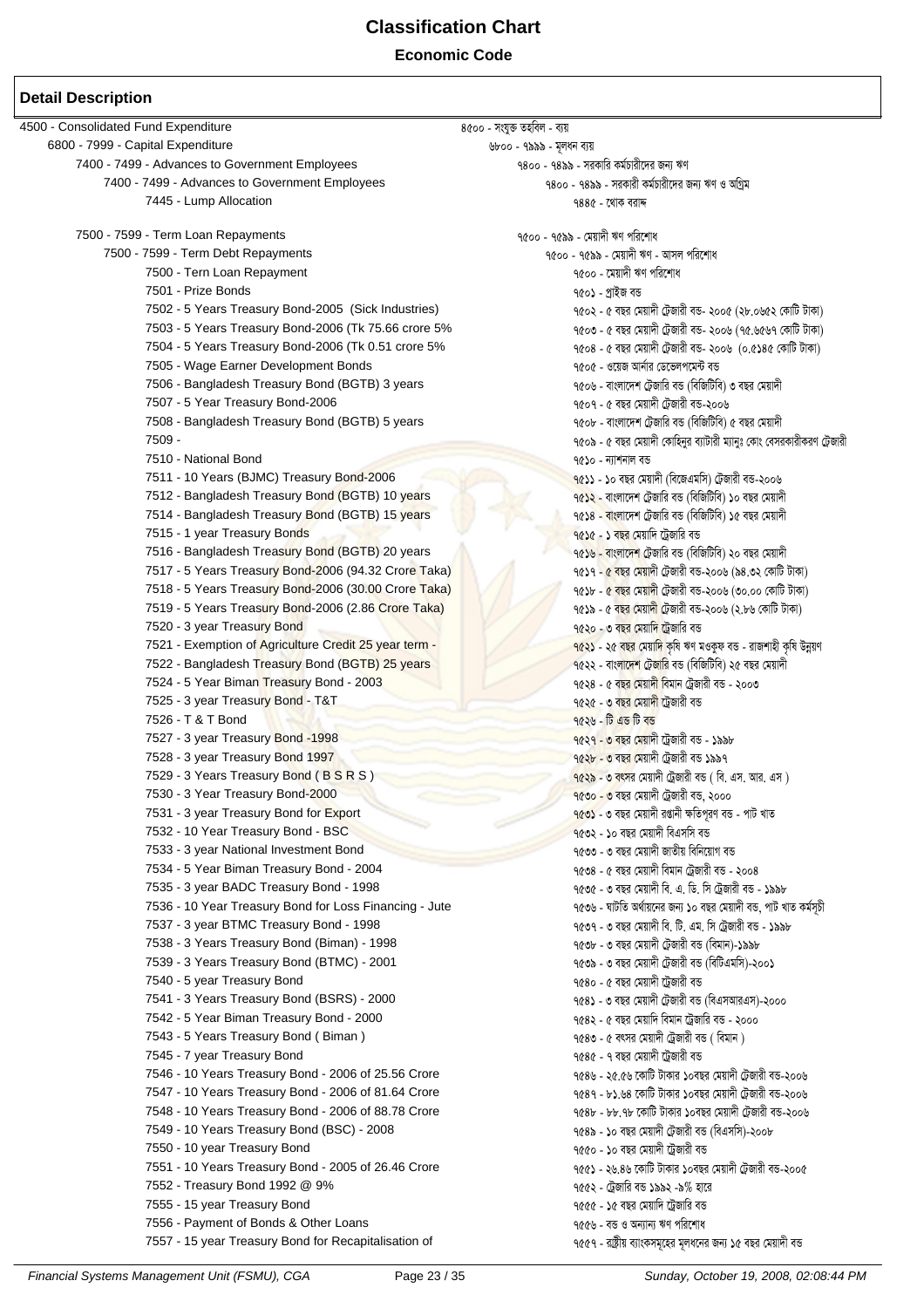# Classification Chart

## Economic Code

### Detail Description

| English | Bangla |
|---|---|
| 4500 - Consolidated Fund Expenditure | ৪৫০০ - সংযুক্ত তহবিল - ব্যয় |
| 6800 - 7999 - Capital Expenditure | ৬৮০০ - ৭৯৯৯ - মূলধন ব্যয় |
| 7400 - 7499 - Advances to Government Employees | ৭৪০০ - ৭৪৯৯ - সরকারি কর্মচারীদের জন্য ঋণ |
| 7400 - 7499 - Advances to Government Employees | ৭৪০০ - ৭৪৯৯ - সরকারী কর্মচারীদের জন্য ঋণ ও অগ্রিম |
| 7445 - Lump Allocation | ৭৪৪৫ - থোক বরাদ্দ |
| 7500 - 7599 - Term Loan Repayments | ৭৫০০ - ৭৫৯৯ - মেয়াদী ঋণ পরিশোধ |
| 7500 - 7599 - Term Debt Repayments | ৭৫০০ - ৭৫৯৯ - মেয়াদী ঋণ - আসল পরিশোধ |
| 7500 - Tern Loan Repayment | ৭৫০০ - মেয়াদী ঋণ পরিশোধ |
| 7501 - Prize Bonds | ৭৫০১ - প্রাইজ বন্ড |
| 7502 - 5 Years Treasury Bond-2005 (Sick Industries) | ৭৫০২ - ৫ বছর মেয়াদী ট্রেজারী বন্ড- ২০০৫ (২৮.০৬৫২ কোটি টাকা) |
| 7503 - 5 Years Treasury Bond-2006 (Tk 75.66 crore 5% | ৭৫০৩ - ৫ বছর মেয়াদী ট্রেজারী বন্ড- ২০০৬ (৭৫.৬৫৬৭ কোটি টাকা) |
| 7504 - 5 Years Treasury Bond-2006 (Tk 0.51 crore 5% | ৭৫০৪ - ৫ বছর মেয়াদী ট্রেজারী বন্ড- ২০০৬ (০.৫১৪৫ কোটি টাকা) |
| 7505 - Wage Earner Development Bonds | ৭৫০৫ - ওয়েজ আর্নার ডেভেলপমেন্ট বন্ড |
| 7506 - Bangladesh Treasury Bond (BGTB) 3 years | ৭৫০৬ - বাংলাদেশ ট্রেজারি বন্ড (বিজিটিবি) ৩ বছর মেয়াদী |
| 7507 - 5 Year Treasury Bond-2006 | ৭৫০৭ - ৫ বছর মেয়াদী ট্রেজারী বন্ড-২০০৬ |
| 7508 - Bangladesh Treasury Bond (BGTB) 5 years | ৭৫০৮ - বাংলাদেশ ট্রেজারি বন্ড (বিজিটিবি) ৫ বছর মেয়াদী |
| 7509 - | ৭৫০৯ - ৫ বছর মেয়াদী কোহিনুর ব্যাটারী ম্যানুঃ কোং বেসরকারীকরণ ট্রেজারী |
| 7510 - National Bond | ৭৫১০ - ন্যাশনাল বন্ড |
| 7511 - 10 Years (BJMC) Treasury Bond-2006 | ৭৫১১ - ১০ বছর মেয়াদী (বিজেএমসি) ট্রেজারী বন্ড-২০০৬ |
| 7512 - Bangladesh Treasury Bond (BGTB) 10 years | ৭৫১২ - বাংলাদেশ ট্রেজারি বন্ড (বিজিটিবি) ১০ বছর মেয়াদী |
| 7514 - Bangladesh Treasury Bond (BGTB) 15 years | ৭৫১৪ - বাংলাদেশ ট্রেজারি বন্ড (বিজিটিবি) ১৫ বছর মেয়াদী |
| 7515 - 1 year Treasury Bonds | ৭৫১৫ - ১ বছর মেয়াদি ট্রেজারি বন্ড |
| 7516 - Bangladesh Treasury Bond (BGTB) 20 years | ৭৫১৬ - বাংলাদেশ ট্রেজারি বন্ড (বিজিটিবি) ২০ বছর মেয়াদী |
| 7517 - 5 Years Treasury Bond-2006 (94.32 Crore Taka) | ৭৫১৭ - ৫ বছর মেয়াদী ট্রেজারী বন্ড-২০০৬ (৯৪.৩২ কোটি টাকা) |
| 7518 - 5 Years Treasury Bond-2006 (30.00 Crore Taka) | ৭৫১৮ - ৫ বছর মেয়াদী ট্রেজারী বন্ড-২০০৬ (৩০.০০ কোটি টাকা) |
| 7519 - 5 Years Treasury Bond-2006 (2.86 Crore Taka) | ৭৫১৯ - ৫ বছর মেয়াদী ট্রেজারী বন্ড-২০০৬ (২.৮৬ কোটি টাকা) |
| 7520 - 3 year Treasury Bond | ৭৫২০ - ৩ বছর মেয়াদি ট্রেজারি বন্ড |
| 7521 - Exemption of Agriculture Credit 25 year term - | ৭৫২১ - ২৫ বছর মেয়াদি কৃষি ঋণ মওকুফ বন্ড - রাজশাহী কৃষি উন্নয়ণ |
| 7522 - Bangladesh Treasury Bond (BGTB) 25 years | ৭৫২২ - বাংলাদেশ ট্রেজারি বন্ড (বিজিটিবি) ২৫ বছর মেয়াদী |
| 7524 - 5 Year Biman Treasury Bond - 2003 | ৭৫২৪ - ৫ বছর মেয়াদী বিমান ট্রেজারী বন্ড - ২০০৩ |
| 7525 - 3 year Treasury Bond - T&T | ৭৫২৫ - ৩ বছর মেয়াদী ট্রেজারী বন্ড |
| 7526 - T & T Bond | ৭৫২৬ - টি এন্ড টি বন্ড |
| 7527 - 3 year Treasury Bond -1998 | ৭৫২৭ - ৩ বছর মেয়াদী ট্রেজারী বন্ড - ১৯৯৮ |
| 7528 - 3 year Treasury Bond 1997 | ৭৫২৮ - ৩ বছর মেয়াদী ট্রেজারী বন্ড ১৯৯৭ |
| 7529 - 3 Years Treasury Bond ( B S R S ) | ৭৫২৯ - ৩ বৎসর মেয়াদী ট্রেজারী বন্ড ( বি. এস. আর. এস ) |
| 7530 - 3 Year Treasury Bond-2000 | ৭৫৩০ - ৩ বছর মেয়াদী ট্রেজারী বন্ড, ২০০০ |
| 7531 - 3 year Treasury Bond for Export | ৭৫৩১ - ৩ বছর মেয়াদী রপ্তানী ক্ষতিপূরণ বন্ড - পাট খাত |
| 7532 - 10 Year Treasury Bond - BSC | ৭৫৩২ - ১০ বছর মেয়াদী বিএসসি বন্ড |
| 7533 - 3 year National Investment Bond | ৭৫৩৩ - ৩ বছর মেয়াদী জাতীয় বিনিয়োগ বন্ড |
| 7534 - 5 Year Biman Treasury Bond - 2004 | ৭৫৩৪ - ৫ বছর মেয়াদী বিমান ট্রেজারী বন্ড - ২০০৪ |
| 7535 - 3 year BADC Treasury Bond - 1998 | ৭৫৩৫ - ৩ বছর মেয়াদী বি. এ. ডি. সি ট্রেজারী বন্ড - ১৯৯৮ |
| 7536 - 10 Year Treasury Bond for Loss Financing - Jute | ৭৫৩৬ - ঘাটতি অর্থায়নের জন্য ১০ বছর মেয়াদী বন্ড, পাট খাত কর্মসূচী |
| 7537 - 3 year BTMC Treasury Bond - 1998 | ৭৫৩৭ - ৩ বছর মেয়াদী বি. টি. এম. সি ট্রেজারী বন্ড - ১৯৯৮ |
| 7538 - 3 Years Treasury Bond (Biman) - 1998 | ৭৫৩৮ - ৩ বছর মেয়াদী ট্রেজারী বন্ড (বিমান)-১৯৯৮ |
| 7539 - 3 Years Treasury Bond (BTMC) - 2001 | ৭৫৩৯ - ৩ বছর মেয়াদী ট্রেজারী বন্ড (বিটিএমসি)-২০০১ |
| 7540 - 5 year Treasury Bond | ৭৫৪০ - ৫ বছর মেয়াদী ট্রেজারী বন্ড |
| 7541 - 3 Years Treasury Bond (BSRS) - 2000 | ৭৫৪১ - ৩ বছর মেয়াদী ট্রেজারী বন্ড (বিএসআরএস)-২০০০ |
| 7542 - 5 Year Biman Treasury Bond - 2000 | ৭৫৪২ - ৫ বছর মেয়াদি বিমান ট্রেজারি বন্ড - ২০০০ |
| 7543 - 5 Years Treasury Bond ( Biman ) | ৭৫৪৩ - ৫ বৎসর মেয়াদী ট্রেজারী বন্ড ( বিমান ) |
| 7545 - 7 year Treasury Bond | ৭৫৪৫ - ৭ বছর মেয়াদী ট্রেজারী বন্ড |
| 7546 - 10 Years Treasury Bond - 2006 of 25.56 Crore | ৭৫৪৬ - ২৫.৫৬ কোটি টাকার ১০বছর মেয়াদী ট্রেজারী বন্ড-২০০৬ |
| 7547 - 10 Years Treasury Bond - 2006 of 81.64 Crore | ৭৫৪৭ - ৮১.৬৪ কোটি টাকার ১০বছর মেয়াদী ট্রেজারী বন্ড-২০০৬ |
| 7548 - 10 Years Treasury Bond - 2006 of 88.78 Crore | ৭৫৪৮ - ৮৮.৭৮ কোটি টাকার ১০বছর মেয়াদী ট্রেজারী বন্ড-২০০৬ |
| 7549 - 10 Years Treasury Bond (BSC) - 2008 | ৭৫৪৯ - ১০ বছর মেয়াদী ট্রেজারি বন্ড (বিএসসি)-২০০৮ |
| 7550 - 10 year Treasury Bond | ৭৫৫০ - ১০ বছর মেয়াদী ট্রেজারী বন্ড |
| 7551 - 10 Years Treasury Bond - 2005 of 26.46 Crore | ৭৫৫১ - ২৬.৪৬ কোটি টাকার ১০বছর মেয়াদী ট্রেজারী বন্ড-২০০৫ |
| 7552 - Treasury Bond 1992 @ 9% | ৭৫৫২ - ট্রেজারি বন্ড ১৯৯২ -৯% হারে |
| 7555 - 15 year Treasury Bond | ৭৫৫৫ - ১৫ বছর মেয়াদি ট্রেজারি বন্ড |
| 7556 - Payment of Bonds & Other Loans | ৭৫৫৬ - বন্ড ও অন্যান্য ঋণ পরিশোধ |
| 7557 - 15 year Treasury Bond for Recapitalisation of | ৭৫৫৭ - রাষ্ট্রীয় ব্যাংকসমূহের মূলধনের জন্য ১৫ বছর মেয়াদী বন্ড |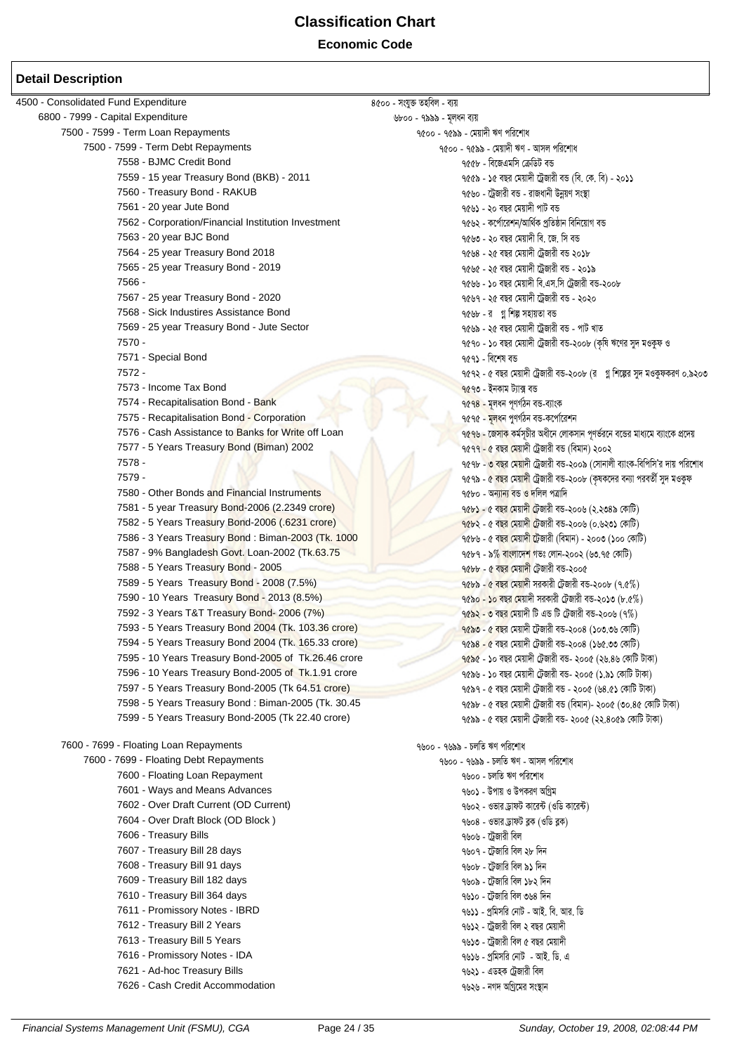# Classification Chart

**Economic Code**

## Detail Description

| English | Bengali |
|---|---|
| 4500 - Consolidated Fund Expenditure | ৪৫০০ - সংযুক্ত তহবিল - ব্যয় |
| 6800 - 7999 - Capital Expenditure | ৬৮০০ - ৭৯৯৯ - মূলধন ব্যয় |
| 7500 - 7599 - Term Loan Repayments | ৭৫০০ - ৭৫৯৯ - মেয়াদী ঋণ পরিশোধ |
| 7500 - 7599 - Term Debt Repayments | ৭৫০০ - ৭৫৯৯ - মেয়াদী ঋণ - আসল পরিশোধ |
| 7558 - BJMC Credit Bond | ৭৫৫৮ - বিজেএমসি ক্রেডিট বন্ড |
| 7559 - 15 year Treasury Bond (BKB) - 2011 | ৭৫৫৯ - ১৫ বছর মেয়াদী ট্রেজারী বন্ড (বি. কে. বি) - ২০১১ |
| 7560 - Treasury Bond - RAKUB | ৭৫৬০ - ট্রেজারী বন্ড - রাজধানী উন্নয়ণ সংস্থা |
| 7561 - 20 year Jute Bond | ৭৫৬১ - ২০ বছর মেয়াদী পাট বন্ড |
| 7562 - Corporation/Financial Institution Investment | ৭৫৬২ - কর্পোরেশন/আর্থিক প্রতিষ্ঠান বিনিয়োগ বন্ড |
| 7563 - 20 year BJC Bond | ৭৫৬৩ - ২০ বছর মেয়াদী বি. জে. সি বন্ড |
| 7564 - 25 year Treasury Bond 2018 | ৭৫৬৪ - ২৫ বছর মেয়াদী ট্রেজারী বন্ড ২০১৮ |
| 7565 - 25 year Treasury Bond - 2019 | ৭৫৬৫ - ২৫ বছর মেয়াদী ট্রেজারী বন্ড - ২০১৯ |
| 7566 - | ৭৫৬৬ - ১০ বছর মেয়াদী বি.এস.সি ট্রেজারী বন্ড-২০০৮ |
| 7567 - 25 year Treasury Bond - 2020 | ৭৫৬৭ - ২৫ বছর মেয়াদী ট্রেজারী বন্ড - ২০২০ |
| 7568 - Sick Industires Assistance Bond | ৭৫৬৮ - র গ্ন শিল্প সহায়তা বন্ড |
| 7569 - 25 year Treasury Bond - Jute Sector | ৭৫৬৯ - ২৫ বছর মেয়াদী ট্রেজারী বন্ড - পাট খাত |
| 7570 - | ৭৫৭০ - ১০ বছর মেয়াদী ট্রেজারী বন্ড-২০০৮ (কৃষি ঋণের সুদ মওকুফ ও |
| 7571 - Special Bond | ৭৫৭১ - বিশেষ বন্ড |
| 7572 - | ৭৫৭২ - ৫ বছর মেয়াদী ট্রেজারী বন্ড-২০০৮ (র গ্ন শিল্পের সুদ মওকুফকরণ ০.৯২০৩ |
| 7573 - Income Tax Bond | ৭৫৭৩ - ইনকাম ট্যাক্স বন্ড |
| 7574 - Recapitalisation Bond - Bank | ৭৫৭৪ - মূলধন পূণর্গঠন বন্ড-ব্যাংক |
| 7575 - Recapitalisation Bond - Corporation | ৭৫৭৫ - মূলধন পূণর্গঠন বন্ড-কর্পোরেশন |
| 7576 - Cash Assistance to Banks for Write off Loan | ৭৫৭৬ - জেসাক কর্মসূচীর অধীনে লোকসান পূণর্ভরনে বন্ডের মাধ্যমে ব্যাংকে প্রদেয় |
| 7577 - 5 Years Treasury Bond (Biman) 2002 | ৭৫৭৭ - ৫ বছর মেয়াদী ট্রেজারী বন্ড (বিমান) ২০০২ |
| 7578 - | ৭৫৭৮ - ৩ বছর মেয়াদী ট্রেজারী বন্ড-২০০৯ (সোনালী ব্যাংক-বিপিসি'র দায় পরিশোধ |
| 7579 - | ৭৫৭৯ - ৫ বছর মেয়াদী ট্রেজারী বন্ড-২০০৮ (কৃষকদের বন্যা পরবর্তী সুদ মওকুফ |
| 7580 - Other Bonds and Financial Instruments | ৭৫৮০ - অন্যান্য বন্ড ও দলিল পত্রাদি |
| 7581 - 5 year Treasury Bond-2006 (2.2349 crore) | ৭৫৮১ - ৫ বছর মেয়াদী ট্রেজারী বন্ড-২০০৬ (২.২৩৪৯ কোটি) |
| 7582 - 5 Years Treasury Bond-2006 (.6231 crore) | ৭৫৮২ - ৫ বছর মেয়াদী ট্রেজারী বন্ড-২০০৬ (০.৬২৩১ কোটি) |
| 7586 - 3 Years Treasury Bond : Biman-2003 (Tk. 1000 | ৭৫৮৬ - ৫ বছর মেয়াদী ট্রেজারী (বিমান) - ২০০৩ (১০০ কোটি) |
| 7587 - 9% Bangladesh Govt. Loan-2002 (Tk.63.75 | ৭৫৮৭ - ৯% বাংলাদেশ গভঃ লোন-২০০২ (৬৩.৭৫ কোটি) |
| 7588 - 5 Years Treasury Bond - 2005 | ৭৫৮৮ - ৫ বছর মেয়াদী ট্রেজারী বন্ড-২০০৫ |
| 7589 - 5 Years Treasury Bond - 2008 (7.5%) | ৭৫৮৯ - ৫ বছর মেয়াদী সরকারী ট্রেজারী বন্ড-২০০৮ (৭.৫%) |
| 7590 - 10 Years Treasury Bond - 2013 (8.5%) | ৭৫৯০ - ১০ বছর মেয়াদী সরকারী ট্রেজারী বন্ড-২০১৩ (৮.৫%) |
| 7592 - 3 Years T&T Treasury Bond- 2006 (7%) | ৭৫৯২ - ৩ বছর মেয়াদী টি এন্ড টি ট্রেজারী বন্ড-২০০৬ (৭%) |
| 7593 - 5 Years Treasury Bond 2004 (Tk. 103.36 crore) | ৭৫৯৩ - ৫ বছর মেয়াদী ট্রেজারী বন্ড-২০০৪ (১০৩.৩৬ কোটি) |
| 7594 - 5 Years Treasury Bond 2004 (Tk. 165.33 crore) | ৭৫৯৪ - ৫ বছর মেয়াদী ট্রেজারী বন্ড-২০০৪ (১৬৫.৩৩ কোটি) |
| 7595 - 10 Years Treasury Bond-2005 of Tk.26.46 crore | ৭৫৯৫ - ১০ বছর মেয়াদী ট্রেজারী বন্ড- ২০০৫ (২৬.৪৬ কোটি টাকা) |
| 7596 - 10 Years Treasury Bond-2005 of Tk.1.91 crore | ৭৫৯৬ - ১০ বছর মেয়াদী ট্রেজারী বন্ড- ২০০৫ (১.৯১ কোটি টাকা) |
| 7597 - 5 Years Treasury Bond-2005 (Tk 64.51 crore) | ৭৫৯৭ - ৫ বছর মেয়াদী ট্রেজারী বন্ড - ২০০৫ (৬৪.৫১ কোটি টাকা) |
| 7598 - 5 Years Treasury Bond : Biman-2005 (Tk. 30.45 | ৭৫৯৮ - ৫ বছর মেয়াদী ট্রেজারী বন্ড (বিমান)- ২০০৫ (৩০.৪৫ কোটি টাকা) |
| 7599 - 5 Years Treasury Bond-2005 (Tk 22.40 crore) | ৭৫৯৯ - ৫ বছর মেয়াদী ট্রেজারী বন্ড- ২০০৫ (২২.৪০৫৯ কোটি টাকা) |
| 7600 - 7699 - Floating Loan Repayments | ৭৬০০ - ৭৬৯৯ - চলতি ঋণ পরিশোধ |
| 7600 - 7699 - Floating Debt Repayments | ৭৬০০ - ৭৬৯৯ - চলতি ঋণ - আসল পরিশোধ |
| 7600 - Floating Loan Repayment | ৭৬০০ - চলতি ঋণ পরিশোধ |
| 7601 - Ways and Means Advances | ৭৬০১ - উপায় ও উপকরণ অগ্রিম |
| 7602 - Over Draft Current (OD Current) | ৭৬০২ - ওভার ড্রাফট কারেন্ট (ওডি কারেন্ট) |
| 7604 - Over Draft Block (OD Block ) | ৭৬০৪ - ওভার ড্রাফট ব্লক (ওডি ব্লক) |
| 7606 - Treasury Bills | ৭৬০৬ - ট্রেজারী বিল |
| 7607 - Treasury Bill 28 days | ৭৬০৭ - ট্রেজারি বিল ২৮ দিন |
| 7608 - Treasury Bill 91 days | ৭৬০৮ - ট্রেজারি বিল ৯১ দিন |
| 7609 - Treasury Bill 182 days | ৭৬০৯ - ট্রেজারি বিল ১৮২ দিন |
| 7610 - Treasury Bill 364 days | ৭৬১০ - ট্রেজারি বিল ৩৬৪ দিন |
| 7611 - Promissory Notes - IBRD | ৭৬১১ - প্রমিসরি নোট - আই. বি. আর. ডি |
| 7612 - Treasury Bill 2 Years | ৭৬১২ - ট্রেজারী বিল ২ বছর মেয়াদী |
| 7613 - Treasury Bill 5 Years | ৭৬১৩ - ট্রেজারী বিল ৫ বছর মেয়াদী |
| 7616 - Promissory Notes - IDA | ৭৬১৬ - প্রমিসরি নোট - আই. ডি. এ |
| 7621 - Ad-hoc Treasury Bills | ৭৬২১ - এডহক ট্রেজারী বিল |
| 7626 - Cash Credit Accommodation | ৭৬২৬ - নগদ অগ্রিমের সংস্থান |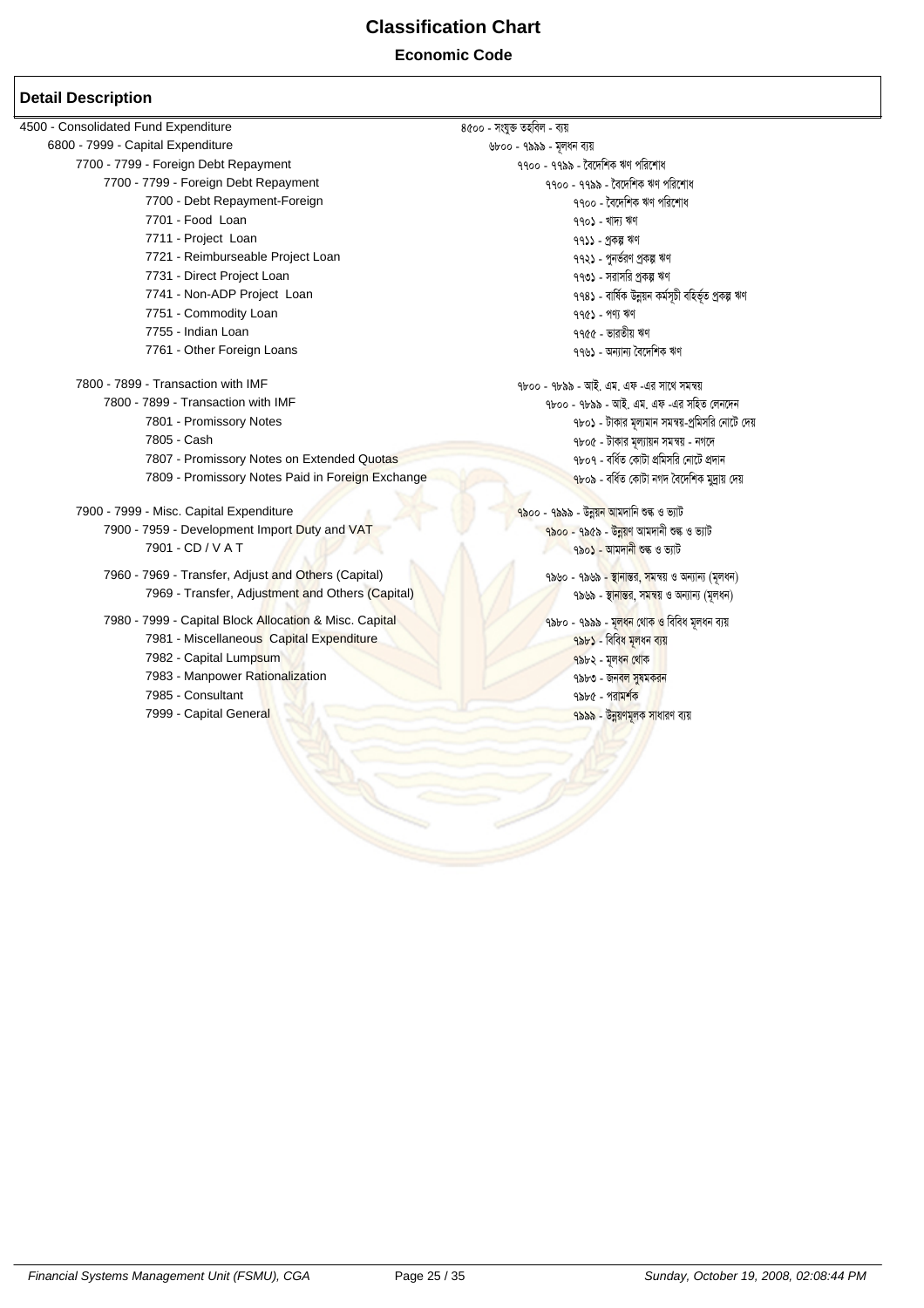# Classification Chart

**Economic Code**

## Detail Description

| English | Bengali |
|---|---|
| 4500 - Consolidated Fund Expenditure | ৪৫০০ - সংযুক্ত তহবিল - ব্যয় |
| 6800 - 7999 - Capital Expenditure | ৬৮০০ - ৭৯৯৯ - মূলধন ব্যয় |
| 7700 - 7799 - Foreign Debt Repayment | ৭৭০০ - ৭৭৯৯ - বৈদেশিক ঋণ পরিশোধ |
| 7700 - 7799 - Foreign Debt Repayment | ৭৭০০ - ৭৭৯৯ - বৈদেশিক ঋণ পরিশোধ |
| 7700 - Debt Repayment-Foreign | ৭৭০০ - বৈদেশিক ঋণ পরিশোধ |
| 7701 - Food Loan | ৭৭০১ - খাদ্য ঋণ |
| 7711 - Project Loan | ৭৭১১ - প্রকল্প ঋণ |
| 7721 - Reimburseable Project Loan | ৭৭২১ - পুনর্ভরণ প্রকল্প ঋণ |
| 7731 - Direct Project Loan | ৭৭৩১ - সরাসরি প্রকল্প ঋণ |
| 7741 - Non-ADP Project Loan | ৭৭৪১ - বার্ষিক উন্নয়ন কর্মসূচী বহির্ভূত প্রকল্প ঋণ |
| 7751 - Commodity Loan | ৭৭৫১ - পণ্য ঋণ |
| 7755 - Indian Loan | ৭৭৫৫ - ভারতীয় ঋণ |
| 7761 - Other Foreign Loans | ৭৭৬১ - অন্যান্য বৈদেশিক ঋণ |
| 7800 - 7899 - Transaction with IMF | ৭৮০০ - ৭৮৯৯ - আই. এম. এফ -এর সাথে সমন্বয় |
| 7800 - 7899 - Transaction with IMF | ৭৮০০ - ৭৮৯৯ - আই. এম. এফ -এর সহিত লেনদেন |
| 7801 - Promissory Notes | ৭৮০১ - টাকার মূল্যমান সমন্বয়-প্রমিসরি নোটে দেয় |
| 7805 - Cash | ৭৮০৫ - টাকার মূল্যায়ন সমন্বয় - নগদে |
| 7807 - Promissory Notes on Extended Quotas | ৭৮০৭ - বর্ধিত কোটা প্রমিসরি নোটে প্রদান |
| 7809 - Promissory Notes Paid in Foreign Exchange | ৭৮০৯ - বর্ধিত কোটা নগদ বৈদেশিক মুদ্রায় দেয় |
| 7900 - 7999 - Misc. Capital Expenditure | ৭৯০০ - ৭৯৯৯ - উন্নয়ন আমদানি শুল্ক ও ভ্যাট |
| 7900 - 7959 - Development Import Duty and VAT | ৭৯০০ - ৭৯৫৯ - উন্নয়ণ আমদানী শুল্ক ও ভ্যাট |
| 7901 - CD / V A T | ৭৯০১ - আমদানী শুল্ক ও ভ্যাট |
| 7960 - 7969 - Transfer, Adjust and Others (Capital) | ৭৯৬০ - ৭৯৬৯ - স্থানান্তর, সমন্বয় ও অন্যান্য (মূলধন) |
| 7969 - Transfer, Adjustment and Others (Capital) | ৭৯৬৯ - স্থানান্তর, সমন্বয় ও অন্যান্য (মূলধন) |
| 7980 - 7999 - Capital Block Allocation & Misc. Capital | ৭৯৮০ - ৭৯৯৯ - মূলধন থোক ও বিবিধ মূলধন ব্যয় |
| 7981 - Miscellaneous Capital Expenditure | ৭৯৮১ - বিবিধ মূলধন ব্যয় |
| 7982 - Capital Lumpsum | ৭৯৮২ - মূলধন থোক |
| 7983 - Manpower Rationalization | ৭৯৮৩ - জনবল সুষমকরন |
| 7985 - Consultant | ৭৯৮৫ - পরামর্শক |
| 7999 - Capital General | ৭৯৯৯ - উন্নয়ণমূলক সাধারণ ব্যয় |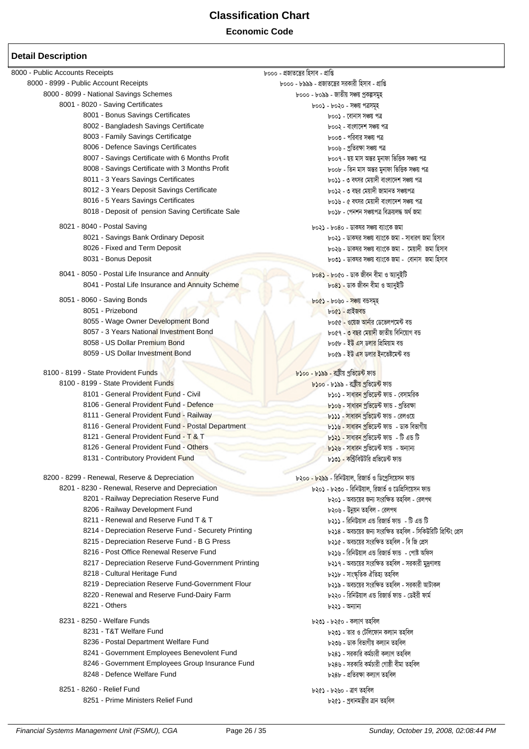# Classification Chart

## Economic Code

### Detail Description

| English | Bengali |
|---|---|
| 8000 - Public Accounts Receipts | ৮০০০ - প্রজাতন্ত্রের হিসাব - প্রাপ্তি |
| 8000 - 8999 - Public Account Receipts | ৮০০০ - ৮৯৯৯ - প্রজাতন্ত্রের সরকারী হিসাব - প্রাপ্তি |
| 8000 - 8099 - National Savings Schemes | ৮০০০ - ৮০৯৯ - জাতীয় সঞ্চয় প্রকল্পসমূহ |
| 8001 - 8020 - Saving Certificates | ৮০০১ - ৮০২০ - সঞ্চয় পত্রসমূহ |
| 8001 - Bonus Savings Certificates | ৮০০১ - বোনাস সঞ্চয় পত্র |
| 8002 - Bangladesh Savings Certificate | ৮০০২ - বাংলাদেশ সঞ্চয় পত্র |
| 8003 - Family Savings Certificatge | ৮০০৩ - পরিবার সঞ্চয় পত্র |
| 8006 - Defence Savings Certificates | ৮০০৬ - প্রতিরক্ষা সঞ্চয় পত্র |
| 8007 - Savings Certificate with 6 Months Profit | ৮০০৭ - ছয় মাস অন্তর মুনাফা ভিত্তিক সঞ্চয় পত্র |
| 8008 - Savings Certificate with 3 Months Profit | ৮০০৮ - তিন মাস অন্তর মুনাফা ভিত্তিক সঞ্চয় পত্র |
| 8011 - 3 Years Savings Certificates | ৮০১১ - ৩ বৎসর মেয়াদী বাংলাদেশ সঞ্চয় পত্র |
| 8012 - 3 Years Deposit Savings Certificate | ৮০১২ - ৩ বছর মেয়াদী জামানত সঞ্চয়পত্র |
| 8016 - 5 Years Savings Certificates | ৮০১৬ - ৫ বৎসর মেয়াদী বাংলাদেশ সঞ্চয় পত্র |
| 8018 - Deposit of pension Saving Certificate Sale | ৮০১৮ - পেনশন সঞ্চয়পত্র বিক্রয়লব্ধ অর্থ জমা |
| 8021 - 8040 - Postal Saving | ৮০২১ - ৮০৪০ - ডাকঘর সঞ্চয় ব্যাংকে জমা |
| 8021 - Savings Bank Ordinary Deposit | ৮০২১ - ডাকঘর সঞ্চয় ব্যাংকে জমা - সাধারণ জমা হিসাব |
| 8026 - Fixed and Term Deposit | ৮০২৬ - ডাকঘর সঞ্চয় ব্যাংকে জমা - মেয়াদী জমা হিসাব |
| 8031 - Bonus Deposit | ৮০৩১ - ডাকঘর সঞ্চয় ব্যাংকে জমা - বোনাস জমা হিসাব |
| 8041 - 8050 - Postal Life Insurance and Annuity | ৮০৪১ - ৮০৫০ - ডাক জীবন বীমা ও অ্যানুইটি |
| 8041 - Postal Life Insurance and Annuity Scheme | ৮০৪১ - ডাক জীবন বীমা ও অ্যানুইটি |
| 8051 - 8060 - Saving Bonds | ৮০৫১ - ৮০৬০ - সঞ্চয় বন্ডসমূহ |
| 8051 - Prizebond | ৮০৫১ - প্রাইজবন্ড |
| 8055 - Wage Owner Development Bond | ৮০৫৫ - ওয়েজ আর্নার ডেভেলপমেন্ট বন্ড |
| 8057 - 3 Years National Investment Bond | ৮০৫৭ - ৩ বছর মেয়াদী জাতীয় বিনিয়োগ বন্ড |
| 8058 - US Dollar Premium Bond | ৮০৫৮ - ইউ এস ডলার প্রিমিয়াম বন্ড |
| 8059 - US Dollar Investment Bond | ৮০৫৯ - ইউ এস ডলার ইনভেষ্টমেন্ট বন্ড |
| 8100 - 8199 - State Provident Funds | ৮১০০ - ৮১৯৯ - রাষ্ট্রীয় প্রভিডেন্ট ফান্ড |
| 8100 - 8199 - State Provident Funds | ৮১০০ - ৮১৯৯ - রাষ্ট্রীয় প্রভিডেন্ট ফান্ড |
| 8101 - General Provident Fund - Civil | ৮১০১ - সাধারন প্রভিডেন্ট ফান্ড - বেসামরিক |
| 8106 - General Provident Fund - Defence | ৮১০৬ - সাধারন প্রভিডেন্ট ফান্ড - প্রতিরক্ষা |
| 8111 - General Provident Fund - Railway | ৮১১১ - সাধারন প্রভিডেন্ট ফান্ড - রেলওয়ে |
| 8116 - General Provident Fund - Postal Department | ৮১১৬ - সাধারন প্রভিডেন্ট ফান্ড - ডাক বিভাগীয় |
| 8121 - General Provident Fund - T & T | ৮১২১ - সাধারন প্রভিডেন্ট ফান্ড - টি এন্ড টি |
| 8126 - General Provident Fund - Others | ৮১২৬ - সাধারন প্রভিডেন্ট ফান্ড - অন্যান্য |
| 8131 - Contributory Provident Fund | ৮১৩১ - কন্ট্রিবিউটরি প্রভিডেন্ট ফান্ড |
| 8200 - 8299 - Renewal, Reserve & Depreciation | ৮২০০ - ৮২৯৯ - রিনিউয়াল, রিজার্ভ ও ডিপ্রেসিয়েসন ফান্ড |
| 8201 - 8230 - Renewal, Reserve and Depreciation | ৮২০১ - ৮২৩০ - রিনিউয়াল, রিজার্ভ ও ডেপ্রিসিয়েসন ফান্ড |
| 8201 - Railway Depreciation Reserve Fund | ৮২০১ - অবচয়ের জন্য সংরক্ষিত তহবিল - রেলপথ |
| 8206 - Railway Development Fund | ৮২০৬ - উন্নয়ন তহবিল - রেলপথ |
| 8211 - Renewal and Reserve Fund T & T | ৮২১১ - রিনিউয়াল এন্ড রিজার্ভ ফান্ড - টি এন্ড টি |
| 8214 - Depreciation Reserve Fund - Securety Printing | ৮২১৪ - অবচয়ের জন্য সংরক্ষিত তহবিল - সিকিউরিটি প্রিন্টিং প্রেস |
| 8215 - Depreciation Reserve Fund - B G Press | ৮২১৫ - অবচয়ের সংরক্ষিত তহবিল - বি জি প্রেস |
| 8216 - Post Office Renewal Reserve Fund | ৮২১৬ - রিনিউয়াল এন্ড রিজার্ভ ফান্ড - পোষ্ট অফিস |
| 8217 - Depreciation Reserve Fund-Government Printing | ৮২১৭ - অবচয়ের সংরক্ষিত তহবিল - সরকারী মুদ্রণালয় |
| 8218 - Cultural Heritage Fund | ৮২১৮ - সাংস্কৃতিক ঐতিহ্য তহবিল |
| 8219 - Depreciation Reserve Fund-Government Flour | ৮২১৯ - অবচয়ের সংরক্ষিত তহবিল - সরকারী আটাকল |
| 8220 - Renewal and Reserve Fund-Dairy Farm | ৮২২০ - রিনিউয়াল এন্ড রিজার্ভ ফান্ড - ডেইরী ফার্ম |
| 8221 - Others | ৮২২১ - অন্যান্য |
| 8231 - 8250 - Welfare Funds | ৮২৩১ - ৮২৫০ - কল্যাণ তহবিল |
| 8231 - T&T Welfare Fund | ৮২৩১ - তার ও টেলিফোন কল্যান তহবিল |
| 8236 - Postal Department Welfare Fund | ৮২৩৬ - ডাক বিভাগীয় কল্যান তহবিল |
| 8241 - Government Employees Benevolent Fund | ৮২৪১ - সরকারী কর্মচারী কল্যাণ তহবিল |
| 8246 - Government Employees Group Insurance Fund | ৮২৪৬ - সরকারি কর্মচারী গোষ্ঠী বীমা তহবিল |
| 8248 - Defence Welfare Fund | ৮২৪৮ - প্রতিরক্ষা কল্যাণ তহবিল |
| 8251 - 8260 - Relief Fund | ৮২৫১ - ৮২৬০ - ত্রাণ তহবিল |
| 8251 - Prime Ministers Relief Fund | ৮২৫১ - প্রধানমন্ত্রীর ত্রান তহবিল |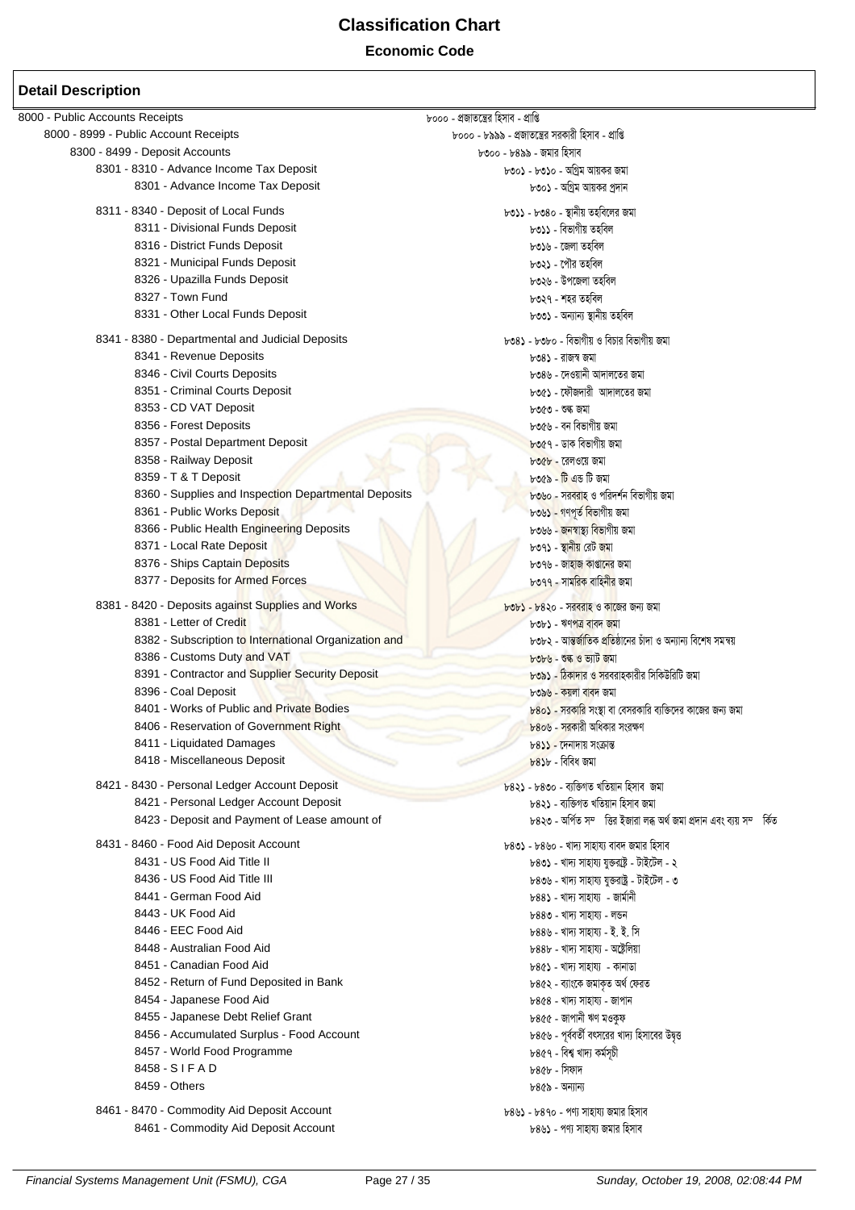# Classification Chart

**Economic Code**

## Detail Description

- 8000 - Public Accounts Receipts — ৮০০০ - প্রজাতন্ত্রের হিসাব - প্রাপ্তি
  - 8000 - 8999 - Public Account Receipts — ৮০০০ - ৮৯৯৯ - প্রজাতন্ত্রের সরকারী হিসাব - প্রাপ্তি
    - 8300 - 8499 - Deposit Accounts — ৮৩০০ - ৮৪৯৯ - জমার হিসাব
      - 8301 - 8310 - Advance Income Tax Deposit — ৮৩০১ - ৮৩১০ - অগ্রিম আয়কর জমা
        - 8301 - Advance Income Tax Deposit — ৮৩০১ - অগ্রিম আয়কর প্রদান
      - 8311 - 8340 - Deposit of Local Funds — ৮৩১১ - ৮৩৪০ - স্থানীয় তহবিলের জমা
        - 8311 - Divisional Funds Deposit — ৮৩১১ - বিভাগীয় তহবিল
        - 8316 - District Funds Deposit — ৮৩১৬ - জেলা তহবিল
        - 8321 - Municipal Funds Deposit — ৮৩২১ - পৌর তহবিল
        - 8326 - Upazilla Funds Deposit — ৮৩২৬ - উপজেলা তহবিল
        - 8327 - Town Fund — ৮৩২৭ - শহর তহবিল
        - 8331 - Other Local Funds Deposit — ৮৩৩১ - অন্যান্য স্থানীয় তহবিল
      - 8341 - 8380 - Departmental and Judicial Deposits — ৮৩৪১ - ৮৩৮০ - বিভাগীয় ও বিচার বিভাগীয় জমা
        - 8341 - Revenue Deposits — ৮৩৪১ - রাজস্ব জমা
        - 8346 - Civil Courts Deposits — ৮৩৪৬ - দেওয়ানী আদালতের জমা
        - 8351 - Criminal Courts Deposit — ৮৩৫১ - ফৌজদারী আদালতের জমা
        - 8353 - CD VAT Deposit — ৮৩৫৩ - শুল্ক জমা
        - 8356 - Forest Deposits — ৮৩৫৬ - বন বিভাগীয় জমা
        - 8357 - Postal Department Deposit — ৮৩৫৭ - ডাক বিভাগীয় জমা
        - 8358 - Railway Deposit — ৮৩৫৮ - রেলওয়ে জমা
        - 8359 - T & T Deposit — ৮৩৫৯ - টি এন্ড টি জমা
        - 8360 - Supplies and Inspection Departmental Deposits — ৮৩৬০ - সরবরাহ ও পরিদর্শন বিভাগীয় জমা
        - 8361 - Public Works Deposit — ৮৩৬১ - গণপূর্ত বিভাগীয় জমা
        - 8366 - Public Health Engineering Deposits — ৮৩৬৬ - জনস্বাস্থ্য বিভাগীয় জমা
        - 8371 - Local Rate Deposit — ৮৩৭১ - স্থানীয় রেট জমা
        - 8376 - Ships Captain Deposits — ৮৩৭৬ - জাহাজ কাপ্তানের জমা
        - 8377 - Deposits for Armed Forces — ৮৩৭৭ - সামরিক বাহিনীর জমা
      - 8381 - 8420 - Deposits against Supplies and Works — ৮৩৮১ - ৮৪২০ - সরবরাহ ও কাজের জন্য জমা
        - 8381 - Letter of Credit — ৮৩৮১ - ঋণপত্র বাবদ জমা
        - 8382 - Subscription to International Organization and — ৮৩৮২ - আন্তর্জাতিক প্রতিষ্ঠানের চাঁদা ও অন্যান্য বিশেষ সমন্বয়
        - 8386 - Customs Duty and VAT — ৮৩৮৬ - শুল্ক ও ভ্যাট জমা
        - 8391 - Contractor and Supplier Security Deposit — ৮৩৯১ - ঠিকাদার ও সরবরাহকারীর সিকিউরিটি জমা
        - 8396 - Coal Deposit — ৮৩৯৬ - কয়লা বাবদ জমা
        - 8401 - Works of Public and Private Bodies — ৮৪০১ - সরকারি সংস্থা বা বেসরকারি ব্যক্তিদের কাজের জন্য জমা
        - 8406 - Reservation of Government Right — ৮৪০৬ - সরকারী অধিকার সংরক্ষণ
        - 8411 - Liquidated Damages — ৮৪১১ - দেনাদায় সংক্রান্ত
        - 8418 - Miscellaneous Deposit — ৮৪১৮ - বিবিধ জমা
      - 8421 - 8430 - Personal Ledger Account Deposit — ৮৪২১ - ৮৪৩০ - ব্যক্তিগত খতিয়ান হিসাব জমা
        - 8421 - Personal Ledger Account Deposit — ৮৪২১ - ব্যক্তিগত খতিয়ান হিসাব জমা
        - 8423 - Deposit and Payment of Lease amount of — ৮৪২৩ - অর্পিত সম্পত্তির ইজারা লব্ধ অর্থ জমা প্রদান এবং ব্যয় সম্পর্কিত
      - 8431 - 8460 - Food Aid Deposit Account — ৮৪৩১ - ৮৪৬০ - খাদ্য সাহায্য বাবদ জমার হিসাব
        - 8431 - US Food Aid Title II — ৮৪৩১ - খাদ্য সাহায্য যুক্তরাষ্ট্র - টাইটেল - ২
        - 8436 - US Food Aid Title III — ৮৪৩৬ - খাদ্য সাহায্য যুক্তরাষ্ট্র - টাইটেল - ৩
        - 8441 - German Food Aid — ৮৪৪১ - খাদ্য সাহায্য - জার্মানী
        - 8443 - UK Food Aid — ৮৪৪৩ - খাদ্য সাহায্য - লন্ডন
        - 8446 - EEC Food Aid — ৮৪৪৬ - খাদ্য সাহায্য - ই. ই. সি
        - 8448 - Australian Food Aid — ৮৪৪৮ - খাদ্য সাহায্য - অষ্ট্রেলিয়া
        - 8451 - Canadian Food Aid — ৮৪৫১ - খাদ্য সাহায্য - কানাডা
        - 8452 - Return of Fund Deposited in Bank — ৮৪৫২ - ব্যাংকে জমাকৃত অর্থ ফেরত
        - 8454 - Japanese Food Aid — ৮৪৫৪ - খাদ্য সাহায্য - জাপান
        - 8455 - Japanese Debt Relief Grant — ৮৪৫৫ - জাপানী ঋণ মওকুফ
        - 8456 - Accumulated Surplus - Food Account — ৮৪৫৬ - পূর্ববর্তী বৎসরের খাদ্য হিসাবের উদ্বৃত্ত
        - 8457 - World Food Programme — ৮৪৫৭ - বিশ্ব খাদ্য কর্মসূচী
        - 8458 - S I F A D — ৮৪৫৮ - সিফাদ
        - 8459 - Others — ৮৪৫৯ - অন্যান্য
      - 8461 - 8470 - Commodity Aid Deposit Account — ৮৪৬১ - ৮৪৭০ - পণ্য সাহায্য জমার হিসাব
        - 8461 - Commodity Aid Deposit Account — ৮৪৬১ - পণ্য সাহায্য জমার হিসাব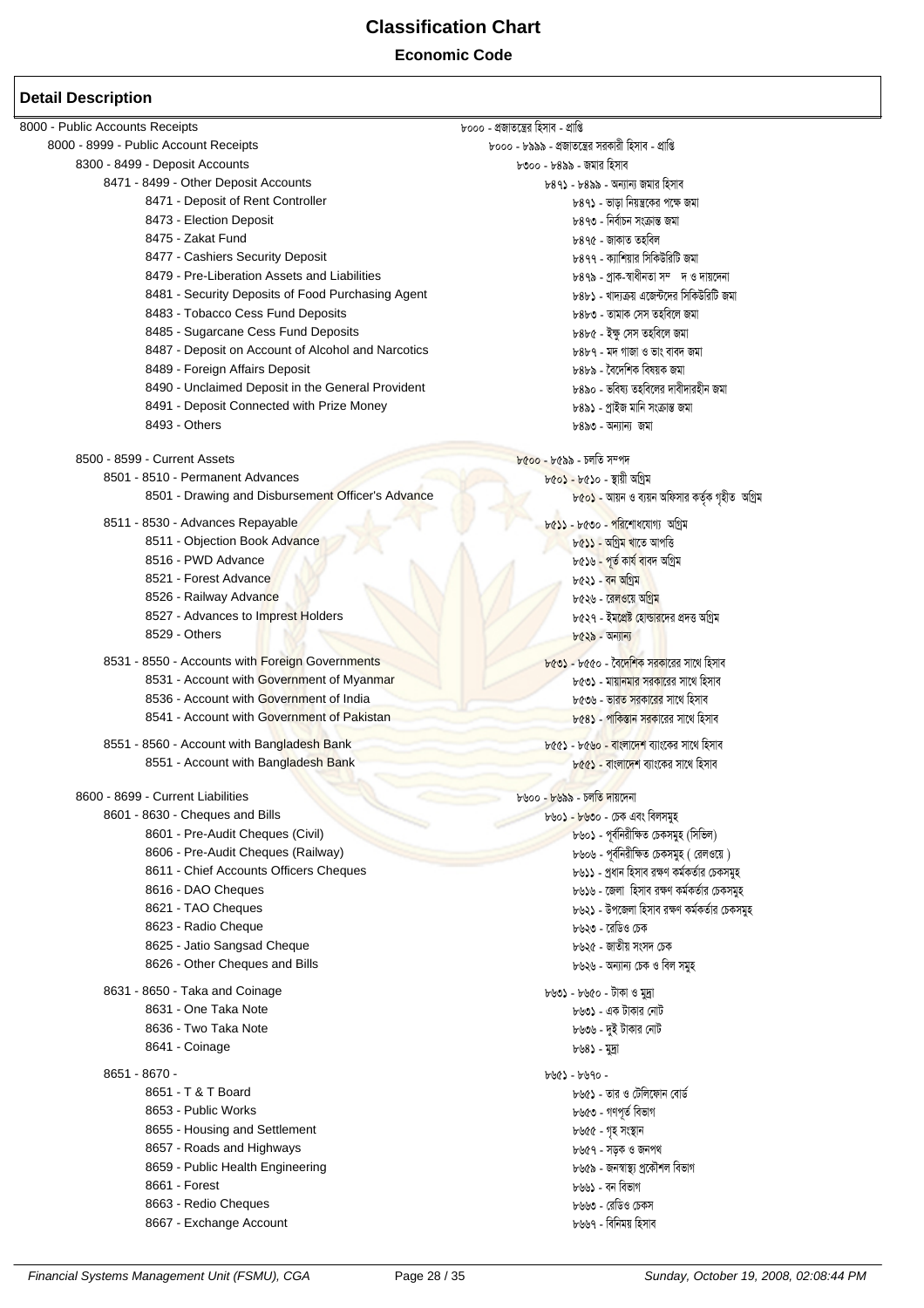# Classification Chart

**Economic Code**

## Detail Description

| English | Bengali |
|---|---|
| 8000 - Public Accounts Receipts | ৮০০০ - প্রজাতন্ত্রের হিসাব - প্রাপ্তি |
| 8000 - 8999 - Public Account Receipts | ৮০০০ - ৮৯৯৯ - প্রজাতন্ত্রের সরকারী হিসাব - প্রাপ্তি |
| 8300 - 8499 - Deposit Accounts | ৮৩০০ - ৮৪৯৯ - জমার হিসাব |
| 8471 - 8499 - Other Deposit Accounts | ৮৪৭১ - ৮৪৯৯ - অন্যান্য জমার হিসাব |
| 8471 - Deposit of Rent Controller | ৮৪৭১ - ভাড়া নিয়ন্ত্রকের পক্ষে জমা |
| 8473 - Election Deposit | ৮৪৭৩ - নির্বাচন সংক্রান্ত জমা |
| 8475 - Zakat Fund | ৮৪৭৫ - জাকাত তহবিল |
| 8477 - Cashiers Security Deposit | ৮৪৭৭ - ক্যাশিয়ার সিকিউরিটি জমা |
| 8479 - Pre-Liberation Assets and Liabilities | ৮৪৭৯ - প্রাক-স্বাধীনতা সম্ দ ও দায়দেনা |
| 8481 - Security Deposits of Food Purchasing Agent | ৮৪৮১ - খাদ্যক্রয় এজেন্টদের সিকিউরিটি জমা |
| 8483 - Tobacco Cess Fund Deposits | ৮৪৮৩ - তামাক সেস তহবিলে জমা |
| 8485 - Sugarcane Cess Fund Deposits | ৮৪৮৫ - ইক্ষু সেস তহবিলে জমা |
| 8487 - Deposit on Account of Alcohol and Narcotics | ৮৪৮৭ - মদ গাজা ও ভাং বাবদ জমা |
| 8489 - Foreign Affairs Deposit | ৮৪৮৯ - বৈদেশিক বিষয়ক জমা |
| 8490 - Unclaimed Deposit in the General Provident | ৮৪৯০ - ভবিষ্য তহবিলের দাবীদারহীন জমা |
| 8491 - Deposit Connected with Prize Money | ৮৪৯১ - প্রাইজ মানি সংক্রান্ত জমা |
| 8493 - Others | ৮৪৯৩ - অন্যান্য জমা |
| 8500 - 8599 - Current Assets | ৮৫০০ - ৮৫৯৯ - চলতি সম্পদ |
| 8501 - 8510 - Permanent Advances | ৮৫০১ - ৮৫১০ - স্থায়ী অগ্রিম |
| 8501 - Drawing and Disbursement Officer's Advance | ৮৫০১ - আয়ন ও ব্যয়ন অফিসার কর্তৃক গৃহীত অগ্রিম |
| 8511 - 8530 - Advances Repayable | ৮৫১১ - ৮৫৩০ - পরিশোধযোগ্য অগ্রিম |
| 8511 - Objection Book Advance | ৮৫১১ - অগ্রিম খাতে আপত্তি |
| 8516 - PWD Advance | ৮৫১৬ - পূর্ত কার্য বাবদ অগ্রিম |
| 8521 - Forest Advance | ৮৫২১ - বন অগ্রিম |
| 8526 - Railway Advance | ৮৫২৬ - রেলওয়ে অগ্রিম |
| 8527 - Advances to Imprest Holders | ৮৫২৭ - ইমপ্রেষ্ট হোল্ডারদের প্রদত্ত অগ্রিম |
| 8529 - Others | ৮৫২৯ - অন্যান্য |
| 8531 - 8550 - Accounts with Foreign Governments | ৮৫৩১ - ৮৫৫০ - বৈদেশিক সরকারের সাথে হিসাব |
| 8531 - Account with Government of Myanmar | ৮৫৩১ - মায়ানমার সরকারের সাথে হিসাব |
| 8536 - Account with Government of India | ৮৫৩৬ - ভারত সরকারের সাথে হিসাব |
| 8541 - Account with Government of Pakistan | ৮৫৪১ - পাকিস্তান সরকারের সাথে হিসাব |
| 8551 - 8560 - Account with Bangladesh Bank | ৮৫৫১ - ৮৫৬০ - বাংলাদেশ ব্যাংকের সাথে হিসাব |
| 8551 - Account with Bangladesh Bank | ৮৫৫১ - বাংলাদেশ ব্যাংকের সাথে হিসাব |
| 8600 - 8699 - Current Liabilities | ৮৬০০ - ৮৬৯৯ - চলতি দায়দেনা |
| 8601 - 8630 - Cheques and Bills | ৮৬০১ - ৮৬৩০ - চেক এবং বিলসমূহ |
| 8601 - Pre-Audit Cheques (Civil) | ৮৬০১ - পূর্বনিরীক্ষিত চেকসমূহ (সিভিল) |
| 8606 - Pre-Audit Cheques (Railway) | ৮৬০৬ - পূর্বনিরীক্ষিত চেকসমূহ ( রেলওয়ে ) |
| 8611 - Chief Accounts Officers Cheques | ৮৬১১ - প্রধান হিসাব রক্ষণ কর্মকর্তার চেকসমূহ |
| 8616 - DAO Cheques | ৮৬১৬ - জেলা হিসাব রক্ষণ কর্মকর্তার চেকসমূহ |
| 8621 - TAO Cheques | ৮৬২১ - উপজেলা হিসাব রক্ষণ কর্মকর্তার চেকসমূহ |
| 8623 - Radio Cheque | ৮৬২৩ - রেডিও চেক |
| 8625 - Jatio Sangsad Cheque | ৮৬২৫ - জাতীয় সংসদ চেক |
| 8626 - Other Cheques and Bills | ৮৬২৬ - অন্যান্য চেক ও বিল সমূহ |
| 8631 - 8650 - Taka and Coinage | ৮৬৩১ - ৮৬৫০ - টাকা ও মুদ্রা |
| 8631 - One Taka Note | ৮৬৩১ - এক টাকার নোট |
| 8636 - Two Taka Note | ৮৬৩৬ - দুই টাকার নোট |
| 8641 - Coinage | ৮৬৪১ - মুদ্রা |
| 8651 - 8670 - | ৮৬৫১ - ৮৬৭০ - |
| 8651 - T & T Board | ৮৬৫১ - তার ও টেলিফোন বোর্ড |
| 8653 - Public Works | ৮৬৫৩ - গণপূর্ত বিভাগ |
| 8655 - Housing and Settlement | ৮৬৫৫ - গৃহ সংস্থান |
| 8657 - Roads and Highways | ৮৬৫৭ - সড়ক ও জনপথ |
| 8659 - Public Health Engineering | ৮৬৫৯ - জনস্বাস্থ্য প্রকৌশল বিভাগ |
| 8661 - Forest | ৮৬৬১ - বন বিভাগ |
| 8663 - Redio Cheques | ৮৬৬৩ - রেডিও চেকস |
| 8667 - Exchange Account | ৮৬৬৭ - বিনিময় হিসাব |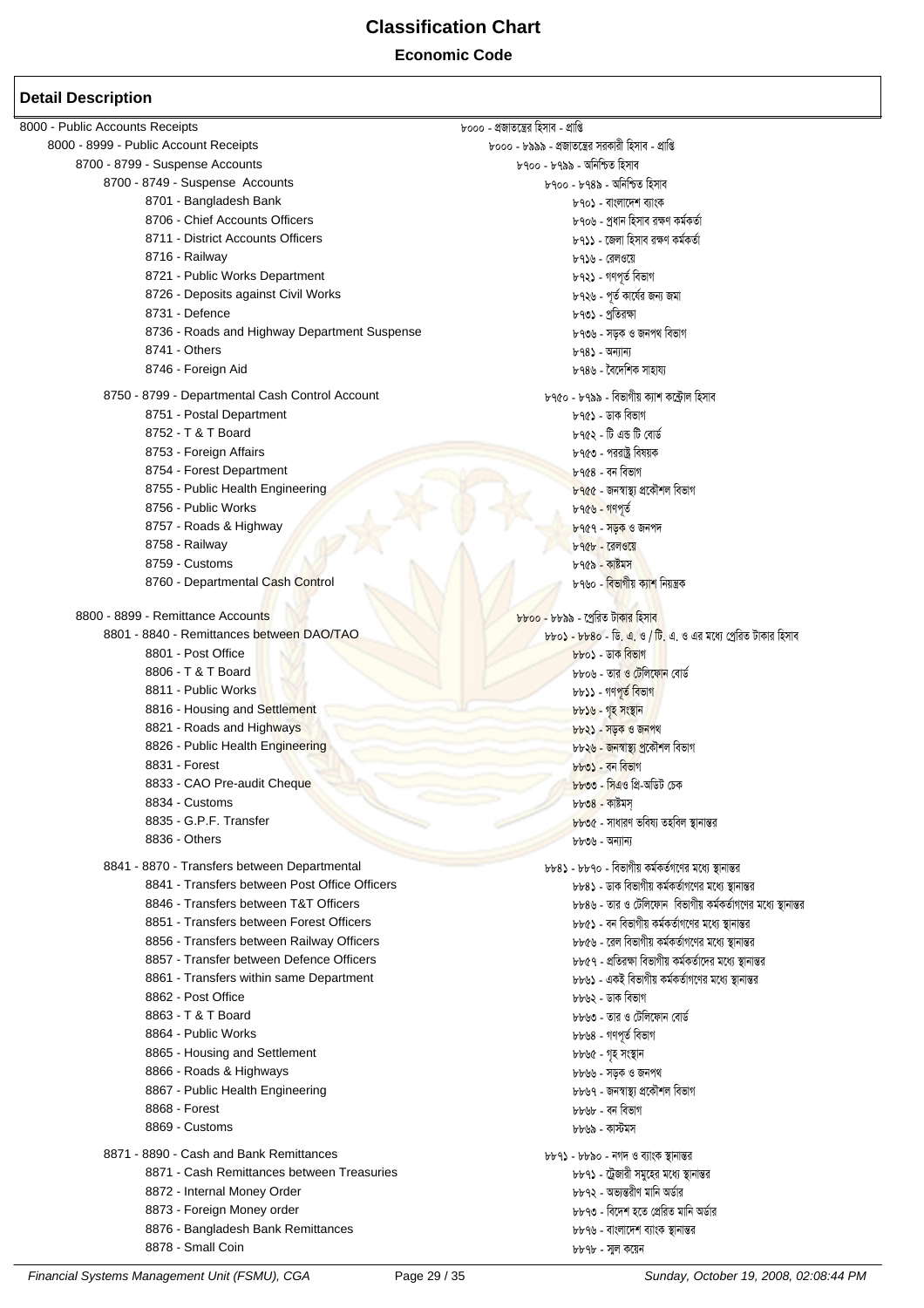# Classification Chart

**Economic Code**

## Detail Description

| English | Bangla |
|---|---|
| 8000 - Public Accounts Receipts | ৮০০০ - প্রজাতন্ত্রের হিসাব - প্রাপ্তি |
| 8000 - 8999 - Public Account Receipts | ৮০০০ - ৮৯৯৯ - প্রজাতন্ত্রের সরকারী হিসাব - প্রাপ্তি |
| 8700 - 8799 - Suspense Accounts | ৮৭০০ - ৮৭৯৯ - অনিশ্চিত হিসাব |
| 8700 - 8749 - Suspense Accounts | ৮৭০০ - ৮৭৪৯ - অনিশ্চিত হিসাব |
| 8701 - Bangladesh Bank | ৮৭০১ - বাংলাদেশ ব্যাংক |
| 8706 - Chief Accounts Officers | ৮৭০৬ - প্রধান হিসাব রক্ষণ কর্মকর্তা |
| 8711 - District Accounts Officers | ৮৭১১ - জেলা হিসাব রক্ষণ কর্মকর্তা |
| 8716 - Railway | ৮৭১৬ - রেলওয়ে |
| 8721 - Public Works Department | ৮৭২১ - গণপূর্ত বিভাগ |
| 8726 - Deposits against Civil Works | ৮৭২৬ - পূর্ত কার্যের জন্য জমা |
| 8731 - Defence | ৮৭৩১ - প্রতিরক্ষা |
| 8736 - Roads and Highway Department Suspense | ৮৭৩৬ - সড়ক ও জনপথ বিভাগ |
| 8741 - Others | ৮৭৪১ - অন্যান্য |
| 8746 - Foreign Aid | ৮৭৪৬ - বৈদেশিক সাহায্য |
| 8750 - 8799 - Departmental Cash Control Account | ৮৭৫০ - ৮৭৯৯ - বিভাগীয় ক্যাশ কন্ট্রোল হিসাব |
| 8751 - Postal Department | ৮৭৫১ - ডাক বিভাগ |
| 8752 - T & T Board | ৮৭৫২ - টি এন্ড টি বোর্ড |
| 8753 - Foreign Affairs | ৮৭৫৩ - পররাষ্ট্র বিষয়ক |
| 8754 - Forest Department | ৮৭৫৪ - বন বিভাগ |
| 8755 - Public Health Engineering | ৮৭৫৫ - জনস্বাস্থ্য প্রকৌশল বিভাগ |
| 8756 - Public Works | ৮৭৫৬ - গণপূর্ত |
| 8757 - Roads & Highway | ৮৭৫৭ - সড়ক ও জনপদ |
| 8758 - Railway | ৮৭৫৮ - রেলওয়ে |
| 8759 - Customs | ৮৭৫৯ - কাষ্টমস |
| 8760 - Departmental Cash Control | ৮৭৬০ - বিভাগীয় ক্যাশ নিয়ন্ত্রক |
| 8800 - 8899 - Remittance Accounts | ৮৮০০ - ৮৮৯৯ - প্রেরিত টাকার হিসাব |
| 8801 - 8840 - Remittances between DAO/TAO | ৮৮০১ - ৮৮৪০ - ডি. এ. ও / টি. এ. ও এর মধ্যে প্রেরিত টাকার হিসাব |
| 8801 - Post Office | ৮৮০১ - ডাক বিভাগ |
| 8806 - T & T Board | ৮৮০৬ - তার ও টেলিফোন বোর্ড |
| 8811 - Public Works | ৮৮১১ - গণপূর্ত বিভাগ |
| 8816 - Housing and Settlement | ৮৮১৬ - গৃহ সংস্থান |
| 8821 - Roads and Highways | ৮৮২১ - সড়ক ও জনপথ |
| 8826 - Public Health Engineering | ৮৮২৬ - জনস্বাস্থ্য প্রকৌশল বিভাগ |
| 8831 - Forest | ৮৮৩১ - বন বিভাগ |
| 8833 - CAO Pre-audit Cheque | ৮৮৩৩ - সিএও প্রি-অডিট চেক |
| 8834 - Customs | ৮৮৩৪ - কাষ্টমস্ |
| 8835 - G.P.F. Transfer | ৮৮৩৫ - সাধারণ ভবিষ্য তহবিল স্থানান্তর |
| 8836 - Others | ৮৮৩৬ - অন্যান্য |
| 8841 - 8870 - Transfers between Departmental | ৮৮৪১ - ৮৮৭০ - বিভাগীয় কর্মকর্তগণের মধ্যে স্থানান্তর |
| 8841 - Transfers between Post Office Officers | ৮৮৪১ - ডাক বিভাগীয় কর্মকর্তাগণের মধ্যে স্থানান্তর |
| 8846 - Transfers between T&T Officers | ৮৮৪৬ - তার ও টেলিফোন বিভাগীয় কর্মকর্তাগণের মধ্যে স্থানান্তর |
| 8851 - Transfers between Forest Officers | ৮৮৫১ - বন বিভাগীয় কর্মকর্তাগণের মধ্যে স্থানান্তর |
| 8856 - Transfers between Railway Officers | ৮৮৫৬ - রেল বিভাগীয় কর্মকর্তাগণের মধ্যে স্থানান্তর |
| 8857 - Transfer between Defence Officers | ৮৮৫৭ - প্রতিরক্ষা বিভাগীয় কর্মকর্তাদের মধ্যে স্থানান্তর |
| 8861 - Transfers within same Department | ৮৮৬১ - একই বিভাগীয় কর্মকর্তাগণের মধ্যে স্থানান্তর |
| 8862 - Post Office | ৮৮৬২ - ডাক বিভাগ |
| 8863 - T & T Board | ৮৮৬৩ - তার ও টেলিফোন বোর্ড |
| 8864 - Public Works | ৮৮৬৪ - গণপূর্ত বিভাগ |
| 8865 - Housing and Settlement | ৮৮৬৫ - গৃহ সংস্থান |
| 8866 - Roads & Highways | ৮৮৬৬ - সড়ক ও জনপথ |
| 8867 - Public Health Engineering | ৮৮৬৭ - জনস্বাস্থ্য প্রকৌশল বিভাগ |
| 8868 - Forest | ৮৮৬৮ - বন বিভাগ |
| 8869 - Customs | ৮৮৬৯ - কাস্টমস |
| 8871 - 8890 - Cash and Bank Remittances | ৮৮৭১ - ৮৮৯০ - নগদ ও ব্যাংক স্থানান্তর |
| 8871 - Cash Remittances between Treasuries | ৮৮৭১ - ট্রেজারী সমূহের মধ্যে স্থানান্তর |
| 8872 - Internal Money Order | ৮৮৭২ - অভ্যন্তরীণ মানি অর্ডার |
| 8873 - Foreign Money order | ৮৮৭৩ - বিদেশ হতে প্রেরিত মানি অর্ডার |
| 8876 - Bangladesh Bank Remittances | ৮৮৭৬ - বাংলাদেশ ব্যাংক স্থানান্তর |
| 8878 - Small Coin | ৮৮৭৮ - স্মল কয়েন |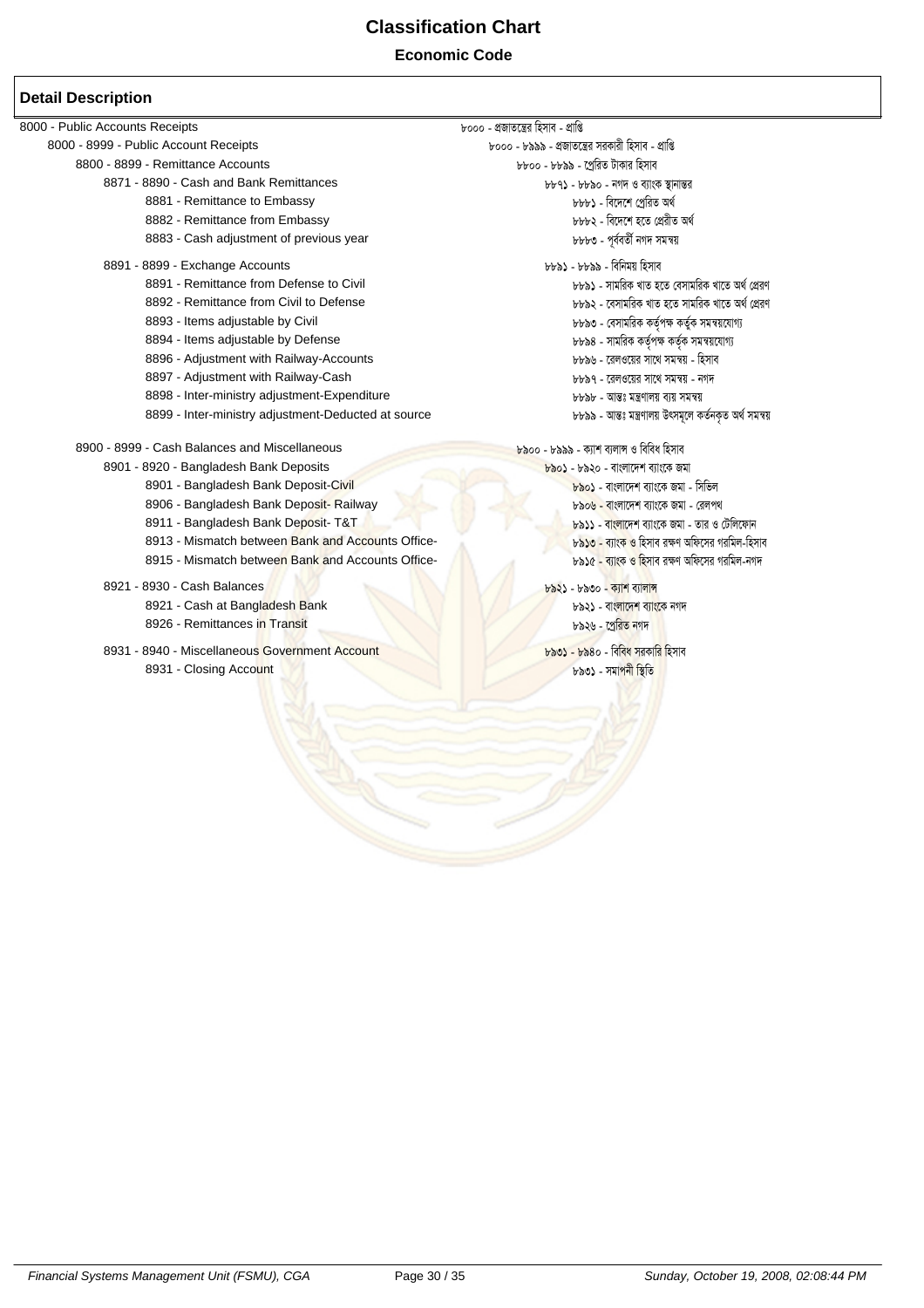# Classification Chart

**Economic Code**

## Detail Description

| English | Bangla |
|---|---|
| 8000 - Public Accounts Receipts | ৮০০০ - প্রজাতন্ত্রের হিসাব - প্রাপ্তি |
| 8000 - 8999 - Public Account Receipts | ৮০০০ - ৮৯৯৯ - প্রজাতন্ত্রের সরকারী হিসাব - প্রাপ্তি |
| 8800 - 8899 - Remittance Accounts | ৮৮০০ - ৮৮৯৯ - প্রেরিত টাকার হিসাব |
| 8871 - 8890 - Cash and Bank Remittances | ৮৮৭১ - ৮৮৯০ - নগদ ও ব্যাংক স্থানান্তর |
| 8881 - Remittance to Embassy | ৮৮৮১ - বিদেশে প্রেরিত অর্থ |
| 8882 - Remittance from Embassy | ৮৮৮২ - বিদেশে হতে প্রেরীত অর্থ |
| 8883 - Cash adjustment of previous year | ৮৮৮৩ - পূর্ববর্তী নগদ সমন্বয় |
| 8891 - 8899 - Exchange Accounts | ৮৮৯১ - ৮৮৯৯ - বিনিময় হিসাব |
| 8891 - Remittance from Defense to Civil | ৮৮৯১ - সামরিক খাত হতে বেসামরিক খাতে অর্থ প্রেরণ |
| 8892 - Remittance from Civil to Defense | ৮৮৯২ - বেসামরিক খাত হতে সামরিক খাতে অর্থ প্রেরণ |
| 8893 - Items adjustable by Civil | ৮৮৯৩ - বেসামরিক কর্তৃপক্ষ কর্তৃক সমন্বয়যোগ্য |
| 8894 - Items adjustable by Defense | ৮৮৯৪ - সামরিক কর্তৃপক্ষ কর্তৃক সমন্বয়যোগ্য |
| 8896 - Adjustment with Railway-Accounts | ৮৮৯৬ - রেলওয়ের সাথে সমন্বয় - হিসাব |
| 8897 - Adjustment with Railway-Cash | ৮৮৯৭ - রেলওয়ের সাথে সমন্বয় - নগদ |
| 8898 - Inter-ministry adjustment-Expenditure | ৮৮৯৮ - আন্তঃ মন্ত্রণালয় ব্যয় সমন্বয় |
| 8899 - Inter-ministry adjustment-Deducted at source | ৮৮৯৯ - আন্তঃ মন্ত্রণালয় উৎসমূলে কর্তনকৃত অর্থ সমন্বয় |
| 8900 - 8999 - Cash Balances and Miscellaneous | ৮৯০০ - ৮৯৯৯ - ক্যাশ ব্যলান্স ও বিবিধ হিসাব |
| 8901 - 8920 - Bangladesh Bank Deposits | ৮৯০১ - ৮৯২০ - বাংলাদেশ ব্যাংকে জমা |
| 8901 - Bangladesh Bank Deposit-Civil | ৮৯০১ - বাংলাদেশ ব্যাংকে জমা - সিভিল |
| 8906 - Bangladesh Bank Deposit- Railway | ৮৯০৬ - বাংলাদেশ ব্যাংকে জমা - রেলপথ |
| 8911 - Bangladesh Bank Deposit- T&T | ৮৯১১ - বাংলাদেশ ব্যাংকে জমা - তার ও টেলিফোন |
| 8913 - Mismatch between Bank and Accounts Office- | ৮৯১৩ - ব্যাংক ও হিসাব রক্ষণ অফিসের গরমিল-হিসাব |
| 8915 - Mismatch between Bank and Accounts Office- | ৮৯১৫ - ব্যাংক ও হিসাব রক্ষণ অফিসের গরমিল-নগদ |
| 8921 - 8930 - Cash Balances | ৮৯২১ - ৮৯৩০ - ক্যাশ ব্যালান্স |
| 8921 - Cash at Bangladesh Bank | ৮৯২১ - বাংলাদেশ ব্যাংকে নগদ |
| 8926 - Remittances in Transit | ৮৯২৬ - প্রেরিত নগদ |
| 8931 - 8940 - Miscellaneous Government Account | ৮৯৩১ - ৮৯৪০ - বিবিধ সরকারি হিসাব |
| 8931 - Closing Account | ৮৯৩১ - সমাপনী স্থিতি |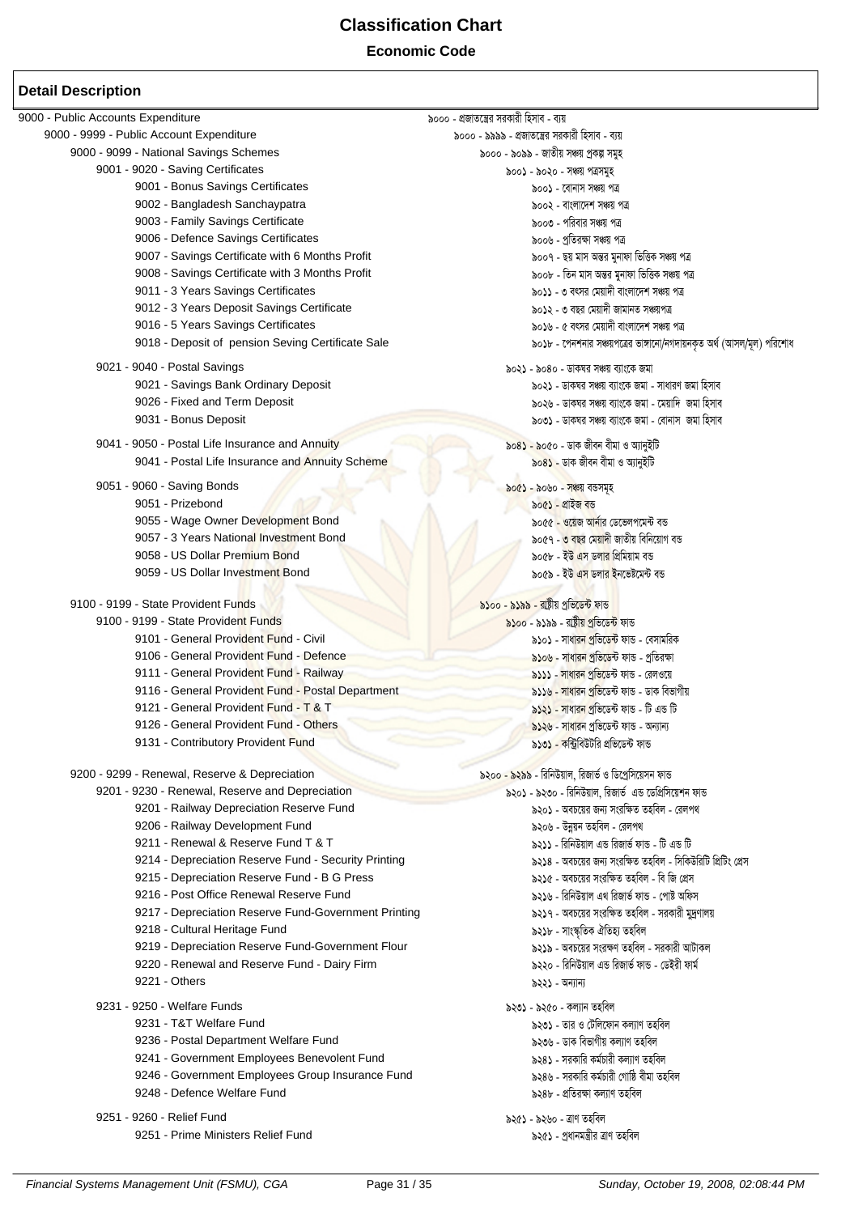# Classification Chart

## Economic Code

### Detail Description

| English | Bengali |
|---|---|
| 9000 - Public Accounts Expenditure | ৯০০০ - প্রজাতন্ত্রের সরকারী হিসাব - ব্যয় |
| 9000 - 9999 - Public Account Expenditure | ৯০০০ - ৯৯৯৯ - প্রজাতন্ত্রের সরকারী হিসাব - ব্যয় |
| 9000 - 9099 - National Savings Schemes | ৯০০০ - ৯০৯৯ - জাতীয় সঞ্চয় প্রকল্প সমূহ |
| 9001 - 9020 - Saving Certificates | ৯০০১ - ৯০২০ - সঞ্চয় পত্রসমূহ |
| 9001 - Bonus Savings Certificates | ৯০০১ - বোনাস সঞ্চয় পত্র |
| 9002 - Bangladesh Sanchaypatra | ৯০০২ - বাংলাদেশ সঞ্চয় পত্র |
| 9003 - Family Savings Certificate | ৯০০৩ - পরিবার সঞ্চয় পত্র |
| 9006 - Defence Savings Certificates | ৯০০৬ - প্রতিরক্ষা সঞ্চয় পত্র |
| 9007 - Savings Certificate with 6 Months Profit | ৯০০৭ - ছয় মাস অন্তর মুনাফা ভিত্তিক সঞ্চয় পত্র |
| 9008 - Savings Certificate with 3 Months Profit | ৯০০৮ - তিন মাস অন্তর মুনাফা ভিত্তিক সঞ্চয় পত্র |
| 9011 - 3 Years Savings Certificates | ৯০১১ - ৩ বৎসর মেয়াদী বাংলাদেশ সঞ্চয় পত্র |
| 9012 - 3 Years Deposit Savings Certificate | ৯০১২ - ৩ বছর মেয়াদী জামানত সঞ্চয়পত্র |
| 9016 - 5 Years Savings Certificates | ৯০১৬ - ৫ বৎসর মেয়াদী বাংলাদেশ সঞ্চয় পত্র |
| 9018 - Deposit of pension Seving Certificate Sale | ৯০১৮ - পেনশনার সঞ্চয়পত্রের ভাঙ্গানো/নগদায়নকৃত অর্থ (আসল/মূল) পরিশোধ |
| 9021 - 9040 - Postal Savings | ৯০২১ - ৯০৪০ - ডাকঘর সঞ্চয় ব্যাংকে জমা |
| 9021 - Savings Bank Ordinary Deposit | ৯০২১ - ডাকঘর সঞ্চয় ব্যাংকে জমা - সাধারণ জমা হিসাব |
| 9026 - Fixed and Term Deposit | ৯০২৬ - ডাকঘর সঞ্চয় ব্যাংকে জমা - মেয়াদি জমা হিসাব |
| 9031 - Bonus Deposit | ৯০৩১ - ডাকঘর সঞ্চয় ব্যাংকে জমা - বোনাস জমা হিসাব |
| 9041 - 9050 - Postal Life Insurance and Annuity | ৯০৪১ - ৯০৫০ - ডাক জীবন বীমা ও অ্যানুইটি |
| 9041 - Postal Life Insurance and Annuity Scheme | ৯০৪১ - ডাক জীবন বীমা ও অ্যানুইটি |
| 9051 - 9060 - Saving Bonds | ৯০৫১ - ৯০৬০ - সঞ্চয় বন্ডসমূহ |
| 9051 - Prizebond | ৯০৫১ - প্রাইজ বন্ড |
| 9055 - Wage Owner Development Bond | ৯০৫৫ - ওয়েজ আর্নার ডেভেলপমেন্ট বন্ড |
| 9057 - 3 Years National Investment Bond | ৯০৫৭ - ৩ বছর মেয়াদী জাতীয় বিনিয়োগ বন্ড |
| 9058 - US Dollar Premium Bond | ৯০৫৮ - ইউ এস ডলার প্রিমিয়াম বন্ড |
| 9059 - US Dollar Investment Bond | ৯০৫৯ - ইউ এস ডলার ইনভেষ্টমেন্ট বন্ড |
| 9100 - 9199 - State Provident Funds | ৯১০০ - ৯১৯৯ - রাষ্ট্রীয় প্রভিডেন্ট ফান্ড |
| 9100 - 9199 - State Provident Funds | ৯১০০ - ৯১৯৯ - রাষ্ট্রীয় প্রভিডেন্ট ফান্ড |
| 9101 - General Provident Fund - Civil | ৯১০১ - সাধারণ প্রভিডেন্ট ফান্ড - বেসামরিক |
| 9106 - General Provident Fund - Defence | ৯১০৬ - সাধারণ প্রভিডেন্ট ফান্ড - প্রতিরক্ষা |
| 9111 - General Provident Fund - Railway | ৯১১১ - সাধারণ প্রভিডেন্ট ফান্ড - রেলওয়ে |
| 9116 - General Provident Fund - Postal Department | ৯১১৬ - সাধারণ প্রভিডেন্ট ফান্ড - ডাক বিভাগীয় |
| 9121 - General Provident Fund - T & T | ৯১২১ - সাধারণ প্রভিডেন্ট ফান্ড - টি এন্ড টি |
| 9126 - General Provident Fund - Others | ৯১২৬ - সাধারণ প্রভিডেন্ট ফান্ড - অন্যান্য |
| 9131 - Contributory Provident Fund | ৯১৩১ - কন্ট্রিবিউটরি প্রভিডেন্ট ফান্ড |
| 9200 - 9299 - Renewal, Reserve & Depreciation | ৯২০০ - ৯২৯৯ - রিনিউয়াল, রিজার্ভ ও ডিপ্রেসিয়েসন ফান্ড |
| 9201 - 9230 - Renewal, Reserve and Depreciation | ৯২০১ - ৯২৩০ - রিনিউয়াল, রিজার্ভ এন্ড ডেপ্রিসিয়েশন ফান্ড |
| 9201 - Railway Depreciation Reserve Fund | ৯২০১ - অবচয়ের জন্য সংরক্ষিত তহবিল - রেলপথ |
| 9206 - Railway Development Fund | ৯২০৬ - উন্নয়ন তহবিল - রেলপথ |
| 9211 - Renewal & Reserve Fund T & T | ৯২১১ - রিনিউয়াল এন্ড রিজার্ভ ফান্ড - টি এন্ড টি |
| 9214 - Depreciation Reserve Fund - Security Printing | ৯২১৪ - অবচয়ের জন্য সংরক্ষিত তহবিল - সিকিউরিটি প্রিন্টিং প্রেস |
| 9215 - Depreciation Reserve Fund - B G Press | ৯২১৫ - অবচয়ের সংরক্ষিত তহবিল - বি জি প্রেস |
| 9216 - Post Office Renewal Reserve Fund | ৯২১৬ - রিনিউয়াল এথ রিজার্ভ ফান্ড - পোষ্ট অফিস |
| 9217 - Depreciation Reserve Fund-Government Printing | ৯২১৭ - অবচয়ের সংরক্ষিত তহবিল - সরকারী মুদ্রণালয় |
| 9218 - Cultural Heritage Fund | ৯২১৮ - সাংস্কৃতিক ঐতিহ্য তহবিল |
| 9219 - Depreciation Reserve Fund-Government Flour | ৯২১৯ - অবচয়ের সংরক্ষণ তহবিল - সরকারী আটাকল |
| 9220 - Renewal and Reserve Fund - Dairy Firm | ৯২২০ - রিনিউয়াল এন্ড রিজার্ভ ফান্ড - ডেইরী ফার্ম |
| 9221 - Others | ৯২২১ - অন্যান্য |
| 9231 - 9250 - Welfare Funds | ৯২৩১ - ৯২৫০ - কল্যান তহবিল |
| 9231 - T&T Welfare Fund | ৯২৩১ - তার ও টেলিফোন কল্যাণ তহবিল |
| 9236 - Postal Department Welfare Fund | ৯২৩৬ - ডাক বিভাগীয় কল্যাণ তহবিল |
| 9241 - Government Employees Benevolent Fund | ৯২৪১ - সরকারি কর্মচারী কল্যাণ তহবিল |
| 9246 - Government Employees Group Insurance Fund | ৯২৪৬ - সরকারি কর্মচারী গোষ্ঠি বীমা তহবিল |
| 9248 - Defence Welfare Fund | ৯২৪৮ - প্রতিরক্ষা কল্যাণ তহবিল |
| 9251 - 9260 - Relief Fund | ৯২৫১ - ৯২৬০ - ত্রাণ তহবিল |
| 9251 - Prime Ministers Relief Fund | ৯২৫১ - প্রধানমন্ত্রীর ত্রাণ তহবিল |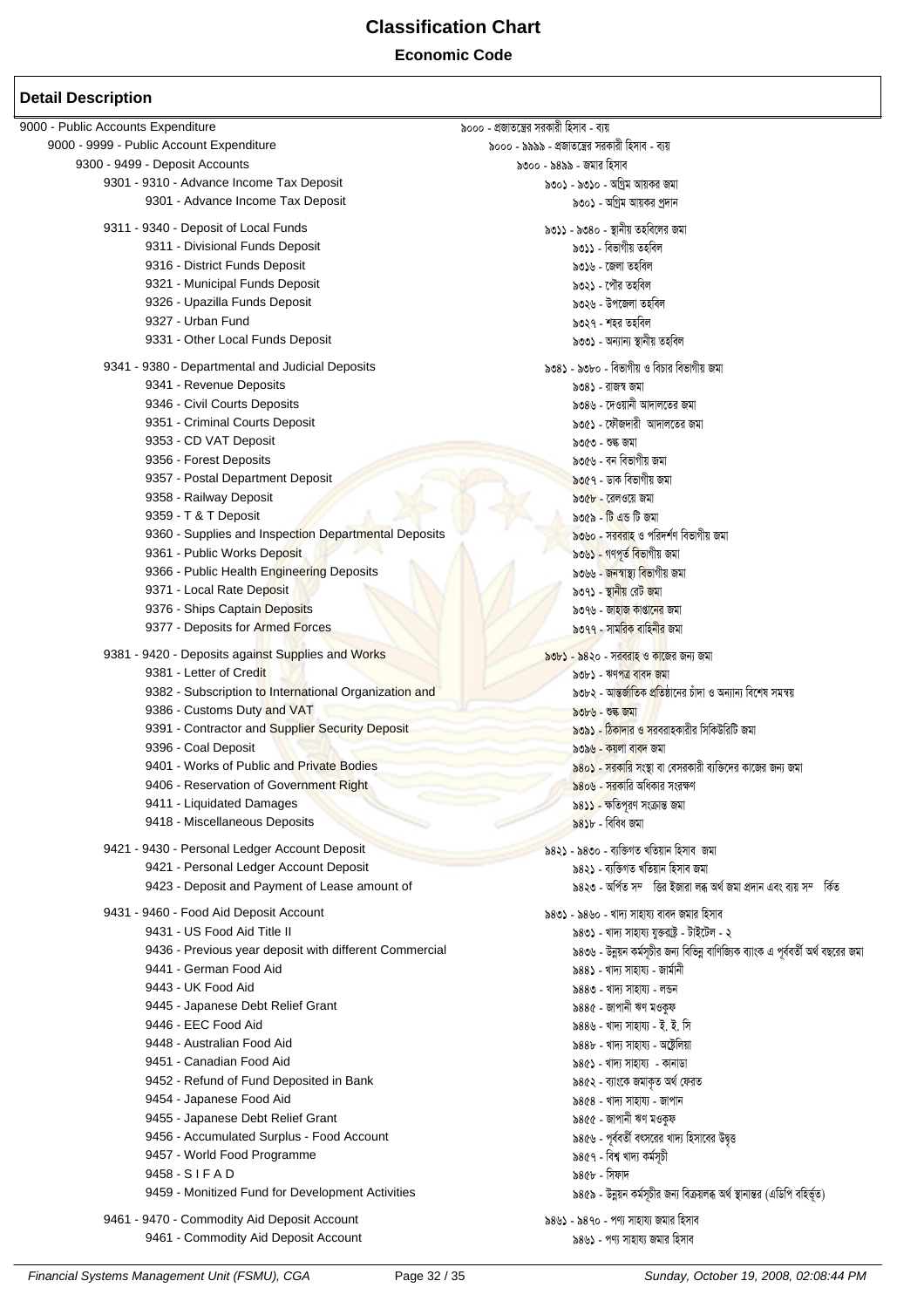# Classification Chart

**Economic Code**

## Detail Description

| English | Bengali |
|---|---|
| 9000 - Public Accounts Expenditure | ৯০০০ - প্রজাতন্ত্রের সরকারী হিসাব - ব্যয় |
| 9000 - 9999 - Public Account Expenditure | ৯০০০ - ৯৯৯৯ - প্রজাতন্ত্রের সরকারী হিসাব - ব্যয় |
| 9300 - 9499 - Deposit Accounts | ৯৩০০ - ৯৪৯৯ - জমার হিসাব |
| 9301 - 9310 - Advance Income Tax Deposit | ৯৩০১ - ৯৩১০ - অগ্রিম আয়কর জমা |
| 9301 - Advance Income Tax Deposit | ৯৩০১ - অগ্রিম আয়কর প্রদান |
| 9311 - 9340 - Deposit of Local Funds | ৯৩১১ - ৯৩৪০ - স্থানীয় তহবিলের জমা |
| 9311 - Divisional Funds Deposit | ৯৩১১ - বিভাগীয় তহবিল |
| 9316 - District Funds Deposit | ৯৩১৬ - জেলা তহবিল |
| 9321 - Municipal Funds Deposit | ৯৩২১ - পৌর তহবিল |
| 9326 - Upazilla Funds Deposit | ৯৩২৬ - উপজেলা তহবিল |
| 9327 - Urban Fund | ৯৩২৭ - শহর তহবিল |
| 9331 - Other Local Funds Deposit | ৯৩৩১ - অন্যান্য স্থানীয় তহবিল |
| 9341 - 9380 - Departmental and Judicial Deposits | ৯৩৪১ - ৯৩৮০ - বিভাগীয় ও বিচার বিভাগীয় জমা |
| 9341 - Revenue Deposits | ৯৩৪১ - রাজস্ব জমা |
| 9346 - Civil Courts Deposits | ৯৩৪৬ - দেওয়ানী আদালতের জমা |
| 9351 - Criminal Courts Deposit | ৯৩৫১ - ফৌজদারী আদালতের জমা |
| 9353 - CD VAT Deposit | ৯৩৫৩ - শুল্ক জমা |
| 9356 - Forest Deposits | ৯৩৫৬ - বন বিভাগীয় জমা |
| 9357 - Postal Department Deposit | ৯৩৫৭ - ডাক বিভাগীয় জমা |
| 9358 - Railway Deposit | ৯৩৫৮ - রেলওয়ে জমা |
| 9359 - T & T Deposit | ৯৩৫৯ - টি এন্ড টি জমা |
| 9360 - Supplies and Inspection Departmental Deposits | ৯৩৬০ - সরবরাহ ও পরিদর্শন বিভাগীয় জমা |
| 9361 - Public Works Deposit | ৯৩৬১ - গণপূর্ত বিভাগীয় জমা |
| 9366 - Public Health Engineering Deposits | ৯৩৬৬ - জনস্বাস্থ্য বিভাগীয় জমা |
| 9371 - Local Rate Deposit | ৯৩৭১ - স্থানীয় রেট জমা |
| 9376 - Ships Captain Deposits | ৯৩৭৬ - জাহাজ কাপ্তানের জমা |
| 9377 - Deposits for Armed Forces | ৯৩৭৭ - সামরিক বাহিনীর জমা |
| 9381 - 9420 - Deposits against Supplies and Works | ৯৩৮১ - ৯৪২০ - সরবরাহ ও কাজের জন্য জমা |
| 9381 - Letter of Credit | ৯৩৮১ - ঋণপত্র বাবদ জমা |
| 9382 - Subscription to International Organization and | ৯৩৮২ - আন্তর্জাতিক প্রতিষ্ঠানের চাঁদা ও অন্যান্য বিশেষ সমন্বয় |
| 9386 - Customs Duty and VAT | ৯৩৮৬ - শুল্ক জমা |
| 9391 - Contractor and Supplier Security Deposit | ৯৩৯১ - ঠিকাদার ও সরবরাহকারীর সিকিউরিটি জমা |
| 9396 - Coal Deposit | ৯৩৯৬ - কয়লা বাবদ জমা |
| 9401 - Works of Public and Private Bodies | ৯৪০১ - সরকারি সংস্থা বা বেসরকারী ব্যক্তিদের কাজের জন্য জমা |
| 9406 - Reservation of Government Right | ৯৪০৬ - সরকারি অধিকার সংরক্ষণ |
| 9411 - Liquidated Damages | ৯৪১১ - ক্ষতিপূরণ সংক্রান্ত জমা |
| 9418 - Miscellaneous Deposits | ৯৪১৮ - বিবিধ জমা |
| 9421 - 9430 - Personal Ledger Account Deposit | ৯৪২১ - ৯৪৩০ - ব্যক্তিগত খতিয়ান হিসাব জমা |
| 9421 - Personal Ledger Account Deposit | ৯৪২১ - ব্যক্তিগত খতিয়ান হিসাব জমা |
| 9423 - Deposit and Payment of Lease amount of | ৯৪২৩ - অর্পিত সম্পত্তির ইজারা লব্ধ অর্থ জমা প্রদান এবং ব্যয় সম্পর্কিত |
| 9431 - 9460 - Food Aid Deposit Account | ৯৪৩১ - ৯৪৬০ - খাদ্য সাহায্য বাবদ জমার হিসাব |
| 9431 - US Food Aid Title II | ৯৪৩১ - খাদ্য সাহায্য যুক্তরাষ্ট্র - টাইটেল - ২ |
| 9436 - Previous year deposit with different Commercial | ৯৪৩৬ - উন্নয়ন কর্মসূচীর জন্য বিভিন্ন বাণিজ্যিক ব্যাংকে এ পূর্ববর্তী অর্থ বছরের জমা |
| 9441 - German Food Aid | ৯৪৪১ - খাদ্য সাহায্য - জার্মানী |
| 9443 - UK Food Aid | ৯৪৪৩ - খাদ্য সাহায্য - লন্ডন |
| 9445 - Japanese Debt Relief Grant | ৯৪৪৫ - জাপানী ঋণ মওকুফ |
| 9446 - EEC Food Aid | ৯৪৪৬ - খাদ্য সাহায্য - ই. ই. সি |
| 9448 - Australian Food Aid | ৯৪৪৮ - খাদ্য সাহায্য - অষ্ট্রেলিয়া |
| 9451 - Canadian Food Aid | ৯৪৫১ - খাদ্য সাহায্য - কানাডা |
| 9452 - Refund of Fund Deposited in Bank | ৯৪৫২ - ব্যাংকে জমাকৃত অর্থ ফেরত |
| 9454 - Japanese Food Aid | ৯৪৫৪ - খাদ্য সাহায্য - জাপান |
| 9455 - Japanese Debt Relief Grant | ৯৪৫৫ - জাপানী ঋণ মওকুফ |
| 9456 - Accumulated Surplus - Food Account | ৯৪৫৬ - পূর্ববর্তী বৎসরের খাদ্য হিসাবের উদ্বৃত্ত |
| 9457 - World Food Programme | ৯৪৫৭ - বিশ্ব খাদ্য কর্মসূচী |
| 9458 - S I F A D | ৯৪৫৮ - সিফাদ |
| 9459 - Monitized Fund for Development Activities | ৯৪৫৯ - উন্নয়ন কর্মসূচীর জন্য বিক্রয়লব্ধ অর্থ স্থানান্তর (এডিপি বহির্ভূত) |
| 9461 - 9470 - Commodity Aid Deposit Account | ৯৪৬১ - ৯৪৭০ - পণ্য সাহায্য জমার হিসাব |
| 9461 - Commodity Aid Deposit Account | ৯৪৬১ - পণ্য সাহায্য জমার হিসাব |

*Financial Systems Management Unit (FSMU), CGA* — *Sunday, October 19, 2008, 02:08:44 PM*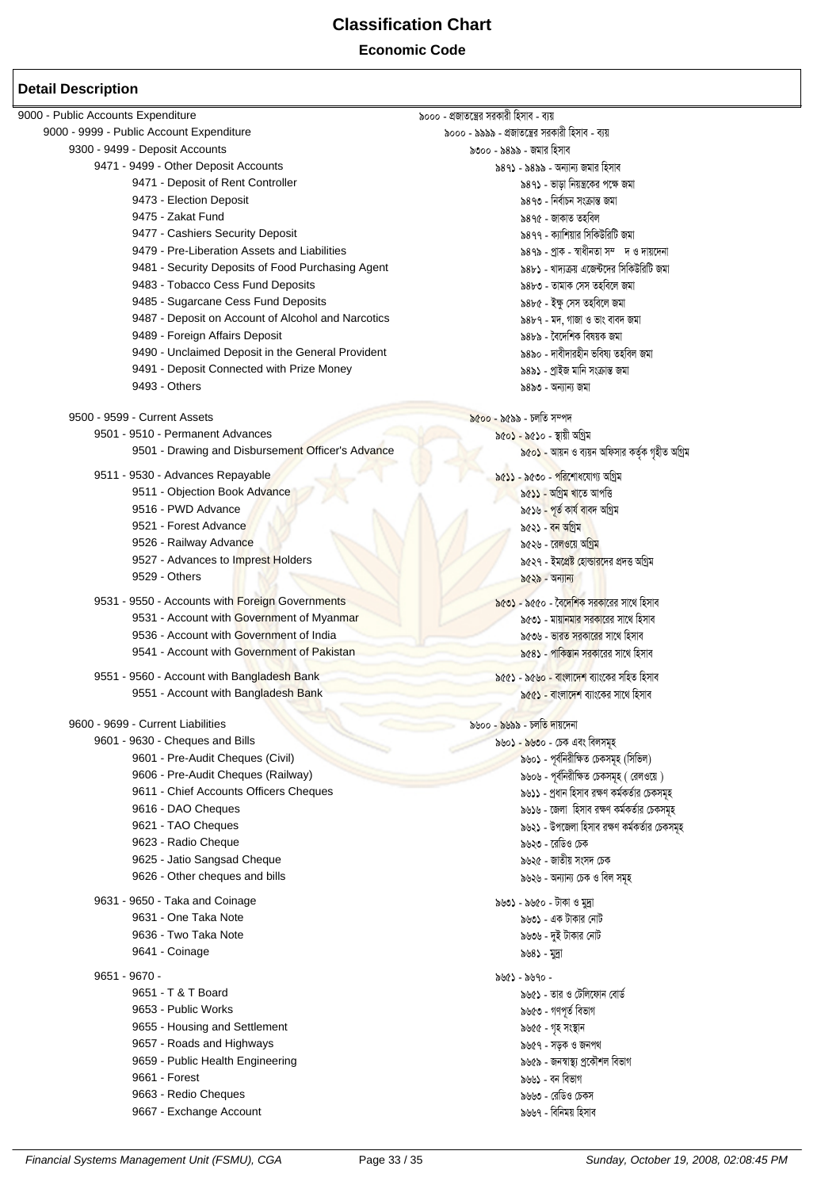# Classification Chart

**Economic Code**

## Detail Description

| English | Bengali |
|---|---|
| 9000 - Public Accounts Expenditure | ৯০০০ - প্রজাতন্ত্রের সরকারী হিসাব - ব্যয় |
| 9000 - 9999 - Public Account Expenditure | ৯০০০ - ৯৯৯৯ - প্রজাতন্ত্রের সরকারী হিসাব - ব্যয় |
| 9300 - 9499 - Deposit Accounts | ৯৩০০ - ৯৪৯৯ - জমার হিসাব |
| 9471 - 9499 - Other Deposit Accounts | ৯৪৭১ - ৯৪৯৯ - অন্যান্য জমার হিসাব |
| 9471 - Deposit of Rent Controller | ৯৪৭১ - ভাড়া নিয়ন্ত্রকের পক্ষে জমা |
| 9473 - Election Deposit | ৯৪৭৩ - নির্বাচন সংক্রান্ত জমা |
| 9475 - Zakat Fund | ৯৪৭৫ - জাকাত তহবিল |
| 9477 - Cashiers Security Deposit | ৯৪৭৭ - ক্যাশিয়ার সিকিউরিটি জমা |
| 9479 - Pre-Liberation Assets and Liabilities | ৯৪৭৯ - প্রাক - স্বাধীনতা সম্ দ ও দায়দেনা |
| 9481 - Security Deposits of Food Purchasing Agent | ৯৪৮১ - খাদ্যক্রয় এজেন্টদের সিকিউরিটি জমা |
| 9483 - Tobacco Cess Fund Deposits | ৯৪৮৩ - তামাক সেস তহবিলে জমা |
| 9485 - Sugarcane Cess Fund Deposits | ৯৪৮৫ - ইক্ষু সেস তহবিলে জমা |
| 9487 - Deposit on Account of Alcohol and Narcotics | ৯৪৮৭ - মদ, গাজা ও ভাং বাবদ জমা |
| 9489 - Foreign Affairs Deposit | ৯৪৮৯ - বৈদেশিক বিষয়ক জমা |
| 9490 - Unclaimed Deposit in the General Provident | ৯৪৯০ - দাবীদারহীন ভবিষ্য তহবিল জমা |
| 9491 - Deposit Connected with Prize Money | ৯৪৯১ - প্রাইজ মানি সংক্রান্ত জমা |
| 9493 - Others | ৯৪৯৩ - অন্যান্য জমা |
| 9500 - 9599 - Current Assets | ৯৫০০ - ৯৫৯৯ - চলতি সম্পদ |
| 9501 - 9510 - Permanent Advances | ৯৫০১ - ৯৫১০ - স্থায়ী অগ্রিম |
| 9501 - Drawing and Disbursement Officer's Advance | ৯৫০১ - আয়ন ও ব্যয়ন অফিসার কর্তৃক গৃহীত অগ্রিম |
| 9511 - 9530 - Advances Repayable | ৯৫১১ - ৯৫৩০ - পরিশোধযোগ্য অগ্রিম |
| 9511 - Objection Book Advance | ৯৫১১ - অগ্রিম খাতে আপত্তি |
| 9516 - PWD Advance | ৯৫১৬ - পূর্ত কার্য বাবদ অগ্রিম |
| 9521 - Forest Advance | ৯৫২১ - বন অগ্রিম |
| 9526 - Railway Advance | ৯৫২৬ - রেলওয়ে অগ্রিম |
| 9527 - Advances to Imprest Holders | ৯৫২৭ - ইমপ্রেষ্ট হোল্ডারদের প্রদত্ত অগ্রিম |
| 9529 - Others | ৯৫২৯ - অন্যান্য |
| 9531 - 9550 - Accounts with Foreign Governments | ৯৫৩১ - ৯৫৫০ - বৈদেশিক সরকারের সাথে হিসাব |
| 9531 - Account with Government of Myanmar | ৯৫৩১ - মায়ানমার সরকারের সাথে হিসাব |
| 9536 - Account with Government of India | ৯৫৩৬ - ভারত সরকারের সাথে হিসাব |
| 9541 - Account with Government of Pakistan | ৯৫৪১ - পাকিস্তান সরকারের সাথে হিসাব |
| 9551 - 9560 - Account with Bangladesh Bank | ৯৫৫১ - ৯৫৬০ - বাংলাদেশ ব্যাংকের সহিত হিসাব |
| 9551 - Account with Bangladesh Bank | ৯৫৫১ - বাংলাদেশ ব্যাংকের সাথে হিসাব |
| 9600 - 9699 - Current Liabilities | ৯৬০০ - ৯৬৯৯ - চলতি দায়দেনা |
| 9601 - 9630 - Cheques and Bills | ৯৬০১ - ৯৬৩০ - চেক এবং বিলসমূহ |
| 9601 - Pre-Audit Cheques (Civil) | ৯৬০১ - পূর্বনিরীক্ষিত চেকসমূহ (সিভিল) |
| 9606 - Pre-Audit Cheques (Railway) | ৯৬০৬ - পূর্বনিরীক্ষিত চেকসমূহ ( রেলওয়ে ) |
| 9611 - Chief Accounts Officers Cheques | ৯৬১১ - প্রধান হিসাব রক্ষণ কর্মকর্তার চেকসমূহ |
| 9616 - DAO Cheques | ৯৬১৬ - জেলা হিসাব রক্ষণ কর্মকর্তার চেকসমূহ |
| 9621 - TAO Cheques | ৯৬২১ - উপজেলা হিসাব রক্ষণ কর্মকর্তার চেকসমূহ |
| 9623 - Radio Cheque | ৯৬২৩ - রেডিও চেক |
| 9625 - Jatio Sangsad Cheque | ৯৬২৫ - জাতীয় সংসদ চেক |
| 9626 - Other cheques and bills | ৯৬২৬ - অন্যান্য চেক ও বিল সমূহ |
| 9631 - 9650 - Taka and Coinage | ৯৬৩১ - ৯৬৫০ - টাকা ও মুদ্রা |
| 9631 - One Taka Note | ৯৬৩১ - এক টাকার নোট |
| 9636 - Two Taka Note | ৯৬৩৬ - দুই টাকার নোট |
| 9641 - Coinage | ৯৬৪১ - মুদ্রা |
| 9651 - 9670 - | ৯৬৫১ - ৯৬৭০ - |
| 9651 - T & T Board | ৯৬৫১ - তার ও টেলিফোন বোর্ড |
| 9653 - Public Works | ৯৬৫৩ - গণপূর্ত বিভাগ |
| 9655 - Housing and Settlement | ৯৬৫৫ - গৃহ সংস্থান |
| 9657 - Roads and Highways | ৯৬৫৭ - সড়ক ও জনপথ |
| 9659 - Public Health Engineering | ৯৬৫৯ - জনস্বাস্থ্য প্রকৌশল বিভাগ |
| 9661 - Forest | ৯৬৬১ - বন বিভাগ |
| 9663 - Redio Cheques | ৯৬৬৩ - রেডিও চেকস |
| 9667 - Exchange Account | ৯৬৬৭ - বিনিময় হিসাব |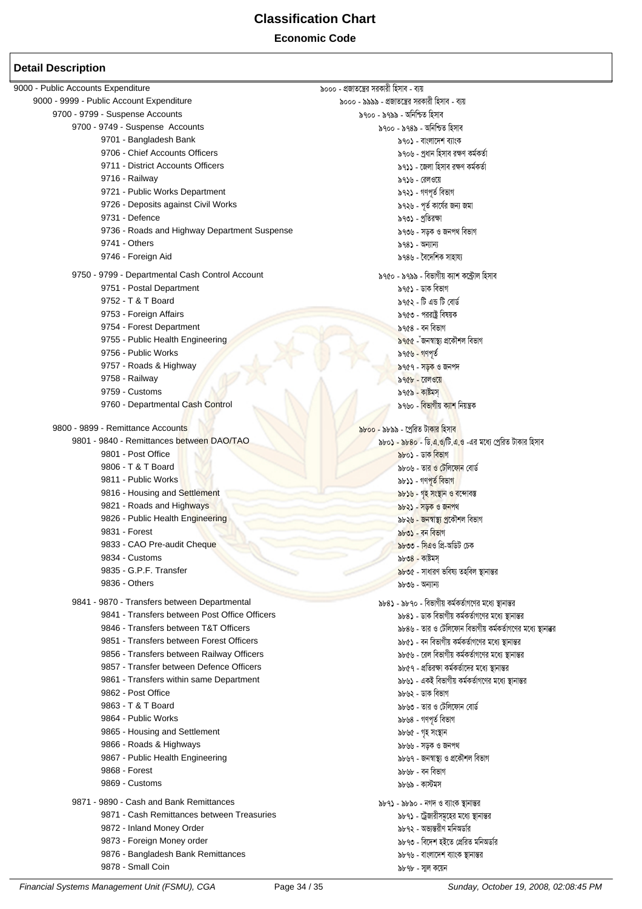# Classification Chart

**Economic Code**

## Detail Description

| English | Bengali |
|---|---|
| 9000 - Public Accounts Expenditure | ৯০০০ - প্রজাতন্ত্রের সরকারী হিসাব - ব্যয় |
| 9000 - 9999 - Public Account Expenditure | ৯০০০ - ৯৯৯৯ - প্রজাতন্ত্রের সরকারী হিসাব - ব্যয় |
| 9700 - 9799 - Suspense Accounts | ৯৭০০ - ৯৭৯৯ - অনিশ্চিত হিসাব |
| 9700 - 9749 - Suspense Accounts | ৯৭০০ - ৯৭৪৯ - অনিশ্চিত হিসাব |
| 9701 - Bangladesh Bank | ৯৭০১ - বাংলাদেশ ব্যাংক |
| 9706 - Chief Accounts Officers | ৯৭০৬ - প্রধান হিসাব রক্ষণ কর্মকর্তা |
| 9711 - District Accounts Officers | ৯৭১১ - জেলা হিসাব রক্ষণ কর্মকর্তা |
| 9716 - Railway | ৯৭১৬ - রেলওয়ে |
| 9721 - Public Works Department | ৯৭২১ - গণপূর্ত বিভাগ |
| 9726 - Deposits against Civil Works | ৯৭২৬ - পূর্ত কার্যের জন্য জমা |
| 9731 - Defence | ৯৭৩১ - প্রতিরক্ষা |
| 9736 - Roads and Highway Department Suspense | ৯৭৩৬ - সড়ক ও জনপথ বিভাগ |
| 9741 - Others | ৯৭৪১ - অন্যান্য |
| 9746 - Foreign Aid | ৯৭৪৬ - বৈদেশিক সাহায্য |
| 9750 - 9799 - Departmental Cash Control Account | ৯৭৫০ - ৯৭৯৯ - বিভাগীয় ক্যাশ কন্ট্রোল হিসাব |
| 9751 - Postal Department | ৯৭৫১ - ডাক বিভাগ |
| 9752 - T & T Board | ৯৭৫২ - টি এন্ড টি বোর্ড |
| 9753 - Foreign Affairs | ৯৭৫৩ - পররাষ্ট্র বিষয়ক |
| 9754 - Forest Department | ৯৭৫৪ - বন বিভাগ |
| 9755 - Public Health Engineering | ৯৭৫৫ - জনস্বাস্থ্য প্রকৌশল বিভাগ |
| 9756 - Public Works | ৯৭৫৬ - গণপূর্ত |
| 9757 - Roads & Highway | ৯৭৫৭ - সড়ক ও জনপদ |
| 9758 - Railway | ৯৭৫৮ - রেলওয়ে |
| 9759 - Customs | ৯৭৫৯ - কাষ্টমস্ |
| 9760 - Departmental Cash Control | ৯৭৬০ - বিভাগীয় ক্যাশ নিয়ন্ত্রক |
| 9800 - 9899 - Remittance Accounts | ৯৮০০ - ৯৮৯৯ - প্রেরিত টাকার হিসাব |
| 9801 - 9840 - Remittances between DAO/TAO | ৯৮০১ - ৯৮৪০ - ডি.এ.ও/টি.এ.ও -এর মধ্যে প্রেরিত টাকার হিসাব |
| 9801 - Post Office | ৯৮০১ - ডাক বিভাগ |
| 9806 - T & T Board | ৯৮০৬ - তার ও টেলিফোন বোর্ড |
| 9811 - Public Works | ৯৮১১ - গণপূর্ত বিভাগ |
| 9816 - Housing and Settlement | ৯৮১৬ - গৃহ সংস্থান ও বন্দোবস্ত |
| 9821 - Roads and Highways | ৯৮২১ - সড়ক ও জনপথ |
| 9826 - Public Health Engineering | ৯৮২৬ - জনস্বাস্থ্য প্রকৌশল বিভাগ |
| 9831 - Forest | ৯৮৩১ - বন বিভাগ |
| 9833 - CAO Pre-audit Cheque | ৯৮৩৩ - সিএও প্রি-অডিট চেক |
| 9834 - Customs | ৯৮৩৪ - কাষ্টমস্ |
| 9835 - G.P.F. Transfer | ৯৮৩৫ - সাধারণ ভবিষ্য তহবিল স্থানান্তর |
| 9836 - Others | ৯৮৩৬ - অন্যান্য |
| 9841 - 9870 - Transfers between Departmental | ৯৮৪১ - ৯৮৭০ - বিভাগীয় কর্মকর্তাগণের মধ্যে স্থানান্তর |
| 9841 - Transfers between Post Office Officers | ৯৮৪১ - ডাক বিভাগীয় কর্মকর্তাগণের মধ্যে স্থানান্তর |
| 9846 - Transfers between T&T Officers | ৯৮৪৬ - তার ও টেলিফোন বিভাগীয় কর্মকর্তাগণের মধ্যে স্থানান্তর |
| 9851 - Transfers between Forest Officers | ৯৮৫১ - বন বিভাগীয় কর্মকর্তাগণের মধ্যে স্থানান্তর |
| 9856 - Transfers between Railway Officers | ৯৮৫৬ - রেল বিভাগীয় কর্মকর্তাগণের মধ্যে স্থানান্তর |
| 9857 - Transfer between Defence Officers | ৯৮৫৭ - প্রতিরক্ষা কর্মকর্তাদের মধ্যে স্থানান্তর |
| 9861 - Transfers within same Department | ৯৮৬১ - একই বিভাগীয় কর্মকর্তাগণের মধ্যে স্থানান্তর |
| 9862 - Post Office | ৯৮৬২ - ডাক বিভাগ |
| 9863 - T & T Board | ৯৮৬৩ - তার ও টেলিফোন বোর্ড |
| 9864 - Public Works | ৯৮৬৪ - গণপূর্ত বিভাগ |
| 9865 - Housing and Settlement | ৯৮৬৫ - গৃহ সংস্থান |
| 9866 - Roads & Highways | ৯৮৬৬ - সড়ক ও জনপথ |
| 9867 - Public Health Engineering | ৯৮৬৭ - জনস্বাস্থ্য ও প্রকৌশল বিভাগ |
| 9868 - Forest | ৯৮৬৮ - বন বিভাগ |
| 9869 - Customs | ৯৮৬৯ - কাস্টমস |
| 9871 - 9890 - Cash and Bank Remittances | ৯৮৭১ - ৯৮৯০ - নগদ ও ব্যাংক স্থানান্তর |
| 9871 - Cash Remittances between Treasuries | ৯৮৭১ - ট্রেজারীসমূহের মধ্যে স্থানান্তর |
| 9872 - Inland Money Order | ৯৮৭২ - অভ্যন্তরীণ মনিঅর্ডার |
| 9873 - Foreign Money order | ৯৮৭৩ - বিদেশ হইতে প্রেরিত মনিঅর্ডার |
| 9876 - Bangladesh Bank Remittances | ৯৮৭৬ - বাংলাদেশ ব্যাংক স্থানান্তর |
| 9878 - Small Coin | ৯৮৭৮ - স্মল কয়েন |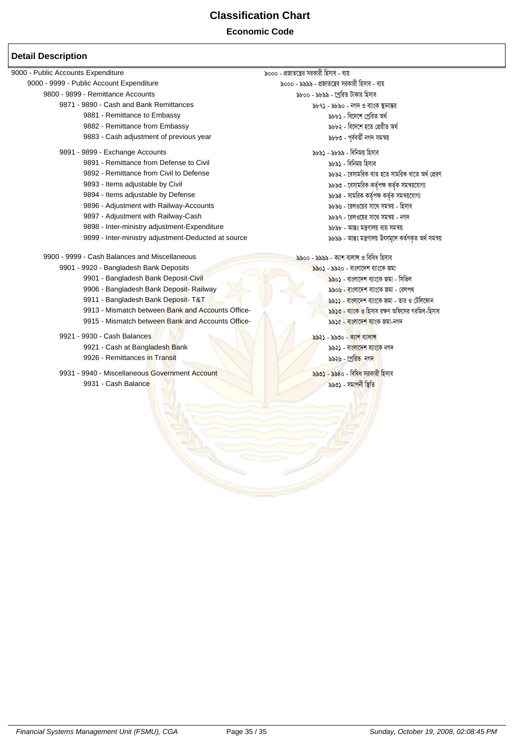# Classification Chart

**Economic Code**

## Detail Description

| | |
|---|---|
| 9000 - Public Accounts Expenditure | ৯০০০ - প্রজাতন্ত্রের সরকারী হিসাব - ব্যয় |
| 9000 - 9999 - Public Account Expenditure | ৯০০০ - ৯৯৯৯ - প্রজাতন্ত্রের সরকারী হিসাব - ব্যয় |
| 9800 - 9899 - Remittance Accounts | ৯৮০০ - ৯৮৯৯ - প্রেরিত টাকার হিসাব |
| 9871 - 9890 - Cash and Bank Remittances | ৯৮৭১ - ৯৮৯০ - নগদ ও ব্যাংক স্থানান্তর |
| 9881 - Remittance to Embassy | ৯৮৮১ - বিদেশে প্রেরিত অর্থ |
| 9882 - Remittance from Embassy | ৯৮৮২ - বিদেশে হতে প্রেরীত অর্থ |
| 9883 - Cash adjustment of previous year | ৯৮৮৩ - পূর্ববর্তী নগদ সমন্বয় |
| 9891 - 9899 - Exchange Accounts | ৯৮৯১ - ৯৮৯৯ - বিনিময় হিসাব |
| 9891 - Remittance from Defense to Civil | ৯৮৯১ - বিনিময় হিসাব |
| 9892 - Remittance from Civil to Defense | ৯৮৯২ - বেসামরিক খাত হতে সামরিক খাতে অর্থ প্রেরণ |
| 9893 - Items adjustable by Civil | ৯৮৯৩ - বেসামরিক কর্তৃপক্ষ কর্তৃক সমন্বয়যোগ্য |
| 9894 - Items adjustable by Defense | ৯৮৯৪ - সামরিক কর্তৃপক্ষ কর্তৃক সমন্বয়যোগ্য |
| 9896 - Adjustment with Railway-Accounts | ৯৮৯৬ - রেলওয়ের সাথে সমন্বয় - হিসাব |
| 9897 - Adjustment with Railway-Cash | ৯৮৯৭ - রেলওয়ের সাথে সমন্বয় - নগদ |
| 9898 - Inter-ministry adjustment-Expenditure | ৯৮৯৮ - আন্তঃ মন্ত্রণালয় ব্যয় সমন্বয় |
| 9899 - Inter-ministry adjustment-Deducted at source | ৯৮৯৯ - আন্তঃ মন্ত্রণালয় উৎসমূলে কর্তণকৃত অর্থ সমন্বয় |
| 9900 - 9999 - Cash Balances and Miscellaneous | ৯৯০০ - ৯৯৯৯ - ক্যাশ ব্যালান্স ও বিবিধ হিসাব |
| 9901 - 9920 - Bangladesh Bank Deposits | ৯৯০১ - ৯৯২০ - বাংলাদেশ ব্যাংকে জমা |
| 9901 - Bangladesh Bank Deposit-Civil | ৯৯০১ - বাংলাদেশ ব্যাংকে জমা - সিভিল |
| 9906 - Bangladesh Bank Deposit- Railway | ৯৯০৬ - বাংলাদেশ ব্যাংকে জমা - রেলপথ |
| 9911 - Bangladesh Bank Deposit- T&T | ৯৯১১ - বাংলাদেশ ব্যাংকে জমা - তার ও টেলিফোন |
| 9913 - Mismatch between Bank and Accounts Office- | ৯৯১৩ - ব্যাংক ও হিসাব রক্ষণ অফিসের গরমিল-হিসাব |
| 9915 - Mismatch between Bank and Accounts Office- | ৯৯১৫ - বাংলাদেশ ব্যাংকে জমা-নগদ |
| 9921 - 9930 - Cash Balances | ৯৯২১ - ৯৯৩০ - ক্যাশ ব্যালান্স |
| 9921 - Cash at Bangladesh Bank | ৯৯২১ - বাংলাদেশ ব্যাংকে নগদ |
| 9926 - Remittances in Transit | ৯৯২৬ - প্রেরিত নগদ |
| 9931 - 9940 - Miscellaneous Government Account | ৯৯৩১ - ৯৯৪০ - বিবিধ সরকারী হিসাব |
| 9931 - Cash Balance | ৯৯৩১ - সমাপনী স্থিতি |